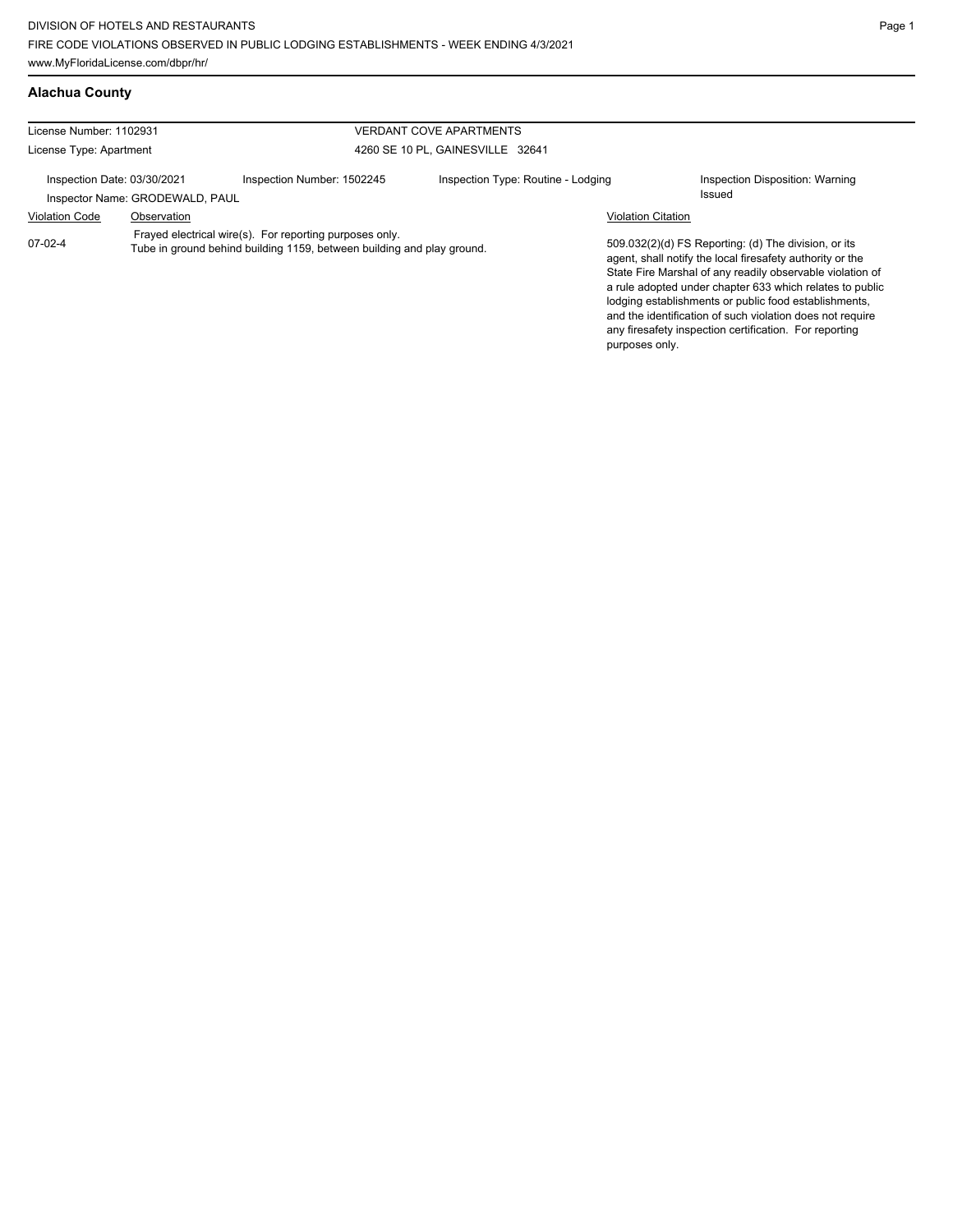DIVISION OF HOTELS AND RESTAURANTS
FIRE CODE VIOLATIONS OBSERVED IN PUBLIC LODGING ESTABLISHMENTS - WEEK ENDING 4/3/2021
www.MyFloridaLicense.com/dbpr/hr/

## Alachua County

License Number: 1102931
License Type: Apartment

VERDANT COVE APARTMENTS
4260 SE 10 PL, GAINESVILLE 32641

Inspection Date: 03/30/2021
Inspector Name: GRODEWALD, PAUL
Inspection Number: 1502245
Inspection Type: Routine - Lodging
Inspection Disposition: Warning Issued

| Violation Code | Observation | Violation Citation |
|---|---|---|
| 07-02-4 | Frayed electrical wire(s). For reporting purposes only. Tube in ground behind building 1159, between building and play ground. | 509.032(2)(d) FS Reporting: (d) The division, or its agent, shall notify the local firesafety authority or the State Fire Marshal of any readily observable violation of a rule adopted under chapter 633 which relates to public lodging establishments or public food establishments, and the identification of such violation does not require any firesafety inspection certification. For reporting purposes only. |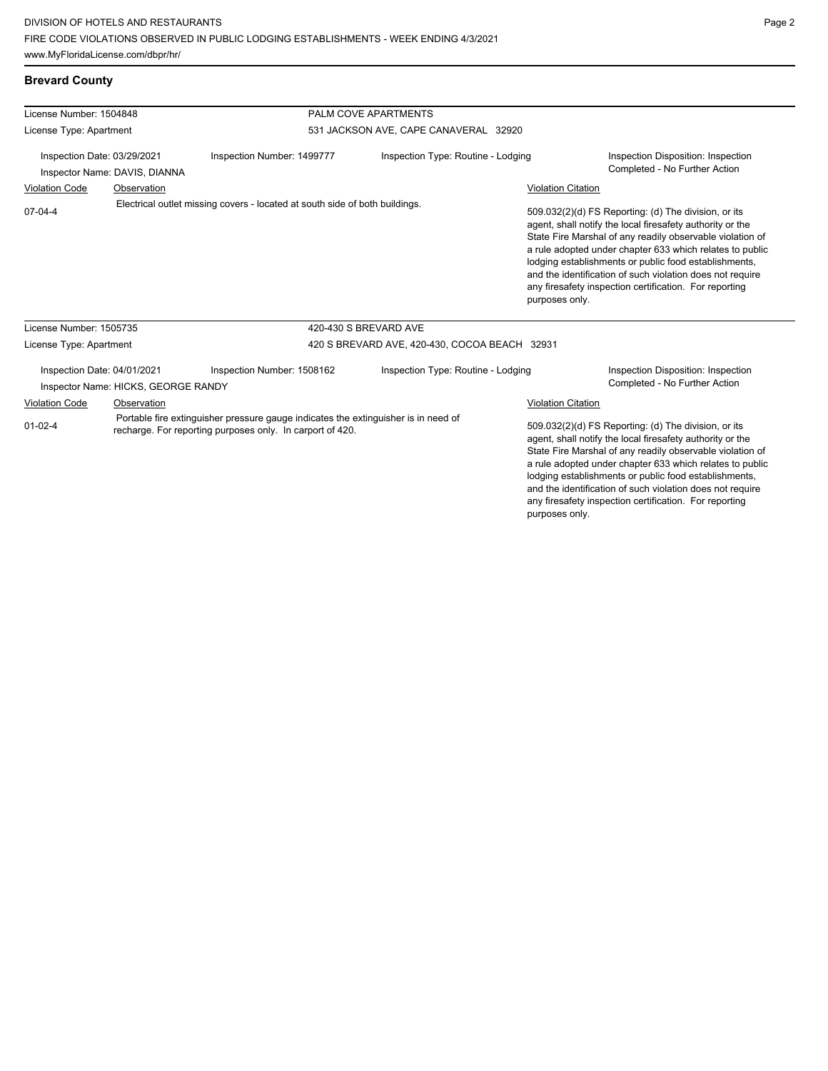## Brevard County

| License Number: 1504848 | | PALM COVE APARTMENTS | |
|---|---|---|---|
| License Type: Apartment | | 531 JACKSON AVE, CAPE CANAVERAL 32920 | |
| Inspection Date: 03/29/2021 | Inspection Number: 1499777 | Inspection Type: Routine - Lodging | Inspection Disposition: Inspection Completed - No Further Action |
| Inspector Name: DAVIS, DIANNA | | | |

| Violation Code | Observation | Violation Citation |
|---|---|---|
| 07-04-4 | Electrical outlet missing covers - located at south side of both buildings. | 509.032(2)(d) FS Reporting: (d) The division, or its agent, shall notify the local firesafety authority or the State Fire Marshal of any readily observable violation of a rule adopted under chapter 633 which relates to public lodging establishments or public food establishments, and the identification of such violation does not require any firesafety inspection certification. For reporting purposes only. |

| License Number: 1505735 | | 420-430 S BREVARD AVE | |
|---|---|---|---|
| License Type: Apartment | | 420 S BREVARD AVE, 420-430, COCOA BEACH 32931 | |
| Inspection Date: 04/01/2021 | Inspection Number: 1508162 | Inspection Type: Routine - Lodging | Inspection Disposition: Inspection Completed - No Further Action |
| Inspector Name: HICKS, GEORGE RANDY | | | |

| Violation Code | Observation | Violation Citation |
|---|---|---|
| 01-02-4 | Portable fire extinguisher pressure gauge indicates the extinguisher is in need of recharge. For reporting purposes only. In carport of 420. | 509.032(2)(d) FS Reporting: (d) The division, or its agent, shall notify the local firesafety authority or the State Fire Marshal of any readily observable violation of a rule adopted under chapter 633 which relates to public lodging establishments or public food establishments, and the identification of such violation does not require any firesafety inspection certification. For reporting purposes only. |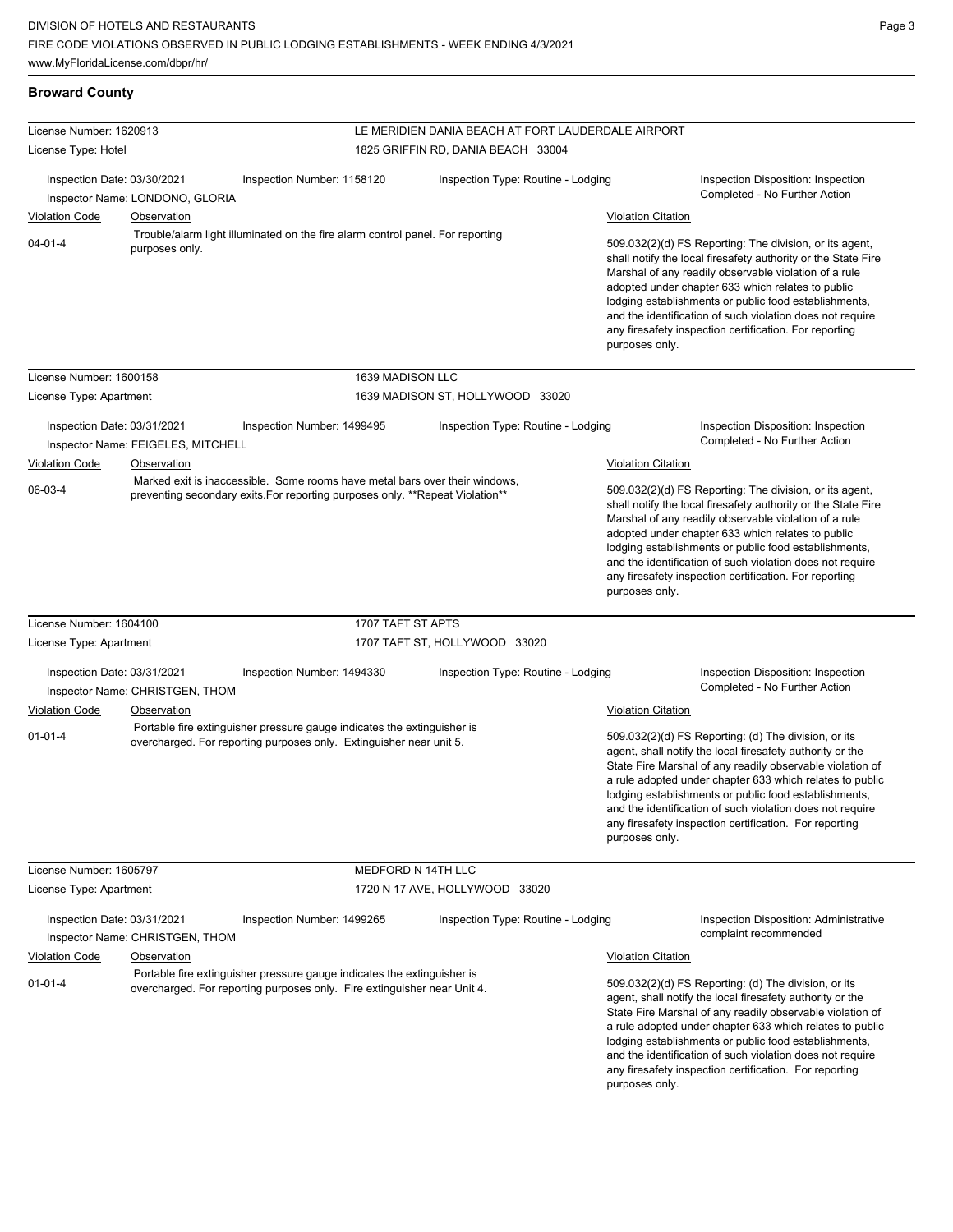## Broward County

**License Number:** 1620913 — **LE MERIDIEN DANIA BEACH AT FORT LAUDERDALE AIRPORT**
**License Type:** Hotel — 1825 GRIFFIN RD, DANIA BEACH 33004

Inspection Date: 03/30/2021 | Inspection Number: 1158120 | Inspection Type: Routine - Lodging | Inspection Disposition: Inspection Completed - No Further Action
Inspector Name: LONDONO, GLORIA

| Violation Code | Observation | Violation Citation |
|---|---|---|
| 04-01-4 | Trouble/alarm light illuminated on the fire alarm control panel. For reporting purposes only. | 509.032(2)(d) FS Reporting: The division, or its agent, shall notify the local firesafety authority or the State Fire Marshal of any readily observable violation of a rule adopted under chapter 633 which relates to public lodging establishments or public food establishments, and the identification of such violation does not require any firesafety inspection certification. For reporting purposes only. |

**License Number:** 1600158 — **1639 MADISON LLC**
**License Type:** Apartment — 1639 MADISON ST, HOLLYWOOD 33020

Inspection Date: 03/31/2021 | Inspection Number: 1499495 | Inspection Type: Routine - Lodging | Inspection Disposition: Inspection Completed - No Further Action
Inspector Name: FEIGELES, MITCHELL

| Violation Code | Observation | Violation Citation |
|---|---|---|
| 06-03-4 | Marked exit is inaccessible. Some rooms have metal bars over their windows, preventing secondary exits.For reporting purposes only. **Repeat Violation** | 509.032(2)(d) FS Reporting: The division, or its agent, shall notify the local firesafety authority or the State Fire Marshal of any readily observable violation of a rule adopted under chapter 633 which relates to public lodging establishments or public food establishments, and the identification of such violation does not require any firesafety inspection certification. For reporting purposes only. |

**License Number:** 1604100 — **1707 TAFT ST APTS**
**License Type:** Apartment — 1707 TAFT ST, HOLLYWOOD 33020

Inspection Date: 03/31/2021 | Inspection Number: 1494330 | Inspection Type: Routine - Lodging | Inspection Disposition: Inspection Completed - No Further Action
Inspector Name: CHRISTGEN, THOM

| Violation Code | Observation | Violation Citation |
|---|---|---|
| 01-01-4 | Portable fire extinguisher pressure gauge indicates the extinguisher is overcharged. For reporting purposes only. Extinguisher near unit 5. | 509.032(2)(d) FS Reporting: (d) The division, or its agent, shall notify the local firesafety authority or the State Fire Marshal of any readily observable violation of a rule adopted under chapter 633 which relates to public lodging establishments or public food establishments, and the identification of such violation does not require any firesafety inspection certification. For reporting purposes only. |

**License Number:** 1605797 — **MEDFORD N 14TH LLC**
**License Type:** Apartment — 1720 N 17 AVE, HOLLYWOOD 33020

Inspection Date: 03/31/2021 | Inspection Number: 1499265 | Inspection Type: Routine - Lodging | Inspection Disposition: Administrative complaint recommended
Inspector Name: CHRISTGEN, THOM

| Violation Code | Observation | Violation Citation |
|---|---|---|
| 01-01-4 | Portable fire extinguisher pressure gauge indicates the extinguisher is overcharged. For reporting purposes only. Fire extinguisher near Unit 4. | 509.032(2)(d) FS Reporting: (d) The division, or its agent, shall notify the local firesafety authority or the State Fire Marshal of any readily observable violation of a rule adopted under chapter 633 which relates to public lodging establishments or public food establishments, and the identification of such violation does not require any firesafety inspection certification. For reporting purposes only. |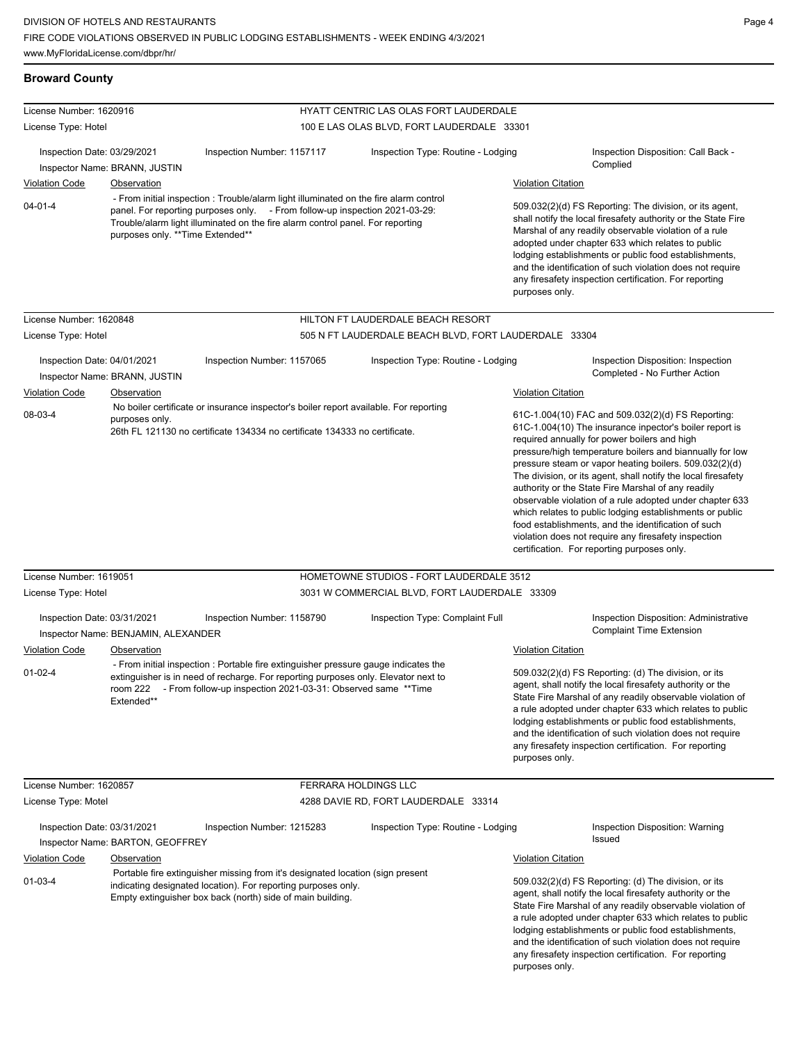## Broward County

---

**License Number:** 1620916 — **HYATT CENTRIC LAS OLAS FORT LAUDERDALE**
**License Type:** Hotel — 100 E LAS OLAS BLVD, FORT LAUDERDALE 33301

**Inspection Date:** 03/29/2021 | **Inspection Number:** 1157117 | **Inspection Type:** Routine - Lodging | **Inspection Disposition:** Call Back - Complied
**Inspector Name:** BRANN, JUSTIN

| Violation Code | Observation | Violation Citation |
|---|---|---|
| 04-01-4 | - From initial inspection : Trouble/alarm light illuminated on the fire alarm control panel. For reporting purposes only. - From follow-up inspection 2021-03-29: Trouble/alarm light illuminated on the fire alarm control panel. For reporting purposes only. **Time Extended** | 509.032(2)(d) FS Reporting: The division, or its agent, shall notify the local firesafety authority or the State Fire Marshal of any readily observable violation of a rule adopted under chapter 633 which relates to public lodging establishments or public food establishments, and the identification of such violation does not require any firesafety inspection certification. For reporting purposes only. |

---

**License Number:** 1620848 — **HILTON FT LAUDERDALE BEACH RESORT**
**License Type:** Hotel — 505 N FT LAUDERDALE BEACH BLVD, FORT LAUDERDALE 33304

**Inspection Date:** 04/01/2021 | **Inspection Number:** 1157065 | **Inspection Type:** Routine - Lodging | **Inspection Disposition:** Inspection Completed - No Further Action
**Inspector Name:** BRANN, JUSTIN

| Violation Code | Observation | Violation Citation |
|---|---|---|
| 08-03-4 | No boiler certificate or insurance inspector's boiler report available. For reporting purposes only. 26th FL 121130 no certificate 134334 no certificate 134333 no certificate. | 61C-1.004(10) FAC and 509.032(2)(d) FS Reporting: 61C-1.004(10) The insurance inpector's boiler report is required annually for power boilers and high pressure/high temperature boilers and biannually for low pressure steam or vapor heating boilers. 509.032(2)(d) The division, or its agent, shall notify the local firesafety authority or the State Fire Marshal of any readily observable violation of a rule adopted under chapter 633 which relates to public lodging establishments or public food establishments, and the identification of such violation does not require any firesafety inspection certification. For reporting purposes only. |

---

**License Number:** 1619051 — **HOMETOWNE STUDIOS - FORT LAUDERDALE 3512**
**License Type:** Hotel — 3031 W COMMERCIAL BLVD, FORT LAUDERDALE 33309

**Inspection Date:** 03/31/2021 | **Inspection Number:** 1158790 | **Inspection Type:** Complaint Full | **Inspection Disposition:** Administrative Complaint Time Extension
**Inspector Name:** BENJAMIN, ALEXANDER

| Violation Code | Observation | Violation Citation |
|---|---|---|
| 01-02-4 | - From initial inspection : Portable fire extinguisher pressure gauge indicates the extinguisher is in need of recharge. For reporting purposes only. Elevator next to room 222 - From follow-up inspection 2021-03-31: Observed same **Time Extended** | 509.032(2)(d) FS Reporting: (d) The division, or its agent, shall notify the local firesafety authority or the State Fire Marshal of any readily observable violation of a rule adopted under chapter 633 which relates to public lodging establishments or public food establishments, and the identification of such violation does not require any firesafety inspection certification. For reporting purposes only. |

---

**License Number:** 1620857 — **FERRARA HOLDINGS LLC**
**License Type:** Motel — 4288 DAVIE RD, FORT LAUDERDALE 33314

**Inspection Date:** 03/31/2021 | **Inspection Number:** 1215283 | **Inspection Type:** Routine - Lodging | **Inspection Disposition:** Warning Issued
**Inspector Name:** BARTON, GEOFFREY

| Violation Code | Observation | Violation Citation |
|---|---|---|
| 01-03-4 | Portable fire extinguisher missing from it's designated location (sign present indicating designated location). For reporting purposes only. Empty extinguisher box back (north) side of main building. | 509.032(2)(d) FS Reporting: (d) The division, or its agent, shall notify the local firesafety authority or the State Fire Marshal of any readily observable violation of a rule adopted under chapter 633 which relates to public lodging establishments or public food establishments, and the identification of such violation does not require any firesafety inspection certification. For reporting purposes only. |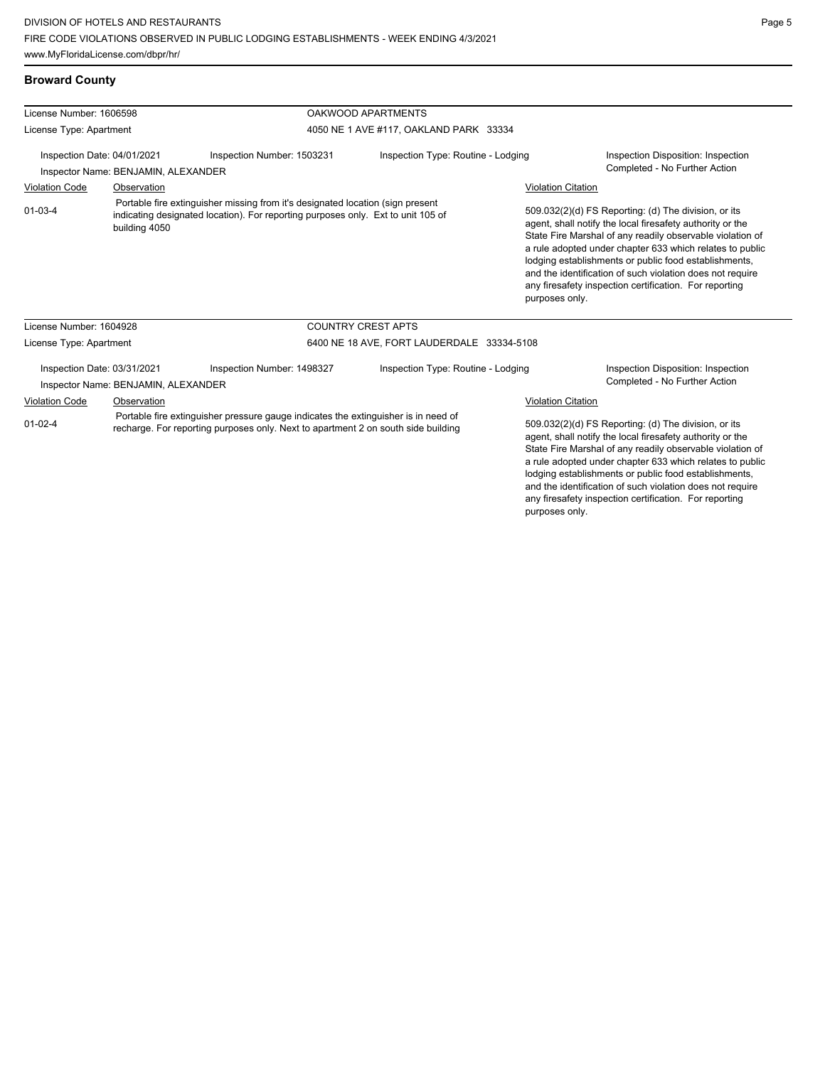DIVISION OF HOTELS AND RESTAURANTS
FIRE CODE VIOLATIONS OBSERVED IN PUBLIC LODGING ESTABLISHMENTS - WEEK ENDING 4/3/2021
www.MyFloridaLicense.com/dbpr/hr/

## Broward County

**License Number:** 1606598 — **OAKWOOD APARTMENTS**
**License Type:** Apartment — 4050 NE 1 AVE #117, OAKLAND PARK 33334

**Inspection Date:** 04/01/2021 | **Inspection Number:** 1503231 | **Inspection Type:** Routine - Lodging | **Inspection Disposition:** Inspection Completed - No Further Action
**Inspector Name:** BENJAMIN, ALEXANDER

| Violation Code | Observation | Violation Citation |
| --- | --- | --- |
| 01-03-4 | Portable fire extinguisher missing from it's designated location (sign present indicating designated location). For reporting purposes only. Ext to unit 105 of building 4050 | 509.032(2)(d) FS Reporting: (d) The division, or its agent, shall notify the local firesafety authority or the State Fire Marshal of any readily observable violation of a rule adopted under chapter 633 which relates to public lodging establishments or public food establishments, and the identification of such violation does not require any firesafety inspection certification. For reporting purposes only. |

**License Number:** 1604928 — **COUNTRY CREST APTS**
**License Type:** Apartment — 6400 NE 18 AVE, FORT LAUDERDALE 33334-5108

**Inspection Date:** 03/31/2021 | **Inspection Number:** 1498327 | **Inspection Type:** Routine - Lodging | **Inspection Disposition:** Inspection Completed - No Further Action
**Inspector Name:** BENJAMIN, ALEXANDER

| Violation Code | Observation | Violation Citation |
| --- | --- | --- |
| 01-02-4 | Portable fire extinguisher pressure gauge indicates the extinguisher is in need of recharge. For reporting purposes only. Next to apartment 2 on south side building | 509.032(2)(d) FS Reporting: (d) The division, or its agent, shall notify the local firesafety authority or the State Fire Marshal of any readily observable violation of a rule adopted under chapter 633 which relates to public lodging establishments or public food establishments, and the identification of such violation does not require any firesafety inspection certification. For reporting purposes only. |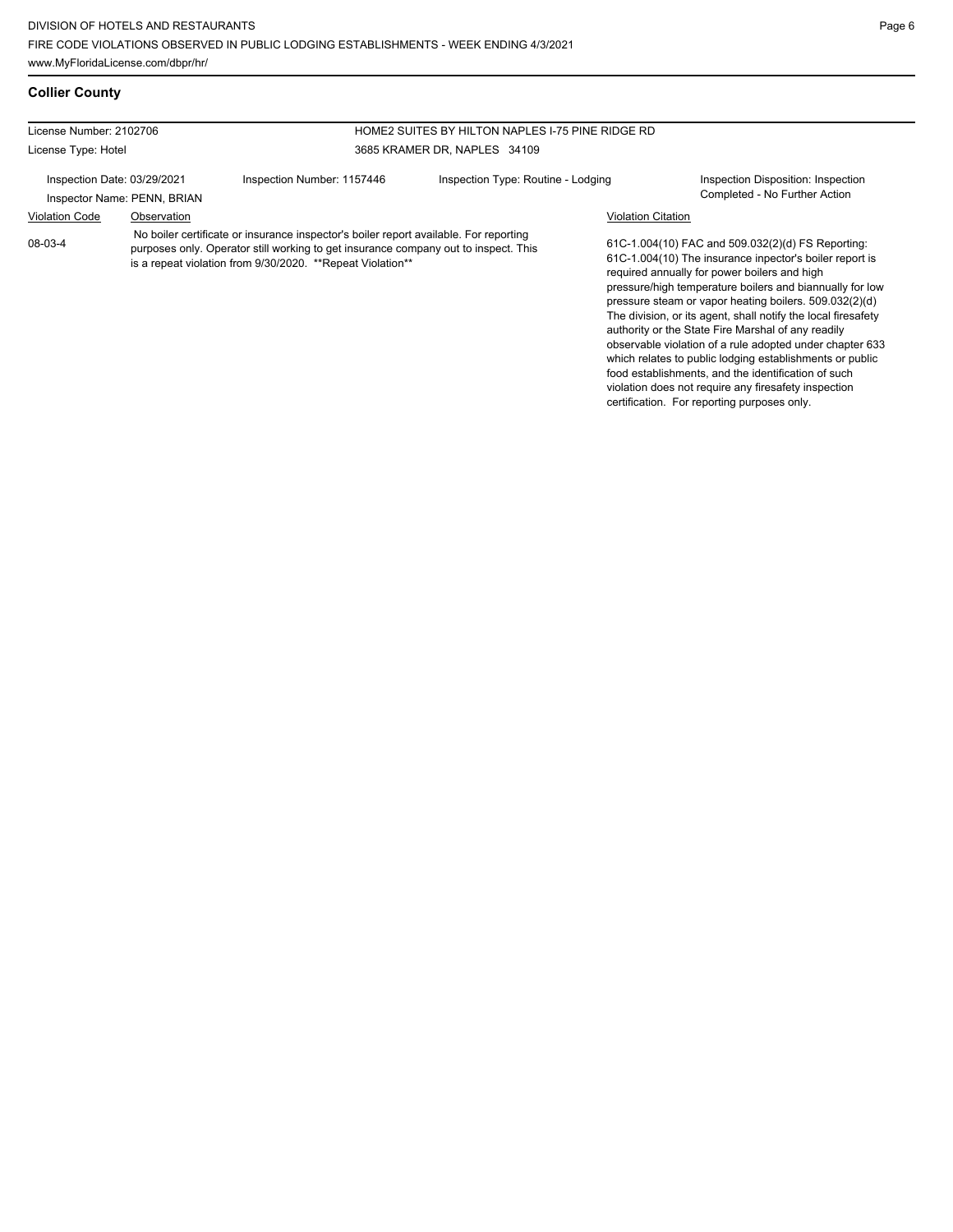## Collier County

| License Number: 2102706 | | HOME2 SUITES BY HILTON NAPLES I-75 PINE RIDGE RD | |
|---|---|---|---|
| License Type: Hotel | | 3685 KRAMER DR, NAPLES 34109 | |
| Inspection Date: 03/29/2021 | Inspection Number: 1157446 | Inspection Type: Routine - Lodging | Inspection Disposition: Inspection Completed - No Further Action |
| Inspector Name: PENN, BRIAN | | | |

| Violation Code | Observation | Violation Citation |
|---|---|---|
| 08-03-4 | No boiler certificate or insurance inspector's boiler report available. For reporting purposes only. Operator still working to get insurance company out to inspect. This is a repeat violation from 9/30/2020. **Repeat Violation** | 61C-1.004(10) FAC and 509.032(2)(d) FS Reporting: 61C-1.004(10) The insurance inpector's boiler report is required annually for power boilers and high pressure/high temperature boilers and biannually for low pressure steam or vapor heating boilers. 509.032(2)(d) The division, or its agent, shall notify the local firesafety authority or the State Fire Marshal of any readily observable violation of a rule adopted under chapter 633 which relates to public lodging establishments or public food establishments, and the identification of such violation does not require any firesafety inspection certification. For reporting purposes only. |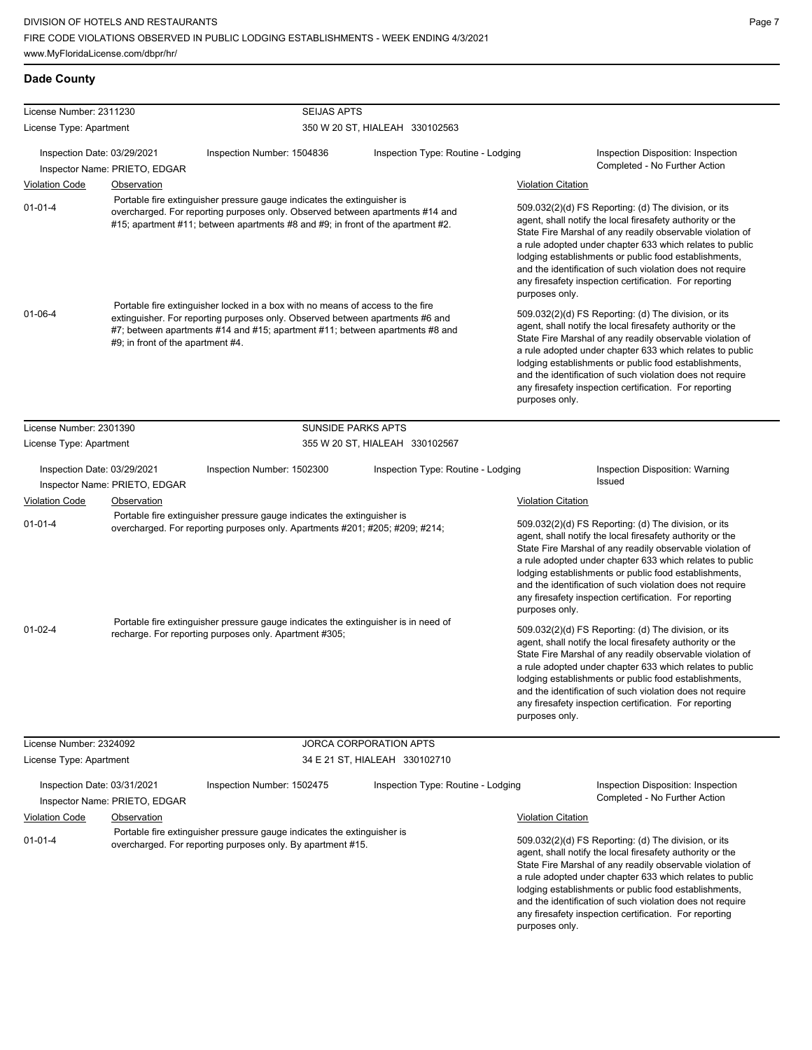## Dade County

**License Number:** 2311230 — **SEIJAS APTS**
**License Type:** Apartment — 350 W 20 ST, HIALEAH 330102563

Inspection Date: 03/29/2021 | Inspection Number: 1504836 | Inspection Type: Routine - Lodging | Inspection Disposition: Inspection Completed - No Further Action
Inspector Name: PRIETO, EDGAR

| Violation Code | Observation | Violation Citation |
|---|---|---|
| 01-01-4 | Portable fire extinguisher pressure gauge indicates the extinguisher is overcharged. For reporting purposes only. Observed between apartments #14 and #15; apartment #11; between apartments #8 and #9; in front of the apartment #2. | 509.032(2)(d) FS Reporting: (d) The division, or its agent, shall notify the local firesafety authority or the State Fire Marshal of any readily observable violation of a rule adopted under chapter 633 which relates to public lodging establishments or public food establishments, and the identification of such violation does not require any firesafety inspection certification. For reporting purposes only. |
| 01-06-4 | Portable fire extinguisher locked in a box with no means of access to the fire extinguisher. For reporting purposes only. Observed between apartments #6 and #7; between apartments #14 and #15; apartment #11; between apartments #8 and #9; in front of the apartment #4. | 509.032(2)(d) FS Reporting: (d) The division, or its agent, shall notify the local firesafety authority or the State Fire Marshal of any readily observable violation of a rule adopted under chapter 633 which relates to public lodging establishments or public food establishments, and the identification of such violation does not require any firesafety inspection certification. For reporting purposes only. |

**License Number:** 2301390 — **SUNSIDE PARKS APTS**
**License Type:** Apartment — 355 W 20 ST, HIALEAH 330102567

Inspection Date: 03/29/2021 | Inspection Number: 1502300 | Inspection Type: Routine - Lodging | Inspection Disposition: Warning Issued
Inspector Name: PRIETO, EDGAR

| Violation Code | Observation | Violation Citation |
|---|---|---|
| 01-01-4 | Portable fire extinguisher pressure gauge indicates the extinguisher is overcharged. For reporting purposes only. Apartments #201; #205; #209; #214; | 509.032(2)(d) FS Reporting: (d) The division, or its agent, shall notify the local firesafety authority or the State Fire Marshal of any readily observable violation of a rule adopted under chapter 633 which relates to public lodging establishments or public food establishments, and the identification of such violation does not require any firesafety inspection certification. For reporting purposes only. |
| 01-02-4 | Portable fire extinguisher pressure gauge indicates the extinguisher is in need of recharge. For reporting purposes only. Apartment #305; | 509.032(2)(d) FS Reporting: (d) The division, or its agent, shall notify the local firesafety authority or the State Fire Marshal of any readily observable violation of a rule adopted under chapter 633 which relates to public lodging establishments or public food establishments, and the identification of such violation does not require any firesafety inspection certification. For reporting purposes only. |

**License Number:** 2324092 — **JORCA CORPORATION APTS**
**License Type:** Apartment — 34 E 21 ST, HIALEAH 330102710

Inspection Date: 03/31/2021 | Inspection Number: 1502475 | Inspection Type: Routine - Lodging | Inspection Disposition: Inspection Completed - No Further Action
Inspector Name: PRIETO, EDGAR

| Violation Code | Observation | Violation Citation |
|---|---|---|
| 01-01-4 | Portable fire extinguisher pressure gauge indicates the extinguisher is overcharged. For reporting purposes only. By apartment #15. | 509.032(2)(d) FS Reporting: (d) The division, or its agent, shall notify the local firesafety authority or the State Fire Marshal of any readily observable violation of a rule adopted under chapter 633 which relates to public lodging establishments or public food establishments, and the identification of such violation does not require any firesafety inspection certification. For reporting purposes only. |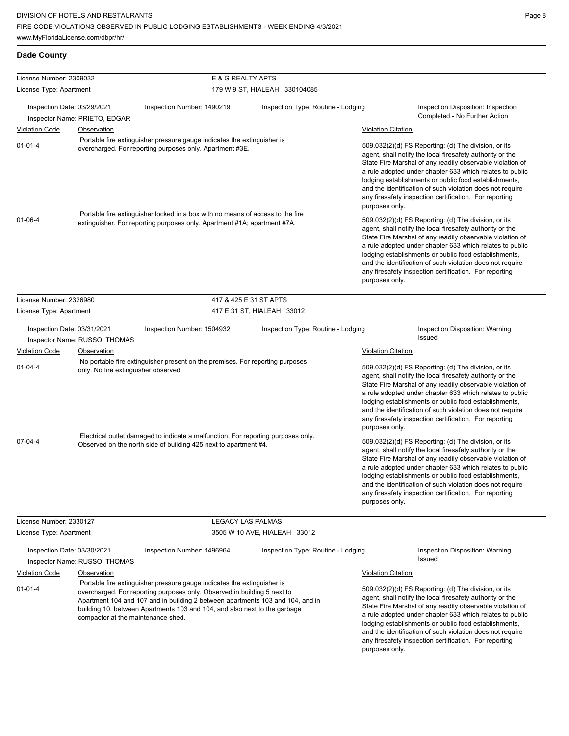## Dade County

**License Number:** 2309032 | **E & G REALTY APTS**
**License Type:** Apartment | 179 W 9 ST, HIALEAH 330104085

**Inspection Date:** 03/29/2021 | **Inspection Number:** 1490219 | **Inspection Type:** Routine - Lodging | **Inspection Disposition:** Inspection Completed - No Further Action
**Inspector Name:** PRIETO, EDGAR

| Violation Code | Observation | Violation Citation |
|---|---|---|
| 01-01-4 | Portable fire extinguisher pressure gauge indicates the extinguisher is overcharged. For reporting purposes only. Apartment #3E. | 509.032(2)(d) FS Reporting: (d) The division, or its agent, shall notify the local firesafety authority or the State Fire Marshal of any readily observable violation of a rule adopted under chapter 633 which relates to public lodging establishments or public food establishments, and the identification of such violation does not require any firesafety inspection certification. For reporting purposes only. |
| 01-06-4 | Portable fire extinguisher locked in a box with no means of access to the fire extinguisher. For reporting purposes only. Apartment #1A; apartment #7A. | 509.032(2)(d) FS Reporting: (d) The division, or its agent, shall notify the local firesafety authority or the State Fire Marshal of any readily observable violation of a rule adopted under chapter 633 which relates to public lodging establishments or public food establishments, and the identification of such violation does not require any firesafety inspection certification. For reporting purposes only. |

**License Number:** 2326980 | **417 & 425 E 31 ST APTS**
**License Type:** Apartment | 417 E 31 ST, HIALEAH 33012

**Inspection Date:** 03/31/2021 | **Inspection Number:** 1504932 | **Inspection Type:** Routine - Lodging | **Inspection Disposition:** Warning Issued
**Inspector Name:** RUSSO, THOMAS

| Violation Code | Observation | Violation Citation |
|---|---|---|
| 01-04-4 | No portable fire extinguisher present on the premises. For reporting purposes only. No fire extinguisher observed. | 509.032(2)(d) FS Reporting: (d) The division, or its agent, shall notify the local firesafety authority or the State Fire Marshal of any readily observable violation of a rule adopted under chapter 633 which relates to public lodging establishments or public food establishments, and the identification of such violation does not require any firesafety inspection certification. For reporting purposes only. |
| 07-04-4 | Electrical outlet damaged to indicate a malfunction. For reporting purposes only. Observed on the north side of building 425 next to apartment #4. | 509.032(2)(d) FS Reporting: (d) The division, or its agent, shall notify the local firesafety authority or the State Fire Marshal of any readily observable violation of a rule adopted under chapter 633 which relates to public lodging establishments or public food establishments, and the identification of such violation does not require any firesafety inspection certification. For reporting purposes only. |

**License Number:** 2330127 | **LEGACY LAS PALMAS**
**License Type:** Apartment | 3505 W 10 AVE, HIALEAH 33012

**Inspection Date:** 03/30/2021 | **Inspection Number:** 1496964 | **Inspection Type:** Routine - Lodging | **Inspection Disposition:** Warning Issued
**Inspector Name:** RUSSO, THOMAS

| Violation Code | Observation | Violation Citation |
|---|---|---|
| 01-01-4 | Portable fire extinguisher pressure gauge indicates the extinguisher is overcharged. For reporting purposes only. Observed in building 5 next to Apartment 104 and 107 and in building 2 between apartments 103 and 104, and in building 10, between Apartments 103 and 104, and also next to the garbage compactor at the maintenance shed. | 509.032(2)(d) FS Reporting: (d) The division, or its agent, shall notify the local firesafety authority or the State Fire Marshal of any readily observable violation of a rule adopted under chapter 633 which relates to public lodging establishments or public food establishments, and the identification of such violation does not require any firesafety inspection certification. For reporting purposes only. |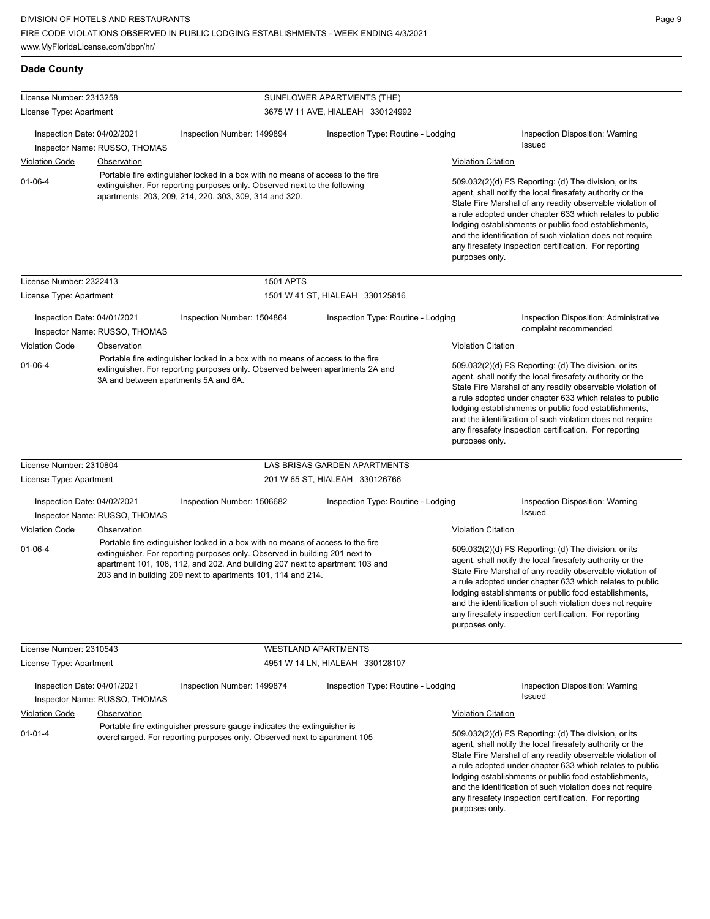## Dade County

**License Number:** 2313258 — **SUNFLOWER APARTMENTS (THE)**
**License Type:** Apartment — 3675 W 11 AVE, HIALEAH 330124992

Inspection Date: 04/02/2021 | Inspection Number: 1499894 | Inspection Type: Routine - Lodging | Inspection Disposition: Warning Issued
Inspector Name: RUSSO, THOMAS

| Violation Code | Observation | Violation Citation |
|---|---|---|
| 01-06-4 | Portable fire extinguisher locked in a box with no means of access to the fire extinguisher. For reporting purposes only. Observed next to the following apartments: 203, 209, 214, 220, 303, 309, 314 and 320. | 509.032(2)(d) FS Reporting: (d) The division, or its agent, shall notify the local firesafety authority or the State Fire Marshal of any readily observable violation of a rule adopted under chapter 633 which relates to public lodging establishments or public food establishments, and the identification of such violation does not require any firesafety inspection certification. For reporting purposes only. |

**License Number:** 2322413 — **1501 APTS**
**License Type:** Apartment — 1501 W 41 ST, HIALEAH 330125816

Inspection Date: 04/01/2021 | Inspection Number: 1504864 | Inspection Type: Routine - Lodging | Inspection Disposition: Administrative complaint recommended
Inspector Name: RUSSO, THOMAS

| Violation Code | Observation | Violation Citation |
|---|---|---|
| 01-06-4 | Portable fire extinguisher locked in a box with no means of access to the fire extinguisher. For reporting purposes only. Observed between apartments 2A and 3A and between apartments 5A and 6A. | 509.032(2)(d) FS Reporting: (d) The division, or its agent, shall notify the local firesafety authority or the State Fire Marshal of any readily observable violation of a rule adopted under chapter 633 which relates to public lodging establishments or public food establishments, and the identification of such violation does not require any firesafety inspection certification. For reporting purposes only. |

**License Number:** 2310804 — **LAS BRISAS GARDEN APARTMENTS**
**License Type:** Apartment — 201 W 65 ST, HIALEAH 330126766

Inspection Date: 04/02/2021 | Inspection Number: 1506682 | Inspection Type: Routine - Lodging | Inspection Disposition: Warning Issued
Inspector Name: RUSSO, THOMAS

| Violation Code | Observation | Violation Citation |
|---|---|---|
| 01-06-4 | Portable fire extinguisher locked in a box with no means of access to the fire extinguisher. For reporting purposes only. Observed in building 201 next to apartment 101, 108, 112, and 202. And building 207 next to apartment 103 and 203 and in building 209 next to apartments 101, 114 and 214. | 509.032(2)(d) FS Reporting: (d) The division, or its agent, shall notify the local firesafety authority or the State Fire Marshal of any readily observable violation of a rule adopted under chapter 633 which relates to public lodging establishments or public food establishments, and the identification of such violation does not require any firesafety inspection certification. For reporting purposes only. |

**License Number:** 2310543 — **WESTLAND APARTMENTS**
**License Type:** Apartment — 4951 W 14 LN, HIALEAH 330128107

Inspection Date: 04/01/2021 | Inspection Number: 1499874 | Inspection Type: Routine - Lodging | Inspection Disposition: Warning Issued
Inspector Name: RUSSO, THOMAS

| Violation Code | Observation | Violation Citation |
|---|---|---|
| 01-01-4 | Portable fire extinguisher pressure gauge indicates the extinguisher is overcharged. For reporting purposes only. Observed next to apartment 105 | 509.032(2)(d) FS Reporting: (d) The division, or its agent, shall notify the local firesafety authority or the State Fire Marshal of any readily observable violation of a rule adopted under chapter 633 which relates to public lodging establishments or public food establishments, and the identification of such violation does not require any firesafety inspection certification. For reporting purposes only. |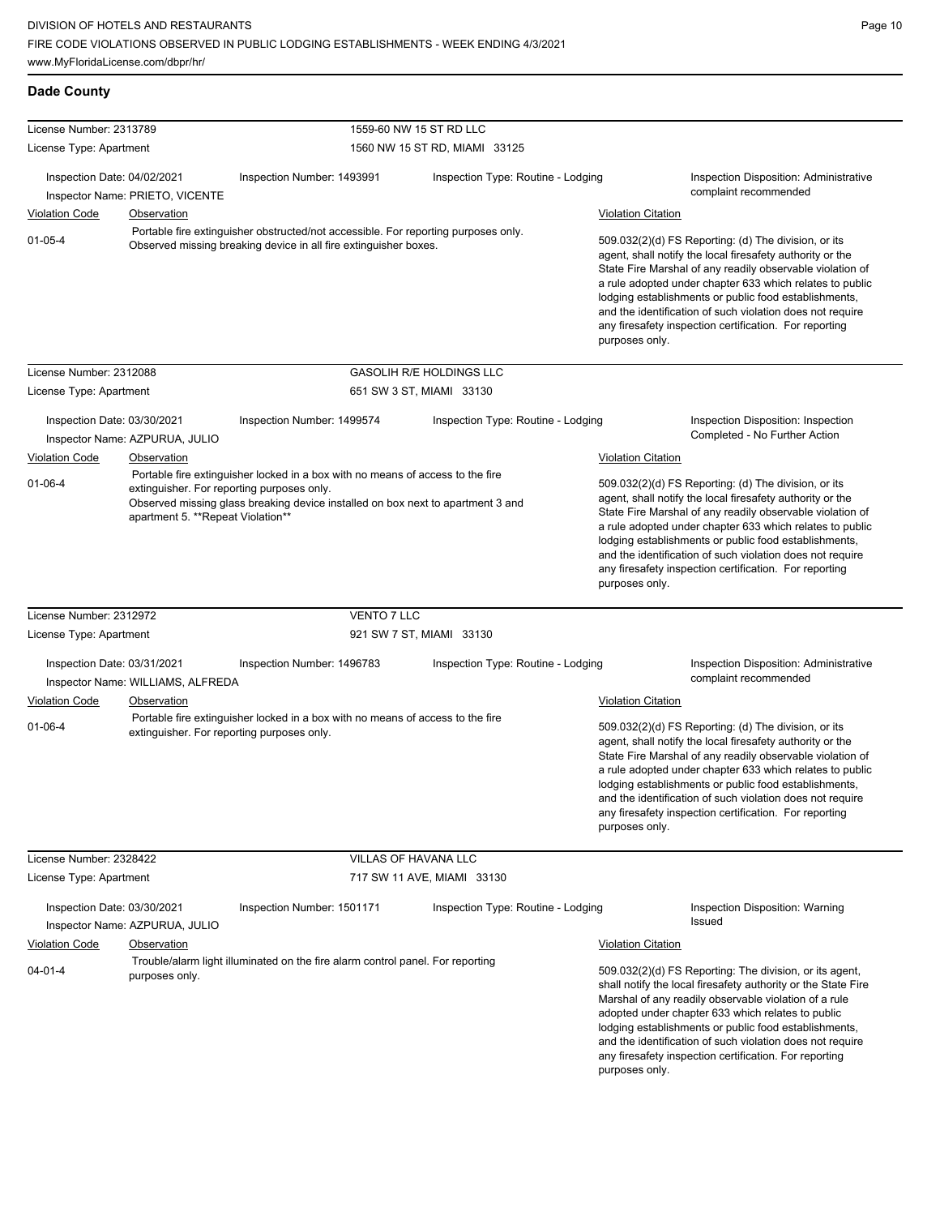## Dade County

**License Number:** 2313789 — 1559-60 NW 15 ST RD LLC
**License Type:** Apartment — 1560 NW 15 ST RD, MIAMI 33125

Inspection Date: 04/02/2021 | Inspection Number: 1493991 | Inspection Type: Routine - Lodging | Inspection Disposition: Administrative complaint recommended
Inspector Name: PRIETO, VICENTE

| Violation Code | Observation | Violation Citation |
| --- | --- | --- |
| 01-05-4 | Portable fire extinguisher obstructed/not accessible. For reporting purposes only. Observed missing breaking device in all fire extinguisher boxes. | 509.032(2)(d) FS Reporting: (d) The division, or its agent, shall notify the local firesafety authority or the State Fire Marshal of any readily observable violation of a rule adopted under chapter 633 which relates to public lodging establishments or public food establishments, and the identification of such violation does not require any firesafety inspection certification. For reporting purposes only. |

**License Number:** 2312088 — GASOLIH R/E HOLDINGS LLC
**License Type:** Apartment — 651 SW 3 ST, MIAMI 33130

Inspection Date: 03/30/2021 | Inspection Number: 1499574 | Inspection Type: Routine - Lodging | Inspection Disposition: Inspection Completed - No Further Action
Inspector Name: AZPURUA, JULIO

| Violation Code | Observation | Violation Citation |
| --- | --- | --- |
| 01-06-4 | Portable fire extinguisher locked in a box with no means of access to the fire extinguisher. For reporting purposes only. Observed missing glass breaking device installed on box next to apartment 3 and apartment 5. **Repeat Violation** | 509.032(2)(d) FS Reporting: (d) The division, or its agent, shall notify the local firesafety authority or the State Fire Marshal of any readily observable violation of a rule adopted under chapter 633 which relates to public lodging establishments or public food establishments, and the identification of such violation does not require any firesafety inspection certification. For reporting purposes only. |

**License Number:** 2312972 — VENTO 7 LLC
**License Type:** Apartment — 921 SW 7 ST, MIAMI 33130

Inspection Date: 03/31/2021 | Inspection Number: 1496783 | Inspection Type: Routine - Lodging | Inspection Disposition: Administrative complaint recommended
Inspector Name: WILLIAMS, ALFREDA

| Violation Code | Observation | Violation Citation |
| --- | --- | --- |
| 01-06-4 | Portable fire extinguisher locked in a box with no means of access to the fire extinguisher. For reporting purposes only. | 509.032(2)(d) FS Reporting: (d) The division, or its agent, shall notify the local firesafety authority or the State Fire Marshal of any readily observable violation of a rule adopted under chapter 633 which relates to public lodging establishments or public food establishments, and the identification of such violation does not require any firesafety inspection certification. For reporting purposes only. |

**License Number:** 2328422 — VILLAS OF HAVANA LLC
**License Type:** Apartment — 717 SW 11 AVE, MIAMI 33130

Inspection Date: 03/30/2021 | Inspection Number: 1501171 | Inspection Type: Routine - Lodging | Inspection Disposition: Warning Issued
Inspector Name: AZPURUA, JULIO

| Violation Code | Observation | Violation Citation |
| --- | --- | --- |
| 04-01-4 | Trouble/alarm light illuminated on the fire alarm control panel. For reporting purposes only. | 509.032(2)(d) FS Reporting: The division, or its agent, shall notify the local firesafety authority or the State Fire Marshal of any readily observable violation of a rule adopted under chapter 633 which relates to public lodging establishments or public food establishments, and the identification of such violation does not require any firesafety inspection certification. For reporting purposes only. |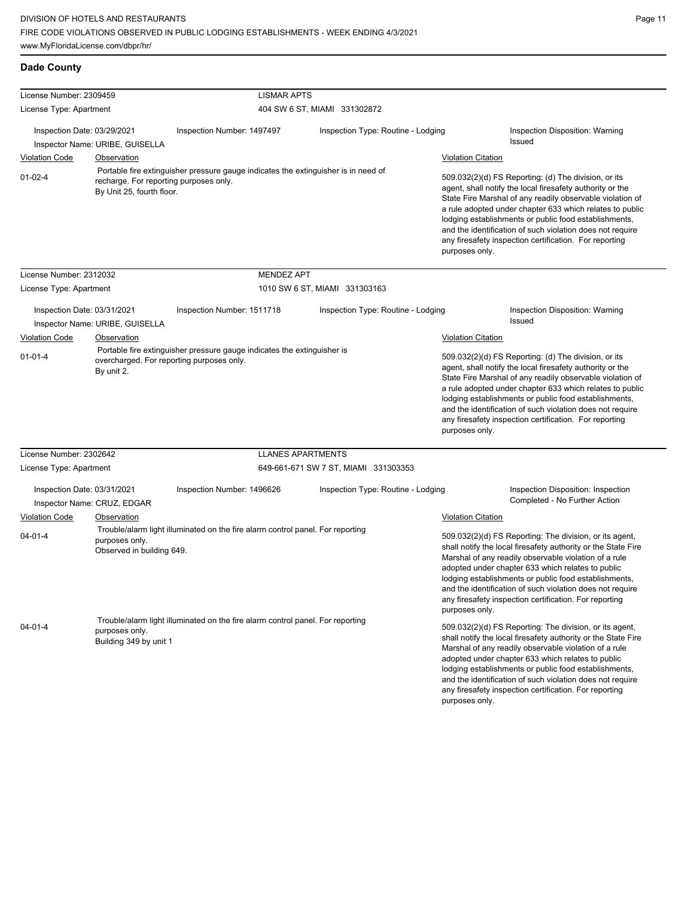## Dade County

**License Number:** 2309459 — **LISMAR APTS**
**License Type:** Apartment — 404 SW 6 ST, MIAMI 331302872

Inspection Date: 03/29/2021 | Inspection Number: 1497497 | Inspection Type: Routine - Lodging | Inspection Disposition: Warning Issued
Inspector Name: URIBE, GUISELLA

| Violation Code | Observation | Violation Citation |
|---|---|---|
| 01-02-4 | Portable fire extinguisher pressure gauge indicates the extinguisher is in need of recharge. For reporting purposes only. By Unit 25, fourth floor. | 509.032(2)(d) FS Reporting: (d) The division, or its agent, shall notify the local firesafety authority or the State Fire Marshal of any readily observable violation of a rule adopted under chapter 633 which relates to public lodging establishments or public food establishments, and the identification of such violation does not require any firesafety inspection certification. For reporting purposes only. |

**License Number:** 2312032 — **MENDEZ APT**
**License Type:** Apartment — 1010 SW 6 ST, MIAMI 331303163

Inspection Date: 03/31/2021 | Inspection Number: 1511718 | Inspection Type: Routine - Lodging | Inspection Disposition: Warning Issued
Inspector Name: URIBE, GUISELLA

| Violation Code | Observation | Violation Citation |
|---|---|---|
| 01-01-4 | Portable fire extinguisher pressure gauge indicates the extinguisher is overcharged. For reporting purposes only. By unit 2. | 509.032(2)(d) FS Reporting: (d) The division, or its agent, shall notify the local firesafety authority or the State Fire Marshal of any readily observable violation of a rule adopted under chapter 633 which relates to public lodging establishments or public food establishments, and the identification of such violation does not require any firesafety inspection certification. For reporting purposes only. |

**License Number:** 2302642 — **LLANES APARTMENTS**
**License Type:** Apartment — 649-661-671 SW 7 ST, MIAMI 331303353

Inspection Date: 03/31/2021 | Inspection Number: 1496626 | Inspection Type: Routine - Lodging | Inspection Disposition: Inspection Completed - No Further Action
Inspector Name: CRUZ, EDGAR

| Violation Code | Observation | Violation Citation |
|---|---|---|
| 04-01-4 | Trouble/alarm light illuminated on the fire alarm control panel. For reporting purposes only. Observed in building 649. | 509.032(2)(d) FS Reporting: The division, or its agent, shall notify the local firesafety authority or the State Fire Marshal of any readily observable violation of a rule adopted under chapter 633 which relates to public lodging establishments or public food establishments, and the identification of such violation does not require any firesafety inspection certification. For reporting purposes only. |
| 04-01-4 | Trouble/alarm light illuminated on the fire alarm control panel. For reporting purposes only. Building 349 by unit 1 | 509.032(2)(d) FS Reporting: The division, or its agent, shall notify the local firesafety authority or the State Fire Marshal of any readily observable violation of a rule adopted under chapter 633 which relates to public lodging establishments or public food establishments, and the identification of such violation does not require any firesafety inspection certification. For reporting purposes only. |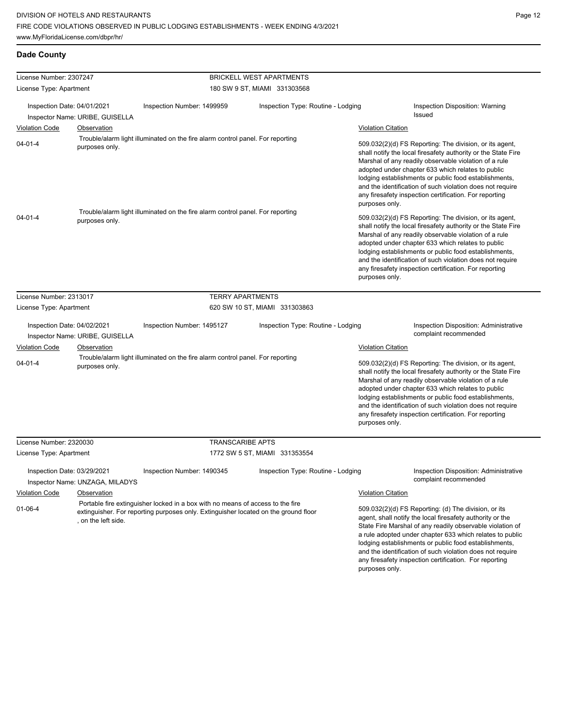## Dade County

**License Number:** 2307247 — **BRICKELL WEST APARTMENTS**
**License Type:** Apartment — 180 SW 9 ST, MIAMI 331303568

Inspection Date: 04/01/2021 | Inspection Number: 1499959 | Inspection Type: Routine - Lodging | Inspection Disposition: Warning Issued
Inspector Name: URIBE, GUISELLA

| Violation Code | Observation | Violation Citation |
|---|---|---|
| 04-01-4 | Trouble/alarm light illuminated on the fire alarm control panel. For reporting purposes only. | 509.032(2)(d) FS Reporting: The division, or its agent, shall notify the local firesafety authority or the State Fire Marshal of any readily observable violation of a rule adopted under chapter 633 which relates to public lodging establishments or public food establishments, and the identification of such violation does not require any firesafety inspection certification. For reporting purposes only. |
| 04-01-4 | Trouble/alarm light illuminated on the fire alarm control panel. For reporting purposes only. | 509.032(2)(d) FS Reporting: The division, or its agent, shall notify the local firesafety authority or the State Fire Marshal of any readily observable violation of a rule adopted under chapter 633 which relates to public lodging establishments or public food establishments, and the identification of such violation does not require any firesafety inspection certification. For reporting purposes only. |

**License Number:** 2313017 — **TERRY APARTMENTS**
**License Type:** Apartment — 620 SW 10 ST, MIAMI 331303863

Inspection Date: 04/02/2021 | Inspection Number: 1495127 | Inspection Type: Routine - Lodging | Inspection Disposition: Administrative complaint recommended
Inspector Name: URIBE, GUISELLA

| Violation Code | Observation | Violation Citation |
|---|---|---|
| 04-01-4 | Trouble/alarm light illuminated on the fire alarm control panel. For reporting purposes only. | 509.032(2)(d) FS Reporting: The division, or its agent, shall notify the local firesafety authority or the State Fire Marshal of any readily observable violation of a rule adopted under chapter 633 which relates to public lodging establishments or public food establishments, and the identification of such violation does not require any firesafety inspection certification. For reporting purposes only. |

**License Number:** 2320030 — **TRANSCARIBE APTS**
**License Type:** Apartment — 1772 SW 5 ST, MIAMI 331353554

Inspection Date: 03/29/2021 | Inspection Number: 1490345 | Inspection Type: Routine - Lodging | Inspection Disposition: Administrative complaint recommended
Inspector Name: UNZAGA, MILADYS

| Violation Code | Observation | Violation Citation |
|---|---|---|
| 01-06-4 | Portable fire extinguisher locked in a box with no means of access to the fire extinguisher. For reporting purposes only. Extinguisher located on the ground floor , on the left side. | 509.032(2)(d) FS Reporting: (d) The division, or its agent, shall notify the local firesafety authority or the State Fire Marshal of any readily observable violation of a rule adopted under chapter 633 which relates to public lodging establishments or public food establishments, and the identification of such violation does not require any firesafety inspection certification. For reporting purposes only. |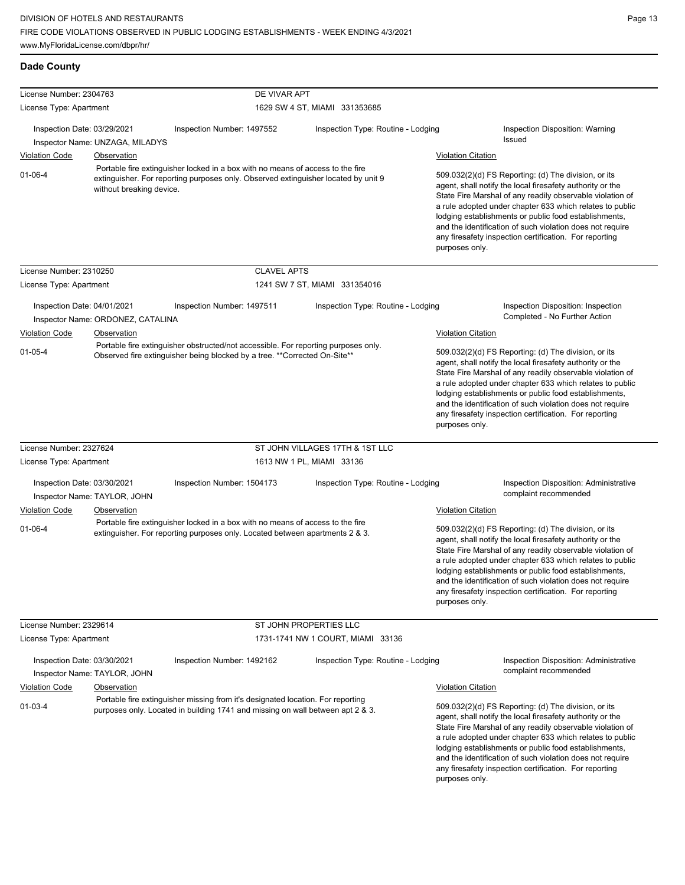## Dade County

**License Number:** 2304763 — **DE VIVAR APT**
**License Type:** Apartment — 1629 SW 4 ST, MIAMI 331353685

Inspection Date: 03/29/2021 | Inspection Number: 1497552 | Inspection Type: Routine - Lodging | Inspection Disposition: Warning Issued
Inspector Name: UNZAGA, MILADYS

| Violation Code | Observation | Violation Citation |
|---|---|---|
| 01-06-4 | Portable fire extinguisher locked in a box with no means of access to the fire extinguisher. For reporting purposes only. Observed extinguisher located by unit 9 without breaking device. | 509.032(2)(d) FS Reporting: (d) The division, or its agent, shall notify the local firesafety authority or the State Fire Marshal of any readily observable violation of a rule adopted under chapter 633 which relates to public lodging establishments or public food establishments, and the identification of such violation does not require any firesafety inspection certification. For reporting purposes only. |

**License Number:** 2310250 — **CLAVEL APTS**
**License Type:** Apartment — 1241 SW 7 ST, MIAMI 331354016

Inspection Date: 04/01/2021 | Inspection Number: 1497511 | Inspection Type: Routine - Lodging | Inspection Disposition: Inspection Completed - No Further Action
Inspector Name: ORDONEZ, CATALINA

| Violation Code | Observation | Violation Citation |
|---|---|---|
| 01-05-4 | Portable fire extinguisher obstructed/not accessible. For reporting purposes only. Observed fire extinguisher being blocked by a tree. **Corrected On-Site** | 509.032(2)(d) FS Reporting: (d) The division, or its agent, shall notify the local firesafety authority or the State Fire Marshal of any readily observable violation of a rule adopted under chapter 633 which relates to public lodging establishments or public food establishments, and the identification of such violation does not require any firesafety inspection certification. For reporting purposes only. |

**License Number:** 2327624 — **ST JOHN VILLAGES 17TH & 1ST LLC**
**License Type:** Apartment — 1613 NW 1 PL, MIAMI 33136

Inspection Date: 03/30/2021 | Inspection Number: 1504173 | Inspection Type: Routine - Lodging | Inspection Disposition: Administrative complaint recommended
Inspector Name: TAYLOR, JOHN

| Violation Code | Observation | Violation Citation |
|---|---|---|
| 01-06-4 | Portable fire extinguisher locked in a box with no means of access to the fire extinguisher. For reporting purposes only. Located between apartments 2 & 3. | 509.032(2)(d) FS Reporting: (d) The division, or its agent, shall notify the local firesafety authority or the State Fire Marshal of any readily observable violation of a rule adopted under chapter 633 which relates to public lodging establishments or public food establishments, and the identification of such violation does not require any firesafety inspection certification. For reporting purposes only. |

**License Number:** 2329614 — **ST JOHN PROPERTIES LLC**
**License Type:** Apartment — 1731-1741 NW 1 COURT, MIAMI 33136

Inspection Date: 03/30/2021 | Inspection Number: 1492162 | Inspection Type: Routine - Lodging | Inspection Disposition: Administrative complaint recommended
Inspector Name: TAYLOR, JOHN

| Violation Code | Observation | Violation Citation |
|---|---|---|
| 01-03-4 | Portable fire extinguisher missing from it's designated location. For reporting purposes only. Located in building 1741 and missing on wall between apt 2 & 3. | 509.032(2)(d) FS Reporting: (d) The division, or its agent, shall notify the local firesafety authority or the State Fire Marshal of any readily observable violation of a rule adopted under chapter 633 which relates to public lodging establishments or public food establishments, and the identification of such violation does not require any firesafety inspection certification. For reporting purposes only. |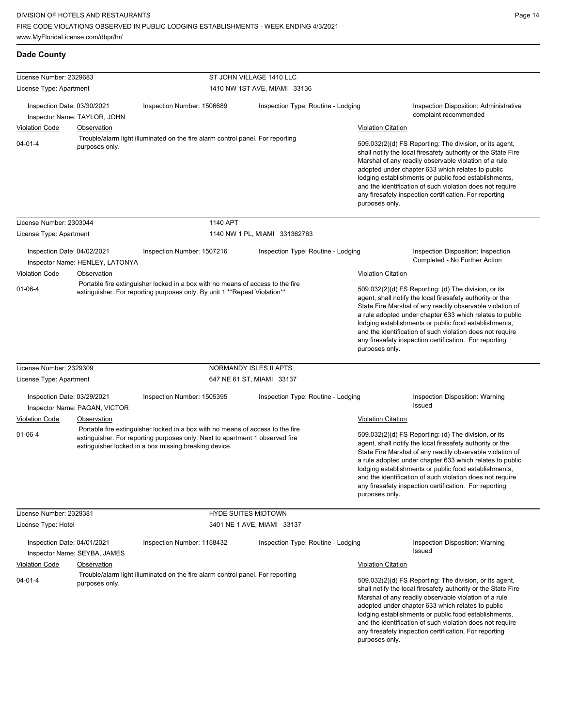## Dade County

| License Number: 2329683 | | ST JOHN VILLAGE 1410 LLC | |
|---|---|---|---|
| License Type: Apartment | | 1410 NW 1ST AVE, MIAMI 33136 | |
| Inspection Date: 03/30/2021 | Inspection Number: 1506689 | Inspection Type: Routine - Lodging | Inspection Disposition: Administrative complaint recommended |
| Inspector Name: TAYLOR, JOHN | | | |

| Violation Code | Observation | Violation Citation |
|---|---|---|
| 04-01-4 | Trouble/alarm light illuminated on the fire alarm control panel. For reporting purposes only. | 509.032(2)(d) FS Reporting: The division, or its agent, shall notify the local firesafety authority or the State Fire Marshal of any readily observable violation of a rule adopted under chapter 633 which relates to public lodging establishments or public food establishments, and the identification of such violation does not require any firesafety inspection certification. For reporting purposes only. |

| License Number: 2303044 | | 1140 APT | |
|---|---|---|---|
| License Type: Apartment | | 1140 NW 1 PL, MIAMI 331362763 | |
| Inspection Date: 04/02/2021 | Inspection Number: 1507216 | Inspection Type: Routine - Lodging | Inspection Disposition: Inspection Completed - No Further Action |
| Inspector Name: HENLEY, LATONYA | | | |

| Violation Code | Observation | Violation Citation |
|---|---|---|
| 01-06-4 | Portable fire extinguisher locked in a box with no means of access to the fire extinguisher. For reporting purposes only. By unit 1 **Repeat Violation** | 509.032(2)(d) FS Reporting: (d) The division, or its agent, shall notify the local firesafety authority or the State Fire Marshal of any readily observable violation of a rule adopted under chapter 633 which relates to public lodging establishments or public food establishments, and the identification of such violation does not require any firesafety inspection certification. For reporting purposes only. |

| License Number: 2329309 | | NORMANDY ISLES II APTS | |
|---|---|---|---|
| License Type: Apartment | | 647 NE 61 ST, MIAMI 33137 | |
| Inspection Date: 03/29/2021 | Inspection Number: 1505395 | Inspection Type: Routine - Lodging | Inspection Disposition: Warning Issued |
| Inspector Name: PAGAN, VICTOR | | | |

| Violation Code | Observation | Violation Citation |
|---|---|---|
| 01-06-4 | Portable fire extinguisher locked in a box with no means of access to the fire extinguisher. For reporting purposes only. Next to apartment 1 observed fire extinguisher locked in a box missing breaking device. | 509.032(2)(d) FS Reporting: (d) The division, or its agent, shall notify the local firesafety authority or the State Fire Marshal of any readily observable violation of a rule adopted under chapter 633 which relates to public lodging establishments or public food establishments, and the identification of such violation does not require any firesafety inspection certification. For reporting purposes only. |

| License Number: 2329381 | | HYDE SUITES MIDTOWN | |
|---|---|---|---|
| License Type: Hotel | | 3401 NE 1 AVE, MIAMI 33137 | |
| Inspection Date: 04/01/2021 | Inspection Number: 1158432 | Inspection Type: Routine - Lodging | Inspection Disposition: Warning Issued |
| Inspector Name: SEYBA, JAMES | | | |

| Violation Code | Observation | Violation Citation |
|---|---|---|
| 04-01-4 | Trouble/alarm light illuminated on the fire alarm control panel. For reporting purposes only. | 509.032(2)(d) FS Reporting: The division, or its agent, shall notify the local firesafety authority or the State Fire Marshal of any readily observable violation of a rule adopted under chapter 633 which relates to public lodging establishments or public food establishments, and the identification of such violation does not require any firesafety inspection certification. For reporting purposes only. |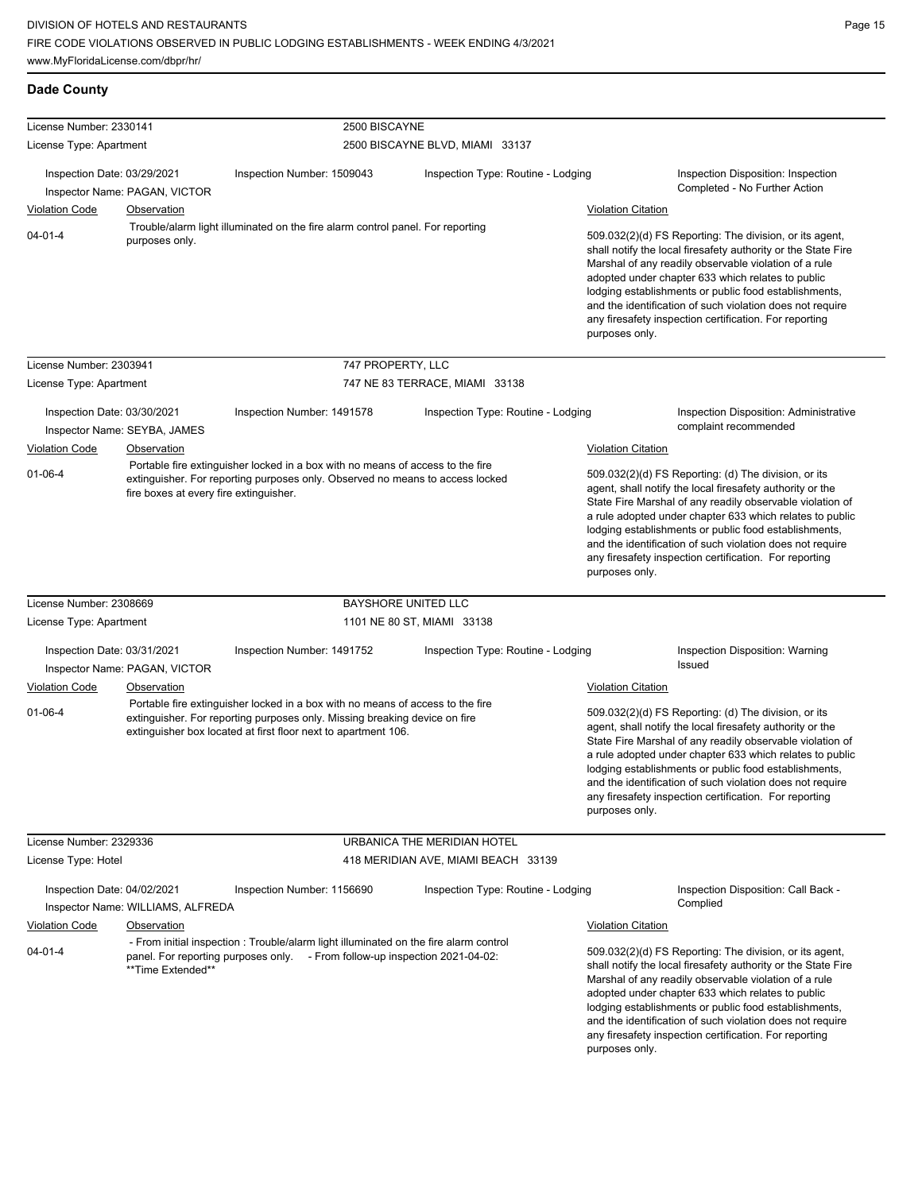## Dade County

**License Number:** 2330141 — **2500 BISCAYNE**
**License Type:** Apartment — 2500 BISCAYNE BLVD, MIAMI 33137

| Inspection Date: 03/29/2021 | Inspection Number: 1509043 | Inspection Type: Routine - Lodging | Inspection Disposition: Inspection Completed - No Further Action |
|---|---|---|---|

Inspector Name: PAGAN, VICTOR

| Violation Code | Observation | Violation Citation |
|---|---|---|
| 04-01-4 | Trouble/alarm light illuminated on the fire alarm control panel. For reporting purposes only. | 509.032(2)(d) FS Reporting: The division, or its agent, shall notify the local firesafety authority or the State Fire Marshal of any readily observable violation of a rule adopted under chapter 633 which relates to public lodging establishments or public food establishments, and the identification of such violation does not require any firesafety inspection certification. For reporting purposes only. |

---

**License Number:** 2303941 — **747 PROPERTY, LLC**
**License Type:** Apartment — 747 NE 83 TERRACE, MIAMI 33138

| Inspection Date: 03/30/2021 | Inspection Number: 1491578 | Inspection Type: Routine - Lodging | Inspection Disposition: Administrative complaint recommended |
|---|---|---|---|

Inspector Name: SEYBA, JAMES

| Violation Code | Observation | Violation Citation |
|---|---|---|
| 01-06-4 | Portable fire extinguisher locked in a box with no means of access to the fire extinguisher. For reporting purposes only. Observed no means to access locked fire boxes at every fire extinguisher. | 509.032(2)(d) FS Reporting: (d) The division, or its agent, shall notify the local firesafety authority or the State Fire Marshal of any readily observable violation of a rule adopted under chapter 633 which relates to public lodging establishments or public food establishments, and the identification of such violation does not require any firesafety inspection certification. For reporting purposes only. |

---

**License Number:** 2308669 — **BAYSHORE UNITED LLC**
**License Type:** Apartment — 1101 NE 80 ST, MIAMI 33138

| Inspection Date: 03/31/2021 | Inspection Number: 1491752 | Inspection Type: Routine - Lodging | Inspection Disposition: Warning Issued |
|---|---|---|---|

Inspector Name: PAGAN, VICTOR

| Violation Code | Observation | Violation Citation |
|---|---|---|
| 01-06-4 | Portable fire extinguisher locked in a box with no means of access to the fire extinguisher. For reporting purposes only. Missing breaking device on fire extinguisher box located at first floor next to apartment 106. | 509.032(2)(d) FS Reporting: (d) The division, or its agent, shall notify the local firesafety authority or the State Fire Marshal of any readily observable violation of a rule adopted under chapter 633 which relates to public lodging establishments or public food establishments, and the identification of such violation does not require any firesafety inspection certification. For reporting purposes only. |

---

**License Number:** 2329336 — **URBANICA THE MERIDIAN HOTEL**
**License Type:** Hotel — 418 MERIDIAN AVE, MIAMI BEACH 33139

| Inspection Date: 04/02/2021 | Inspection Number: 1156690 | Inspection Type: Routine - Lodging | Inspection Disposition: Call Back - Complied |
|---|---|---|---|

Inspector Name: WILLIAMS, ALFREDA

| Violation Code | Observation | Violation Citation |
|---|---|---|
| 04-01-4 | - From initial inspection : Trouble/alarm light illuminated on the fire alarm control panel. For reporting purposes only. - From follow-up inspection 2021-04-02: **Time Extended** | 509.032(2)(d) FS Reporting: The division, or its agent, shall notify the local firesafety authority or the State Fire Marshal of any readily observable violation of a rule adopted under chapter 633 which relates to public lodging establishments or public food establishments, and the identification of such violation does not require any firesafety inspection certification. For reporting purposes only. |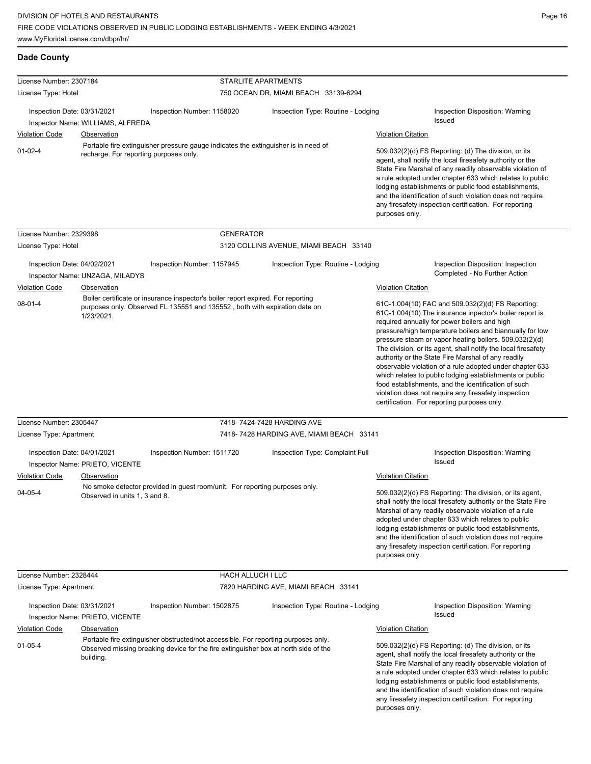## Dade County

**License Number:** 2307184 — STARLITE APARTMENTS
**License Type:** Hotel — 750 OCEAN DR, MIAMI BEACH 33139-6294

Inspection Date: 03/31/2021 | Inspection Number: 1158020 | Inspection Type: Routine - Lodging | Inspection Disposition: Warning Issued
Inspector Name: WILLIAMS, ALFREDA

| Violation Code | Observation | Violation Citation |
|---|---|---|
| 01-02-4 | Portable fire extinguisher pressure gauge indicates the extinguisher is in need of recharge. For reporting purposes only. | 509.032(2)(d) FS Reporting: (d) The division, or its agent, shall notify the local firesafety authority or the State Fire Marshal of any readily observable violation of a rule adopted under chapter 633 which relates to public lodging establishments or public food establishments, and the identification of such violation does not require any firesafety inspection certification. For reporting purposes only. |

**License Number:** 2329398 — GENERATOR
**License Type:** Hotel — 3120 COLLINS AVENUE, MIAMI BEACH 33140

Inspection Date: 04/02/2021 | Inspection Number: 1157945 | Inspection Type: Routine - Lodging | Inspection Disposition: Inspection Completed - No Further Action
Inspector Name: UNZAGA, MILADYS

| Violation Code | Observation | Violation Citation |
|---|---|---|
| 08-01-4 | Boiler certificate or insurance inspector's boiler report expired. For reporting purposes only. Observed FL 135551 and 135552 , both with expiration date on 1/23/2021. | 61C-1.004(10) FAC and 509.032(2)(d) FS Reporting: 61C-1.004(10) The insurance inpector's boiler report is required annually for power boilers and high pressure/high temperature boilers and biannually for low pressure steam or vapor heating boilers. 509.032(2)(d) The division, or its agent, shall notify the local firesafety authority or the State Fire Marshal of any readily observable violation of a rule adopted under chapter 633 which relates to public lodging establishments or public food establishments, and the identification of such violation does not require any firesafety inspection certification. For reporting purposes only. |

**License Number:** 2305447 — 7418- 7424-7428 HARDING AVE
**License Type:** Apartment — 7418- 7428 HARDING AVE, MIAMI BEACH 33141

Inspection Date: 04/01/2021 | Inspection Number: 1511720 | Inspection Type: Complaint Full | Inspection Disposition: Warning Issued
Inspector Name: PRIETO, VICENTE

| Violation Code | Observation | Violation Citation |
|---|---|---|
| 04-05-4 | No smoke detector provided in guest room/unit. For reporting purposes only. Observed in units 1, 3 and 8. | 509.032(2)(d) FS Reporting: The division, or its agent, shall notify the local firesafety authority or the State Fire Marshal of any readily observable violation of a rule adopted under chapter 633 which relates to public lodging establishments or public food establishments, and the identification of such violation does not require any firesafety inspection certification. For reporting purposes only. |

**License Number:** 2328444 — HACH ALLUCH I LLC
**License Type:** Apartment — 7820 HARDING AVE, MIAMI BEACH 33141

Inspection Date: 03/31/2021 | Inspection Number: 1502875 | Inspection Type: Routine - Lodging | Inspection Disposition: Warning Issued
Inspector Name: PRIETO, VICENTE

| Violation Code | Observation | Violation Citation |
|---|---|---|
| 01-05-4 | Portable fire extinguisher obstructed/not accessible. For reporting purposes only. Observed missing breaking device for the fire extinguisher box at north side of the building. | 509.032(2)(d) FS Reporting: (d) The division, or its agent, shall notify the local firesafety authority or the State Fire Marshal of any readily observable violation of a rule adopted under chapter 633 which relates to public lodging establishments or public food establishments, and the identification of such violation does not require any firesafety inspection certification. For reporting purposes only. |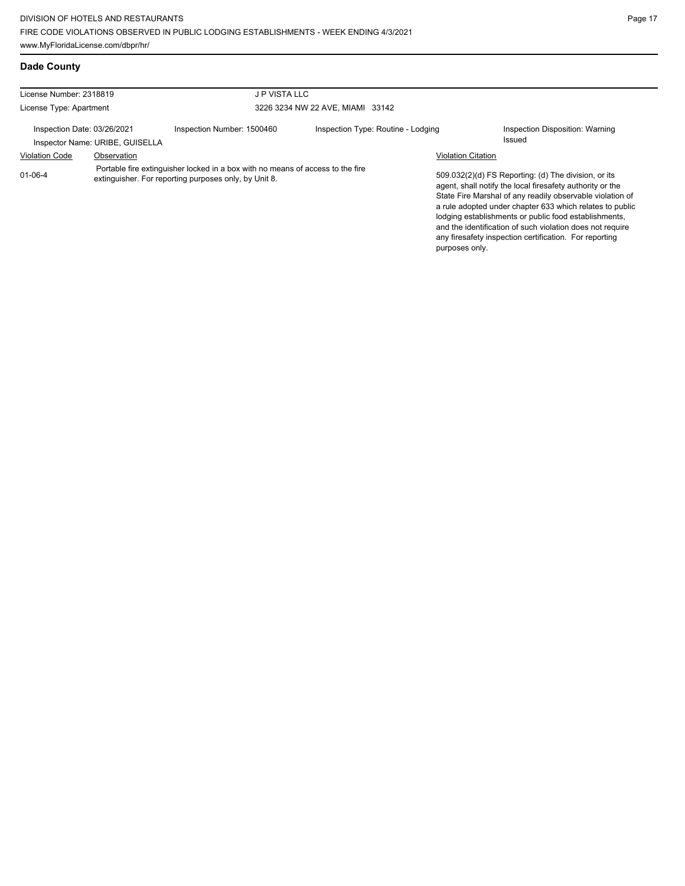## Dade County

License Number: 2318819

License Type: Apartment

J P VISTA LLC

3226 3234 NW 22 AVE, MIAMI 33142

Inspection Date: 03/26/2021

Inspection Number: 1500460

Inspection Type: Routine - Lodging

Inspection Disposition: Warning Issued

Inspector Name: URIBE, GUISELLA

| Violation Code | Observation | Violation Citation |
| --- | --- | --- |
| 01-06-4 | Portable fire extinguisher locked in a box with no means of access to the fire extinguisher. For reporting purposes only, by Unit 8. | 509.032(2)(d) FS Reporting: (d) The division, or its agent, shall notify the local firesafety authority or the State Fire Marshal of any readily observable violation of a rule adopted under chapter 633 which relates to public lodging establishments or public food establishments, and the identification of such violation does not require any firesafety inspection certification. For reporting purposes only. |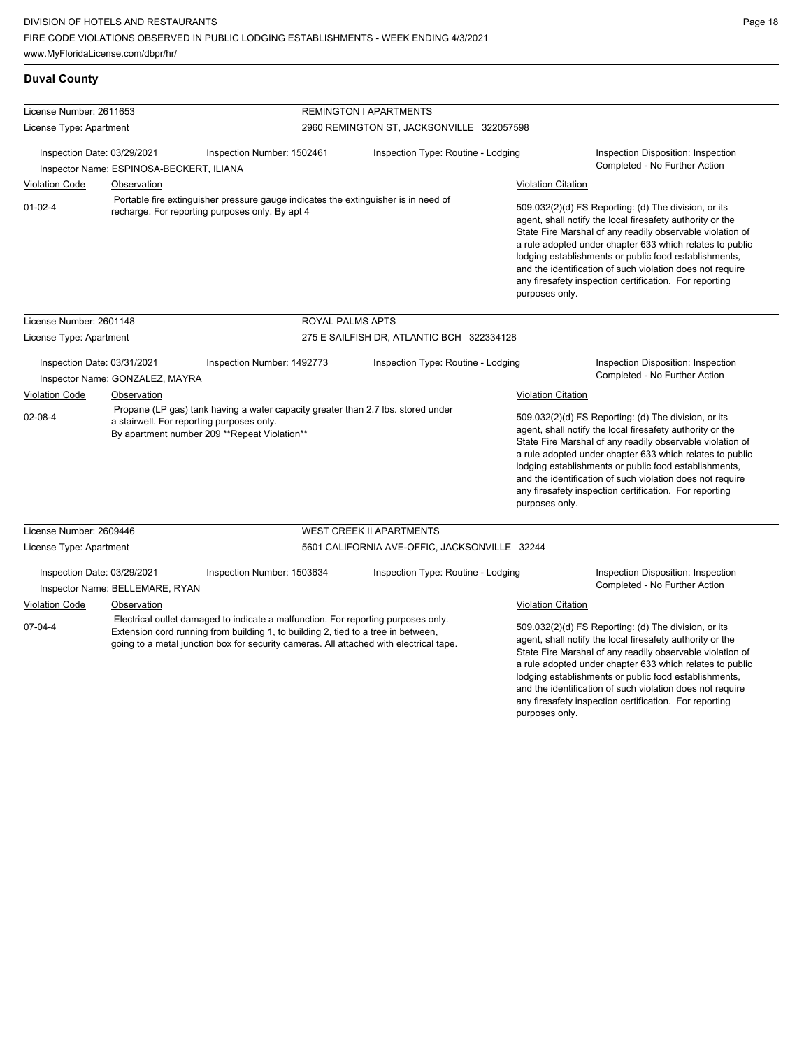## Duval County

**License Number:** 2611653 — **REMINGTON I APARTMENTS**
**License Type:** Apartment — 2960 REMINGTON ST, JACKSONVILLE 322057598

Inspection Date: 03/29/2021 | Inspection Number: 1502461 | Inspection Type: Routine - Lodging | Inspection Disposition: Inspection Completed - No Further Action

Inspector Name: ESPINOSA-BECKERT, ILIANA

| Violation Code | Observation | Violation Citation |
|---|---|---|
| 01-02-4 | Portable fire extinguisher pressure gauge indicates the extinguisher is in need of recharge. For reporting purposes only. By apt 4 | 509.032(2)(d) FS Reporting: (d) The division, or its agent, shall notify the local firesafety authority or the State Fire Marshal of any readily observable violation of a rule adopted under chapter 633 which relates to public lodging establishments or public food establishments, and the identification of such violation does not require any firesafety inspection certification. For reporting purposes only. |

**License Number:** 2601148 — **ROYAL PALMS APTS**
**License Type:** Apartment — 275 E SAILFISH DR, ATLANTIC BCH 322334128

Inspection Date: 03/31/2021 | Inspection Number: 1492773 | Inspection Type: Routine - Lodging | Inspection Disposition: Inspection Completed - No Further Action

Inspector Name: GONZALEZ, MAYRA

| Violation Code | Observation | Violation Citation |
|---|---|---|
| 02-08-4 | Propane (LP gas) tank having a water capacity greater than 2.7 lbs. stored under a stairwell. For reporting purposes only. By apartment number 209 **Repeat Violation** | 509.032(2)(d) FS Reporting: (d) The division, or its agent, shall notify the local firesafety authority or the State Fire Marshal of any readily observable violation of a rule adopted under chapter 633 which relates to public lodging establishments or public food establishments, and the identification of such violation does not require any firesafety inspection certification. For reporting purposes only. |

**License Number:** 2609446 — **WEST CREEK II APARTMENTS**
**License Type:** Apartment — 5601 CALIFORNIA AVE-OFFIC, JACKSONVILLE 32244

Inspection Date: 03/29/2021 | Inspection Number: 1503634 | Inspection Type: Routine - Lodging | Inspection Disposition: Inspection Completed - No Further Action

Inspector Name: BELLEMARE, RYAN

| Violation Code | Observation | Violation Citation |
|---|---|---|
| 07-04-4 | Electrical outlet damaged to indicate a malfunction. For reporting purposes only. Extension cord running from building 1, to building 2, tied to a tree in between, going to a metal junction box for security cameras. All attached with electrical tape. | 509.032(2)(d) FS Reporting: (d) The division, or its agent, shall notify the local firesafety authority or the State Fire Marshal of any readily observable violation of a rule adopted under chapter 633 which relates to public lodging establishments or public food establishments, and the identification of such violation does not require any firesafety inspection certification. For reporting purposes only. |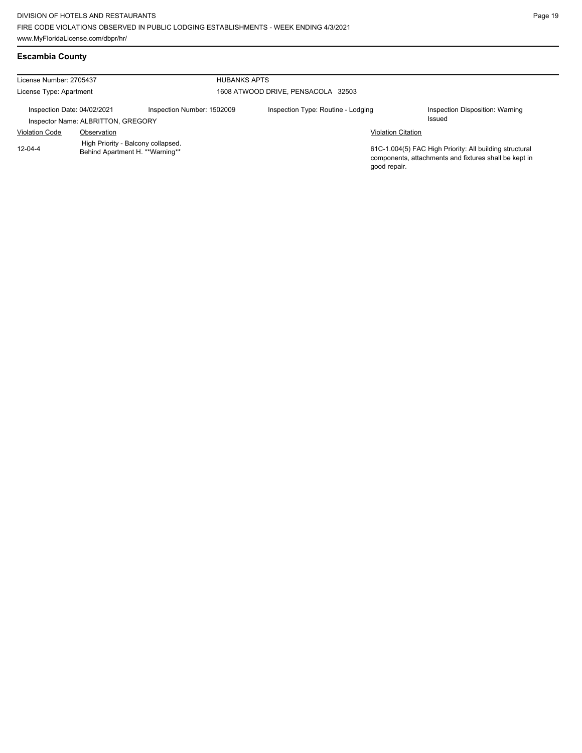## Escambia County

License Number: 2705437

License Type: Apartment

HUBANKS APTS

1608 ATWOOD DRIVE, PENSACOLA 32503

Inspection Date: 04/02/2021

Inspection Number: 1502009

Inspection Type: Routine - Lodging

Inspection Disposition: Warning Issued

Inspector Name: ALBRITTON, GREGORY

| Violation Code | Observation | Violation Citation |
|---|---|---|
| 12-04-4 | High Priority - Balcony collapsed. Behind Apartment H. **Warning** | 61C-1.004(5) FAC High Priority: All building structural components, attachments and fixtures shall be kept in good repair. |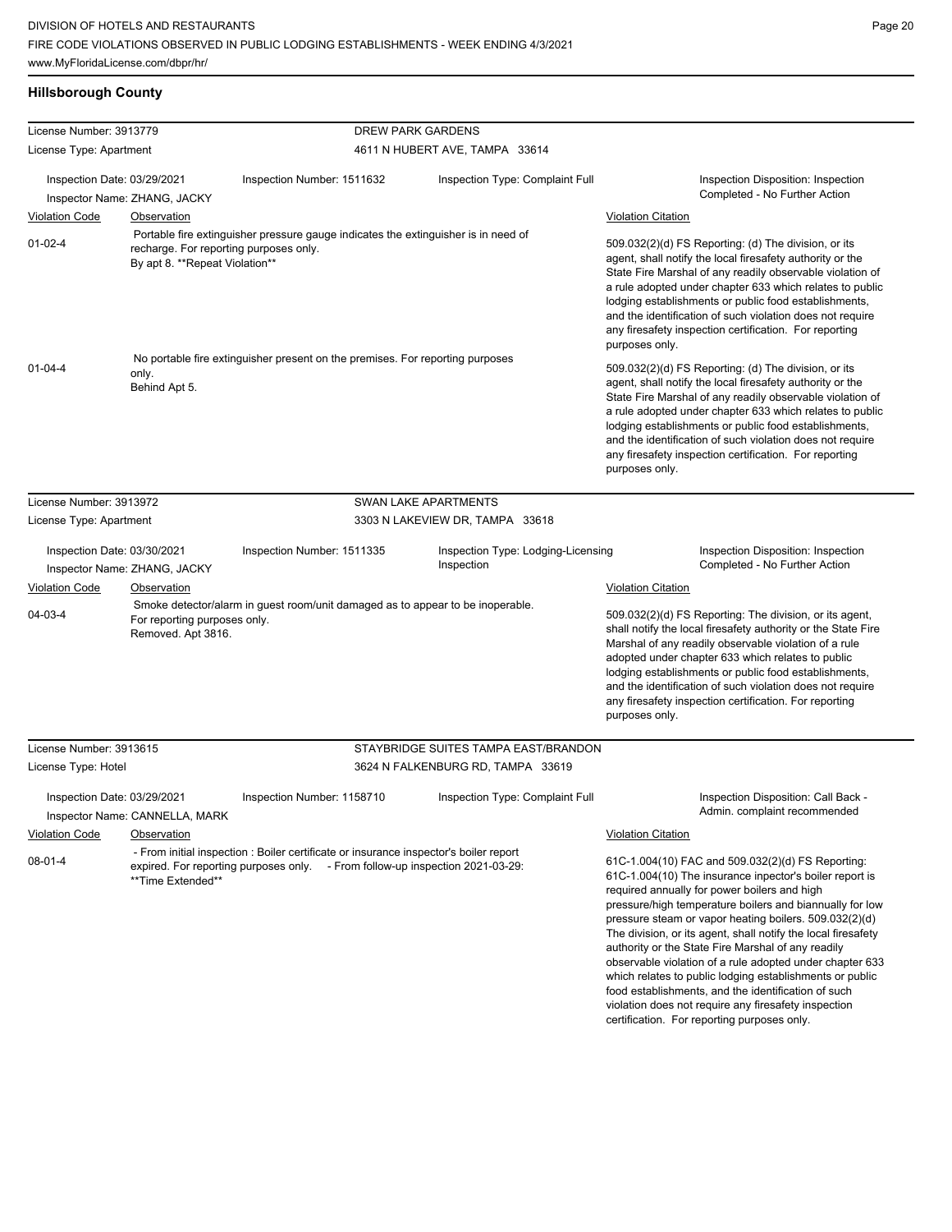## Hillsborough County

| License Number: 3913779 | | DREW PARK GARDENS | |
|---|---|---|---|
| License Type: Apartment | | 4611 N HUBERT AVE, TAMPA 33614 | |
| Inspection Date: 03/29/2021 Inspector Name: ZHANG, JACKY | Inspection Number: 1511632 | Inspection Type: Complaint Full | Inspection Disposition: Inspection Completed - No Further Action |

| Violation Code | Observation | Violation Citation |
|---|---|---|
| 01-02-4 | Portable fire extinguisher pressure gauge indicates the extinguisher is in need of recharge. For reporting purposes only. By apt 8. **Repeat Violation** | 509.032(2)(d) FS Reporting: (d) The division, or its agent, shall notify the local firesafety authority or the State Fire Marshal of any readily observable violation of a rule adopted under chapter 633 which relates to public lodging establishments or public food establishments, and the identification of such violation does not require any firesafety inspection certification. For reporting purposes only. |
| 01-04-4 | No portable fire extinguisher present on the premises. For reporting purposes only. Behind Apt 5. | 509.032(2)(d) FS Reporting: (d) The division, or its agent, shall notify the local firesafety authority or the State Fire Marshal of any readily observable violation of a rule adopted under chapter 633 which relates to public lodging establishments or public food establishments, and the identification of such violation does not require any firesafety inspection certification. For reporting purposes only. |

| License Number: 3913972 | | SWAN LAKE APARTMENTS | |
|---|---|---|---|
| License Type: Apartment | | 3303 N LAKEVIEW DR, TAMPA 33618 | |
| Inspection Date: 03/30/2021 Inspector Name: ZHANG, JACKY | Inspection Number: 1511335 | Inspection Type: Lodging-Licensing Inspection | Inspection Disposition: Inspection Completed - No Further Action |

| Violation Code | Observation | Violation Citation |
|---|---|---|
| 04-03-4 | Smoke detector/alarm in guest room/unit damaged as to appear to be inoperable. For reporting purposes only. Removed. Apt 3816. | 509.032(2)(d) FS Reporting: The division, or its agent, shall notify the local firesafety authority or the State Fire Marshal of any readily observable violation of a rule adopted under chapter 633 which relates to public lodging establishments or public food establishments, and the identification of such violation does not require any firesafety inspection certification. For reporting purposes only. |

| License Number: 3913615 | | STAYBRIDGE SUITES TAMPA EAST/BRANDON | |
|---|---|---|---|
| License Type: Hotel | | 3624 N FALKENBURG RD, TAMPA 33619 | |
| Inspection Date: 03/29/2021 Inspector Name: CANNELLA, MARK | Inspection Number: 1158710 | Inspection Type: Complaint Full | Inspection Disposition: Call Back - Admin. complaint recommended |

| Violation Code | Observation | Violation Citation |
|---|---|---|
| 08-01-4 | - From initial inspection : Boiler certificate or insurance inspector's boiler report expired. For reporting purposes only. - From follow-up inspection 2021-03-29: **Time Extended** | 61C-1.004(10) FAC and 509.032(2)(d) FS Reporting: 61C-1.004(10) The insurance inpector's boiler report is required annually for power boilers and high pressure/high temperature boilers and biannually for low pressure steam or vapor heating boilers. 509.032(2)(d) The division, or its agent, shall notify the local firesafety authority or the State Fire Marshal of any readily observable violation of a rule adopted under chapter 633 which relates to public lodging establishments or public food establishments, and the identification of such violation does not require any firesafety inspection certification. For reporting purposes only. |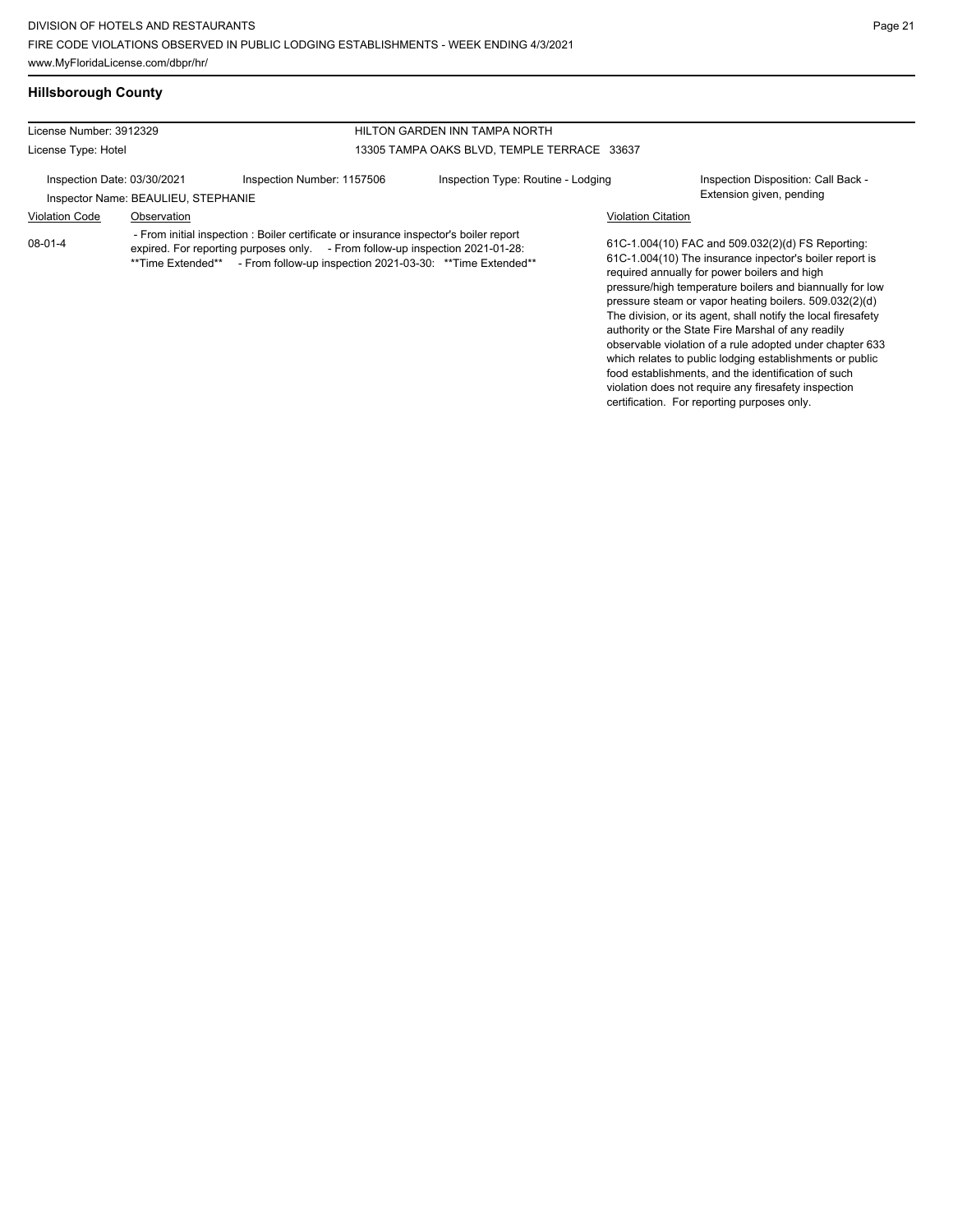## Hillsborough County

| License Number: 3912329 | | HILTON GARDEN INN TAMPA NORTH | |
|---|---|---|---|
| License Type: Hotel | | 13305 TAMPA OAKS BLVD, TEMPLE TERRACE 33637 | |
| Inspection Date: 03/30/2021 | Inspection Number: 1157506 | Inspection Type: Routine - Lodging | Inspection Disposition: Call Back - Extension given, pending |
| Inspector Name: BEAULIEU, STEPHANIE | | | |

| Violation Code | Observation | Violation Citation |
|---|---|---|
| 08-01-4 | - From initial inspection : Boiler certificate or insurance inspector's boiler report expired. For reporting purposes only. - From follow-up inspection 2021-01-28: **Time Extended** - From follow-up inspection 2021-03-30: **Time Extended** | 61C-1.004(10) FAC and 509.032(2)(d) FS Reporting: 61C-1.004(10) The insurance inpector's boiler report is required annually for power boilers and high pressure/high temperature boilers and biannually for low pressure steam or vapor heating boilers. 509.032(2)(d) The division, or its agent, shall notify the local firesafety authority or the State Fire Marshal of any readily observable violation of a rule adopted under chapter 633 which relates to public lodging establishments or public food establishments, and the identification of such violation does not require any firesafety inspection certification. For reporting purposes only. |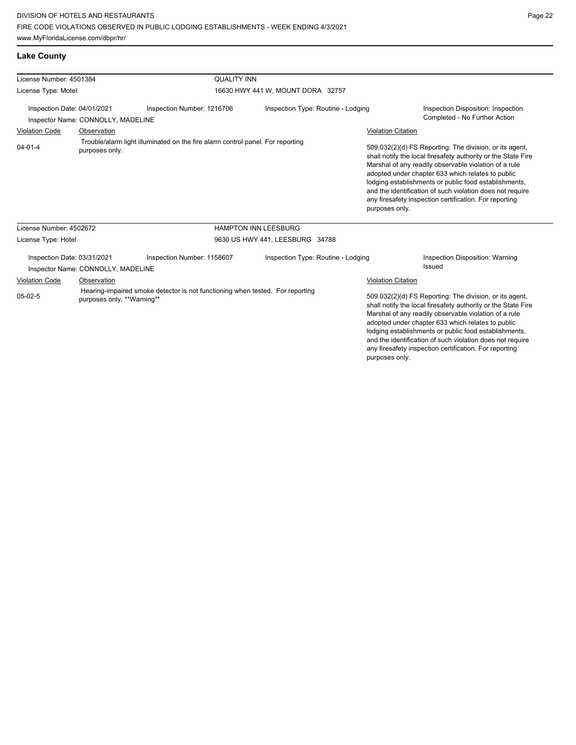## Lake County

License Number: 4501384 — QUALITY INN

License Type: Motel — 16630 HWY 441 W, MOUNT DORA 32757

Inspection Date: 04/01/2021 | Inspection Number: 1216706 | Inspection Type: Routine - Lodging | Inspection Disposition: Inspection Completed - No Further Action

Inspector Name: CONNOLLY, MADELINE

| Violation Code | Observation | Violation Citation |
|---|---|---|
| 04-01-4 | Trouble/alarm light illuminated on the fire alarm control panel. For reporting purposes only. | 509.032(2)(d) FS Reporting: The division, or its agent, shall notify the local firesafety authority or the State Fire Marshal of any readily observable violation of a rule adopted under chapter 633 which relates to public lodging establishments or public food establishments, and the identification of such violation does not require any firesafety inspection certification. For reporting purposes only. |

License Number: 4502672 — HAMPTON INN LEESBURG

License Type: Hotel — 9630 US HWY 441, LEESBURG 34788

Inspection Date: 03/31/2021 | Inspection Number: 1158607 | Inspection Type: Routine - Lodging | Inspection Disposition: Warning Issued

Inspector Name: CONNOLLY, MADELINE

| Violation Code | Observation | Violation Citation |
|---|---|---|
| 05-02-5 | Hearing-impaired smoke detector is not functioning when tested. For reporting purposes only. **Warning** | 509.032(2)(d) FS Reporting: The division, or its agent, shall notify the local firesafety authority or the State Fire Marshal of any readily observable violation of a rule adopted under chapter 633 which relates to public lodging establishments or public food establishments, and the identification of such violation does not require any firesafety inspection certification. For reporting purposes only. |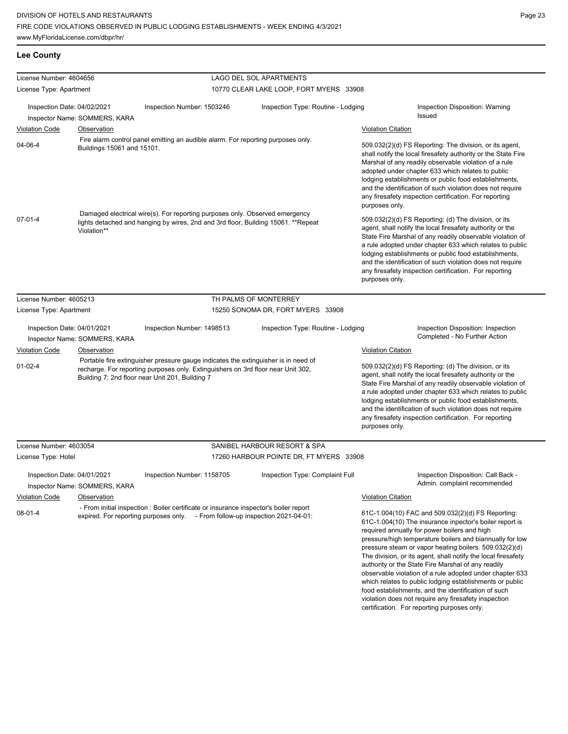## Lee County

**License Number:** 4604656
**License Type:** Apartment

**LAGO DEL SOL APARTMENTS**
10770 CLEAR LAKE LOOP, FORT MYERS 33908

**Inspection Date:** 04/02/2021
**Inspection Number:** 1503246
**Inspection Type:** Routine - Lodging
**Inspection Disposition:** Warning Issued
**Inspector Name:** SOMMERS, KARA

| Violation Code | Observation | Violation Citation |
| --- | --- | --- |
| 04-06-4 | Fire alarm control panel emitting an audible alarm. For reporting purposes only. Buildings 15061 and 15101. | 509.032(2)(d) FS Reporting: The division, or its agent, shall notify the local firesafety authority or the State Fire Marshal of any readily observable violation of a rule adopted under chapter 633 which relates to public lodging establishments or public food establishments, and the identification of such violation does not require any firesafety inspection certification. For reporting purposes only. |
| 07-01-4 | Damaged electrical wire(s). For reporting purposes only. Observed emergency lights detached and hanging by wires, 2nd and 3rd floor, Building 15061. **Repeat Violation** | 509.032(2)(d) FS Reporting: (d) The division, or its agent, shall notify the local firesafety authority or the State Fire Marshal of any readily observable violation of a rule adopted under chapter 633 which relates to public lodging establishments or public food establishments, and the identification of such violation does not require any firesafety inspection certification. For reporting purposes only. |

---

**License Number:** 4605213
**License Type:** Apartment

**TH PALMS OF MONTERREY**
15250 SONOMA DR, FORT MYERS 33908

**Inspection Date:** 04/01/2021
**Inspection Number:** 1498513
**Inspection Type:** Routine - Lodging
**Inspection Disposition:** Inspection Completed - No Further Action
**Inspector Name:** SOMMERS, KARA

| Violation Code | Observation | Violation Citation |
| --- | --- | --- |
| 01-02-4 | Portable fire extinguisher pressure gauge indicates the extinguisher is in need of recharge. For reporting purposes only. Extinguishers on 3rd floor near Unit 302, Building 7; 2nd floor near Unit 201, Building 7 | 509.032(2)(d) FS Reporting: (d) The division, or its agent, shall notify the local firesafety authority or the State Fire Marshal of any readily observable violation of a rule adopted under chapter 633 which relates to public lodging establishments or public food establishments, and the identification of such violation does not require any firesafety inspection certification. For reporting purposes only. |

---

**License Number:** 4603054
**License Type:** Hotel

**SANIBEL HARBOUR RESORT & SPA**
17260 HARBOUR POINTE DR, FT MYERS 33908

**Inspection Date:** 04/01/2021
**Inspection Number:** 1158705
**Inspection Type:** Complaint Full
**Inspection Disposition:** Call Back - Admin. complaint recommended
**Inspector Name:** SOMMERS, KARA

| Violation Code | Observation | Violation Citation |
| --- | --- | --- |
| 08-01-4 | - From initial inspection : Boiler certificate or insurance inspector's boiler report expired. For reporting purposes only. - From follow-up inspection 2021-04-01: | 61C-1.004(10) FAC and 509.032(2)(d) FS Reporting: 61C-1.004(10) The insurance inpector's boiler report is required annually for power boilers and high pressure/high temperature boilers and biannually for low pressure steam or vapor heating boilers. 509.032(2)(d) The division, or its agent, shall notify the local firesafety authority or the State Fire Marshal of any readily observable violation of a rule adopted under chapter 633 which relates to public lodging establishments or public food establishments, and the identification of such violation does not require any firesafety inspection certification. For reporting purposes only. |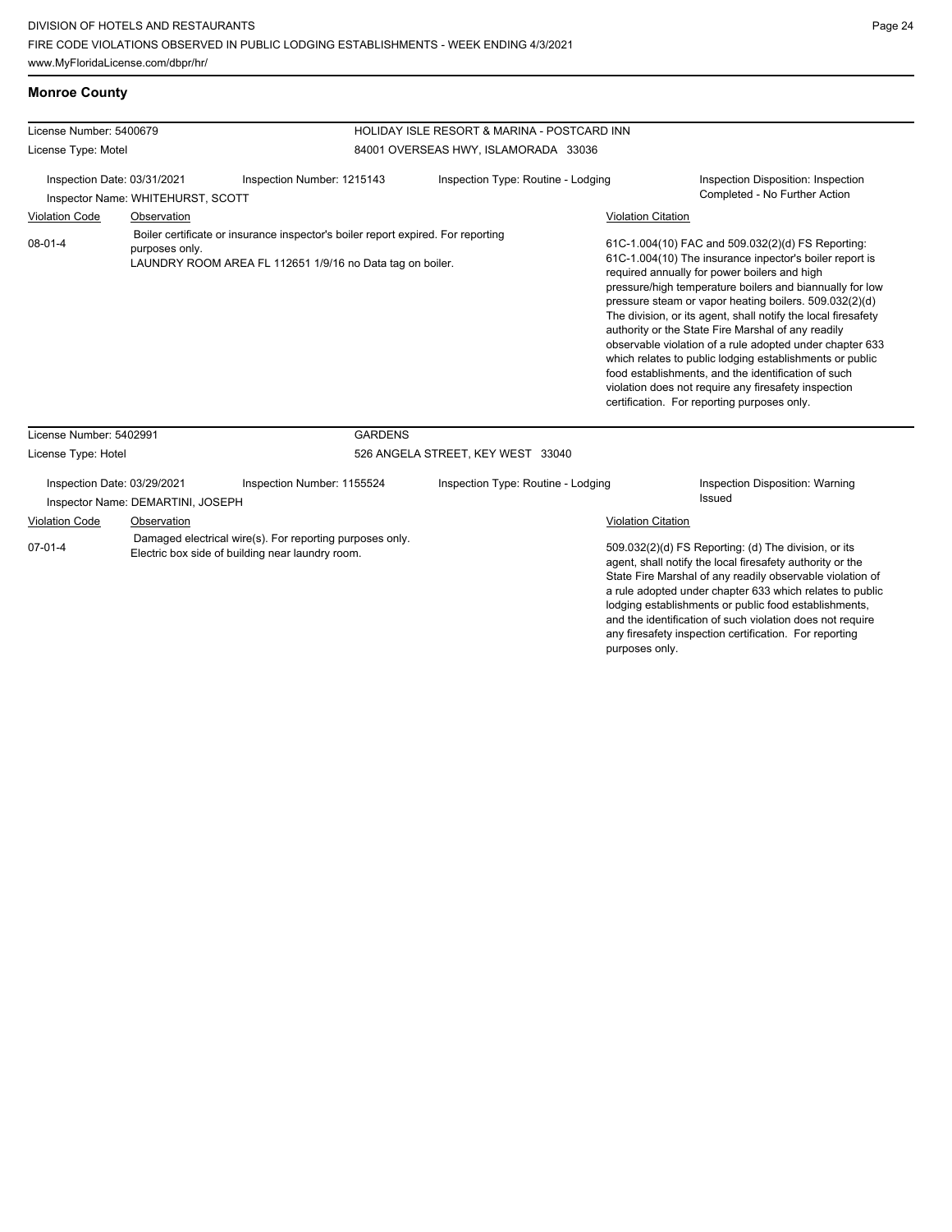## Monroe County

| License Number: 5400679 | | HOLIDAY ISLE RESORT & MARINA - POSTCARD INN | |
|---|---|---|---|
| License Type: Motel | | 84001 OVERSEAS HWY, ISLAMORADA 33036 | |
| Inspection Date: 03/31/2021 | Inspection Number: 1215143 | Inspection Type: Routine - Lodging | Inspection Disposition: Inspection Completed - No Further Action |
| Inspector Name: WHITEHURST, SCOTT | | | |

| Violation Code | Observation | Violation Citation |
|---|---|---|
| 08-01-4 | Boiler certificate or insurance inspector's boiler report expired. For reporting purposes only. LAUNDRY ROOM AREA FL 112651 1/9/16 no Data tag on boiler. | 61C-1.004(10) FAC and 509.032(2)(d) FS Reporting: 61C-1.004(10) The insurance inpector's boiler report is required annually for power boilers and high pressure/high temperature boilers and biannually for low pressure steam or vapor heating boilers. 509.032(2)(d) The division, or its agent, shall notify the local firesafety authority or the State Fire Marshal of any readily observable violation of a rule adopted under chapter 633 which relates to public lodging establishments or public food establishments, and the identification of such violation does not require any firesafety inspection certification. For reporting purposes only. |

| License Number: 5402991 | | GARDENS | |
|---|---|---|---|
| License Type: Hotel | | 526 ANGELA STREET, KEY WEST 33040 | |
| Inspection Date: 03/29/2021 | Inspection Number: 1155524 | Inspection Type: Routine - Lodging | Inspection Disposition: Warning Issued |
| Inspector Name: DEMARTINI, JOSEPH | | | |

| Violation Code | Observation | Violation Citation |
|---|---|---|
| 07-01-4 | Damaged electrical wire(s). For reporting purposes only. Electric box side of building near laundry room. | 509.032(2)(d) FS Reporting: (d) The division, or its agent, shall notify the local firesafety authority or the State Fire Marshal of any readily observable violation of a rule adopted under chapter 633 which relates to public lodging establishments or public food establishments, and the identification of such violation does not require any firesafety inspection certification. For reporting purposes only. |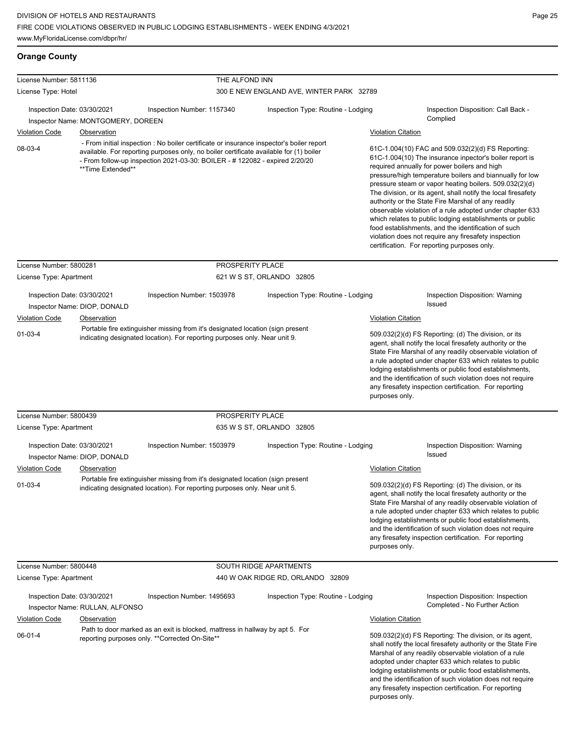## Orange County

**License Number:** 5811136 — **THE ALFOND INN**
**License Type:** Hotel — 300 E NEW ENGLAND AVE, WINTER PARK 32789

Inspection Date: 03/30/2021 | Inspection Number: 1157340 | Inspection Type: Routine - Lodging | Inspection Disposition: Call Back - Complied
Inspector Name: MONTGOMERY, DOREEN

| Violation Code | Observation | Violation Citation |
|---|---|---|
| 08-03-4 | - From initial inspection : No boiler certificate or insurance inspector's boiler report available. For reporting purposes only, no boiler certificate available for (1) boiler - From follow-up inspection 2021-03-30: BOILER - # 122082 - expired 2/20/20 **Time Extended** | 61C-1.004(10) FAC and 509.032(2)(d) FS Reporting: 61C-1.004(10) The insurance inpector's boiler report is required annually for power boilers and high pressure/high temperature boilers and biannually for low pressure steam or vapor heating boilers. 509.032(2)(d) The division, or its agent, shall notify the local firesafety authority or the State Fire Marshal of any readily observable violation of a rule adopted under chapter 633 which relates to public lodging establishments or public food establishments, and the identification of such violation does not require any firesafety inspection certification. For reporting purposes only. |

**License Number:** 5800281 — **PROSPERITY PLACE**
**License Type:** Apartment — 621 W S ST, ORLANDO 32805

Inspection Date: 03/30/2021 | Inspection Number: 1503978 | Inspection Type: Routine - Lodging | Inspection Disposition: Warning Issued
Inspector Name: DIOP, DONALD

| Violation Code | Observation | Violation Citation |
|---|---|---|
| 01-03-4 | Portable fire extinguisher missing from it's designated location (sign present indicating designated location). For reporting purposes only. Near unit 9. | 509.032(2)(d) FS Reporting: (d) The division, or its agent, shall notify the local firesafety authority or the State Fire Marshal of any readily observable violation of a rule adopted under chapter 633 which relates to public lodging establishments or public food establishments, and the identification of such violation does not require any firesafety inspection certification. For reporting purposes only. |

**License Number:** 5800439 — **PROSPERITY PLACE**
**License Type:** Apartment — 635 W S ST, ORLANDO 32805

Inspection Date: 03/30/2021 | Inspection Number: 1503979 | Inspection Type: Routine - Lodging | Inspection Disposition: Warning Issued
Inspector Name: DIOP, DONALD

| Violation Code | Observation | Violation Citation |
|---|---|---|
| 01-03-4 | Portable fire extinguisher missing from it's designated location (sign present indicating designated location). For reporting purposes only. Near unit 5. | 509.032(2)(d) FS Reporting: (d) The division, or its agent, shall notify the local firesafety authority or the State Fire Marshal of any readily observable violation of a rule adopted under chapter 633 which relates to public lodging establishments or public food establishments, and the identification of such violation does not require any firesafety inspection certification. For reporting purposes only. |

**License Number:** 5800448 — **SOUTH RIDGE APARTMENTS**
**License Type:** Apartment — 440 W OAK RIDGE RD, ORLANDO 32809

Inspection Date: 03/30/2021 | Inspection Number: 1495693 | Inspection Type: Routine - Lodging | Inspection Disposition: Inspection Completed - No Further Action
Inspector Name: RULLAN, ALFONSO

| Violation Code | Observation | Violation Citation |
|---|---|---|
| 06-01-4 | Path to door marked as an exit is blocked, mattress in hallway by apt 5. For reporting purposes only. **Corrected On-Site** | 509.032(2)(d) FS Reporting: The division, or its agent, shall notify the local firesafety authority or the State Fire Marshal of any readily observable violation of a rule adopted under chapter 633 which relates to public lodging establishments or public food establishments, and the identification of such violation does not require any firesafety inspection certification. For reporting purposes only. |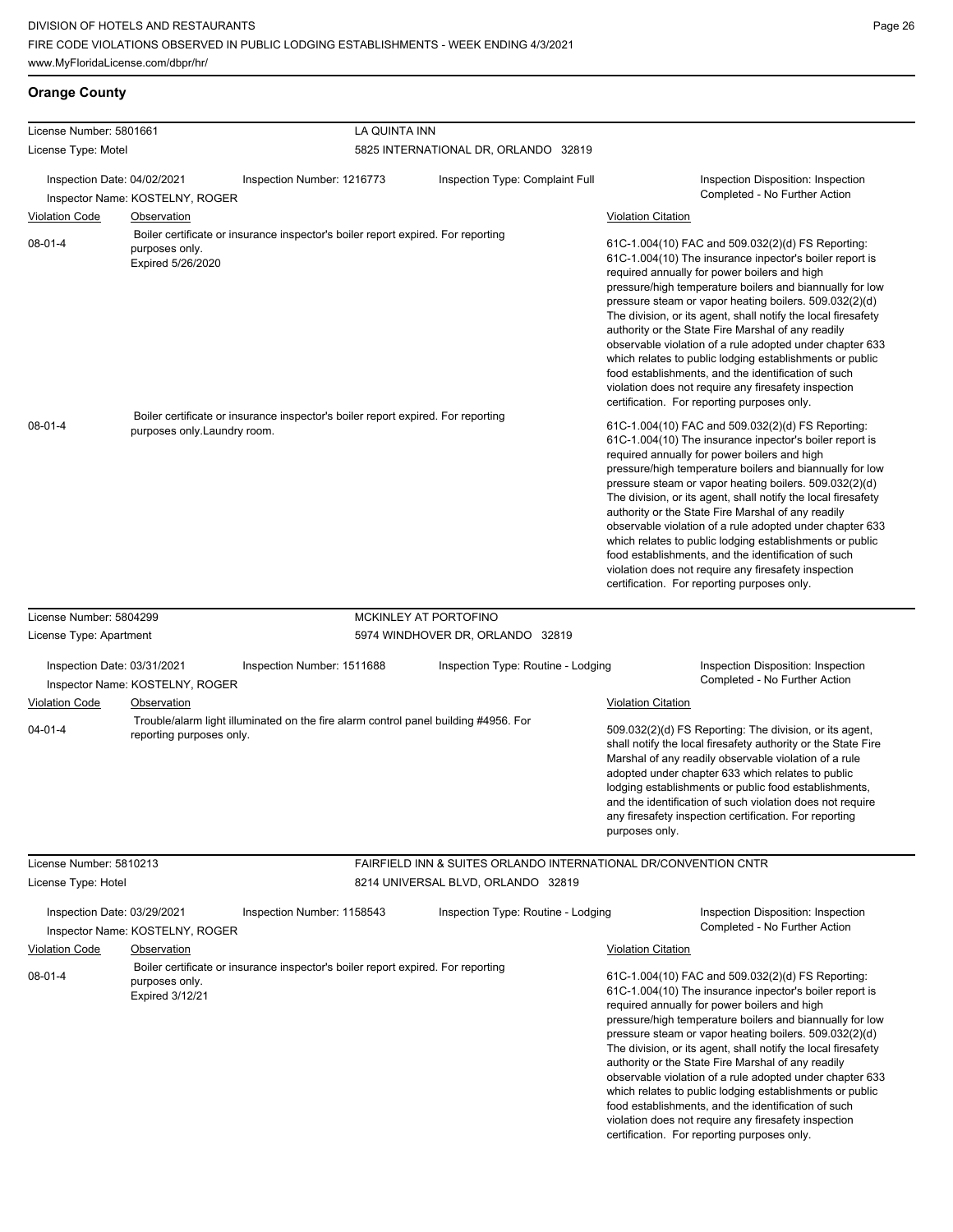## Orange County

**License Number:** 5801661 | **LA QUINTA INN**
**License Type:** Motel | 5825 INTERNATIONAL DR, ORLANDO 32819

Inspection Date: 04/02/2021 | Inspection Number: 1216773 | Inspection Type: Complaint Full | Inspection Disposition: Inspection Completed - No Further Action
Inspector Name: KOSTELNY, ROGER

| Violation Code | Observation | Violation Citation |
|---|---|---|
| 08-01-4 | Boiler certificate or insurance inspector's boiler report expired. For reporting purposes only. Expired 5/26/2020 | 61C-1.004(10) FAC and 509.032(2)(d) FS Reporting: 61C-1.004(10) The insurance inpector's boiler report is required annually for power boilers and high pressure/high temperature boilers and biannually for low pressure steam or vapor heating boilers. 509.032(2)(d) The division, or its agent, shall notify the local firesafety authority or the State Fire Marshal of any readily observable violation of a rule adopted under chapter 633 which relates to public lodging establishments or public food establishments, and the identification of such violation does not require any firesafety inspection certification. For reporting purposes only. |
| 08-01-4 | Boiler certificate or insurance inspector's boiler report expired. For reporting purposes only.Laundry room. | 61C-1.004(10) FAC and 509.032(2)(d) FS Reporting: 61C-1.004(10) The insurance inpector's boiler report is required annually for power boilers and high pressure/high temperature boilers and biannually for low pressure steam or vapor heating boilers. 509.032(2)(d) The division, or its agent, shall notify the local firesafety authority or the State Fire Marshal of any readily observable violation of a rule adopted under chapter 633 which relates to public lodging establishments or public food establishments, and the identification of such violation does not require any firesafety inspection certification. For reporting purposes only. |

**License Number:** 5804299 | **MCKINLEY AT PORTOFINO**
**License Type:** Apartment | 5974 WINDHOVER DR, ORLANDO 32819

Inspection Date: 03/31/2021 | Inspection Number: 1511688 | Inspection Type: Routine - Lodging | Inspection Disposition: Inspection Completed - No Further Action
Inspector Name: KOSTELNY, ROGER

| Violation Code | Observation | Violation Citation |
|---|---|---|
| 04-01-4 | Trouble/alarm light illuminated on the fire alarm control panel building #4956. For reporting purposes only. | 509.032(2)(d) FS Reporting: The division, or its agent, shall notify the local firesafety authority or the State Fire Marshal of any readily observable violation of a rule adopted under chapter 633 which relates to public lodging establishments or public food establishments, and the identification of such violation does not require any firesafety inspection certification. For reporting purposes only. |

**License Number:** 5810213 | **FAIRFIELD INN & SUITES ORLANDO INTERNATIONAL DR/CONVENTION CNTR**
**License Type:** Hotel | 8214 UNIVERSAL BLVD, ORLANDO 32819

Inspection Date: 03/29/2021 | Inspection Number: 1158543 | Inspection Type: Routine - Lodging | Inspection Disposition: Inspection Completed - No Further Action
Inspector Name: KOSTELNY, ROGER

| Violation Code | Observation | Violation Citation |
|---|---|---|
| 08-01-4 | Boiler certificate or insurance inspector's boiler report expired. For reporting purposes only. Expired 3/12/21 | 61C-1.004(10) FAC and 509.032(2)(d) FS Reporting: 61C-1.004(10) The insurance inpector's boiler report is required annually for power boilers and high pressure/high temperature boilers and biannually for low pressure steam or vapor heating boilers. 509.032(2)(d) The division, or its agent, shall notify the local firesafety authority or the State Fire Marshal of any readily observable violation of a rule adopted under chapter 633 which relates to public lodging establishments or public food establishments, and the identification of such violation does not require any firesafety inspection certification. For reporting purposes only. |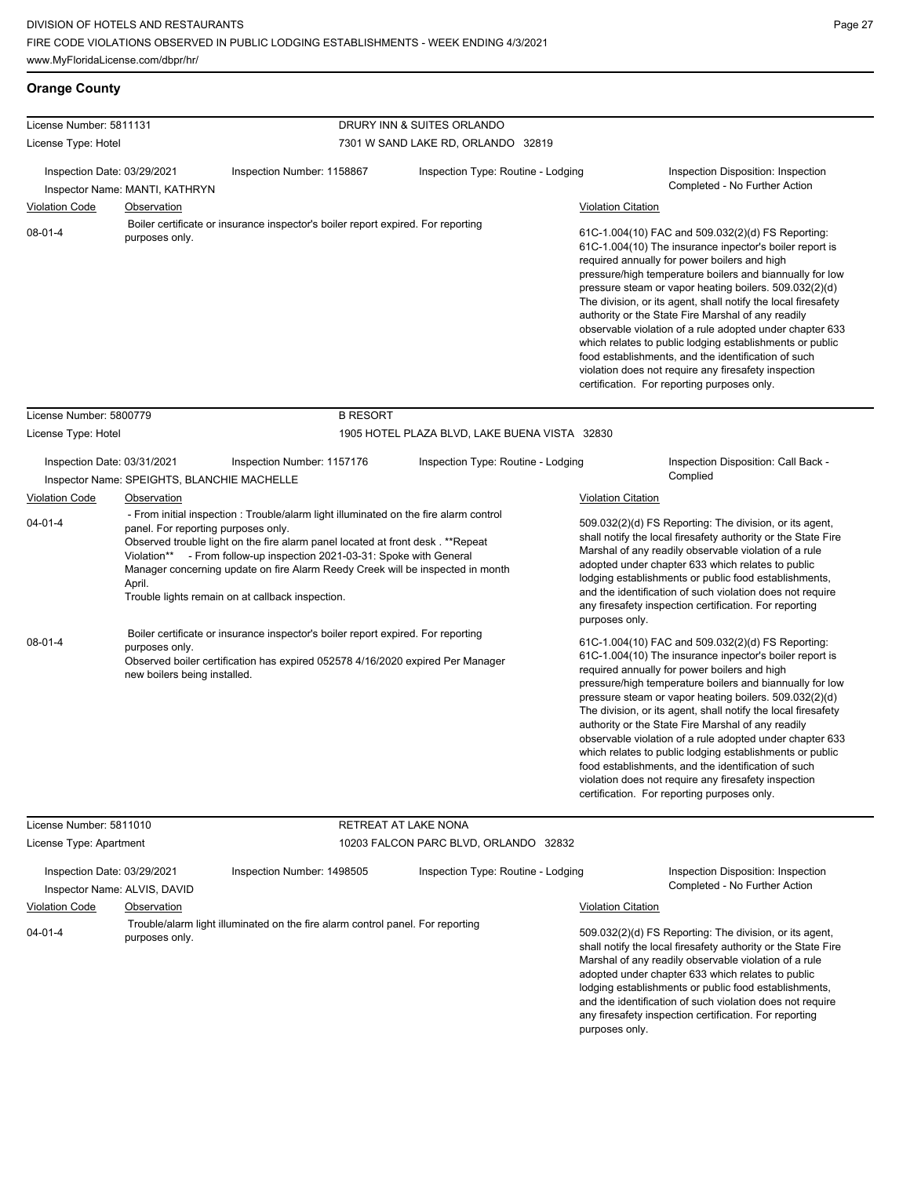## Orange County

**License Number:** 5811131
**License Type:** Hotel

**DRURY INN & SUITES ORLANDO**
7301 W SAND LAKE RD, ORLANDO 32819

Inspection Date: 03/29/2021
Inspection Number: 1158867
Inspection Type: Routine - Lodging
Inspector Name: MANTI, KATHRYN
Inspection Disposition: Inspection Completed - No Further Action

| Violation Code | Observation | Violation Citation |
| --- | --- | --- |
| 08-01-4 | Boiler certificate or insurance inspector's boiler report expired. For reporting purposes only. | 61C-1.004(10) FAC and 509.032(2)(d) FS Reporting: 61C-1.004(10) The insurance inpector's boiler report is required annually for power boilers and high pressure/high temperature boilers and biannually for low pressure steam or vapor heating boilers. 509.032(2)(d) The division, or its agent, shall notify the local firesafety authority or the State Fire Marshal of any readily observable violation of a rule adopted under chapter 633 which relates to public lodging establishments or public food establishments, and the identification of such violation does not require any firesafety inspection certification. For reporting purposes only. |

**License Number:** 5800779
**License Type:** Hotel

**B RESORT**
1905 HOTEL PLAZA BLVD, LAKE BUENA VISTA 32830

Inspection Date: 03/31/2021
Inspection Number: 1157176
Inspection Type: Routine - Lodging
Inspector Name: SPEIGHTS, BLANCHIE MACHELLE
Inspection Disposition: Call Back - Complied

| Violation Code | Observation | Violation Citation |
| --- | --- | --- |
| 04-01-4 | - From initial inspection : Trouble/alarm light illuminated on the fire alarm control panel. For reporting purposes only. Observed trouble light on the fire alarm panel located at front desk . **Repeat Violation** - From follow-up inspection 2021-03-31: Spoke with General Manager concerning update on fire Alarm Reedy Creek will be inspected in month April. Trouble lights remain on at callback inspection. | 509.032(2)(d) FS Reporting: The division, or its agent, shall notify the local firesafety authority or the State Fire Marshal of any readily observable violation of a rule adopted under chapter 633 which relates to public lodging establishments or public food establishments, and the identification of such violation does not require any firesafety inspection certification. For reporting purposes only. |
| 08-01-4 | Boiler certificate or insurance inspector's boiler report expired. For reporting purposes only. Observed boiler certification has expired 052578 4/16/2020 expired Per Manager new boilers being installed. | 61C-1.004(10) FAC and 509.032(2)(d) FS Reporting: 61C-1.004(10) The insurance inpector's boiler report is required annually for power boilers and high pressure/high temperature boilers and biannually for low pressure steam or vapor heating boilers. 509.032(2)(d) The division, or its agent, shall notify the local firesafety authority or the State Fire Marshal of any readily observable violation of a rule adopted under chapter 633 which relates to public lodging establishments or public food establishments, and the identification of such violation does not require any firesafety inspection certification. For reporting purposes only. |

**License Number:** 5811010
**License Type:** Apartment

**RETREAT AT LAKE NONA**
10203 FALCON PARC BLVD, ORLANDO 32832

Inspection Date: 03/29/2021
Inspection Number: 1498505
Inspection Type: Routine - Lodging
Inspector Name: ALVIS, DAVID
Inspection Disposition: Inspection Completed - No Further Action

| Violation Code | Observation | Violation Citation |
| --- | --- | --- |
| 04-01-4 | Trouble/alarm light illuminated on the fire alarm control panel. For reporting purposes only. | 509.032(2)(d) FS Reporting: The division, or its agent, shall notify the local firesafety authority or the State Fire Marshal of any readily observable violation of a rule adopted under chapter 633 which relates to public lodging establishments or public food establishments, and the identification of such violation does not require any firesafety inspection certification. For reporting purposes only. |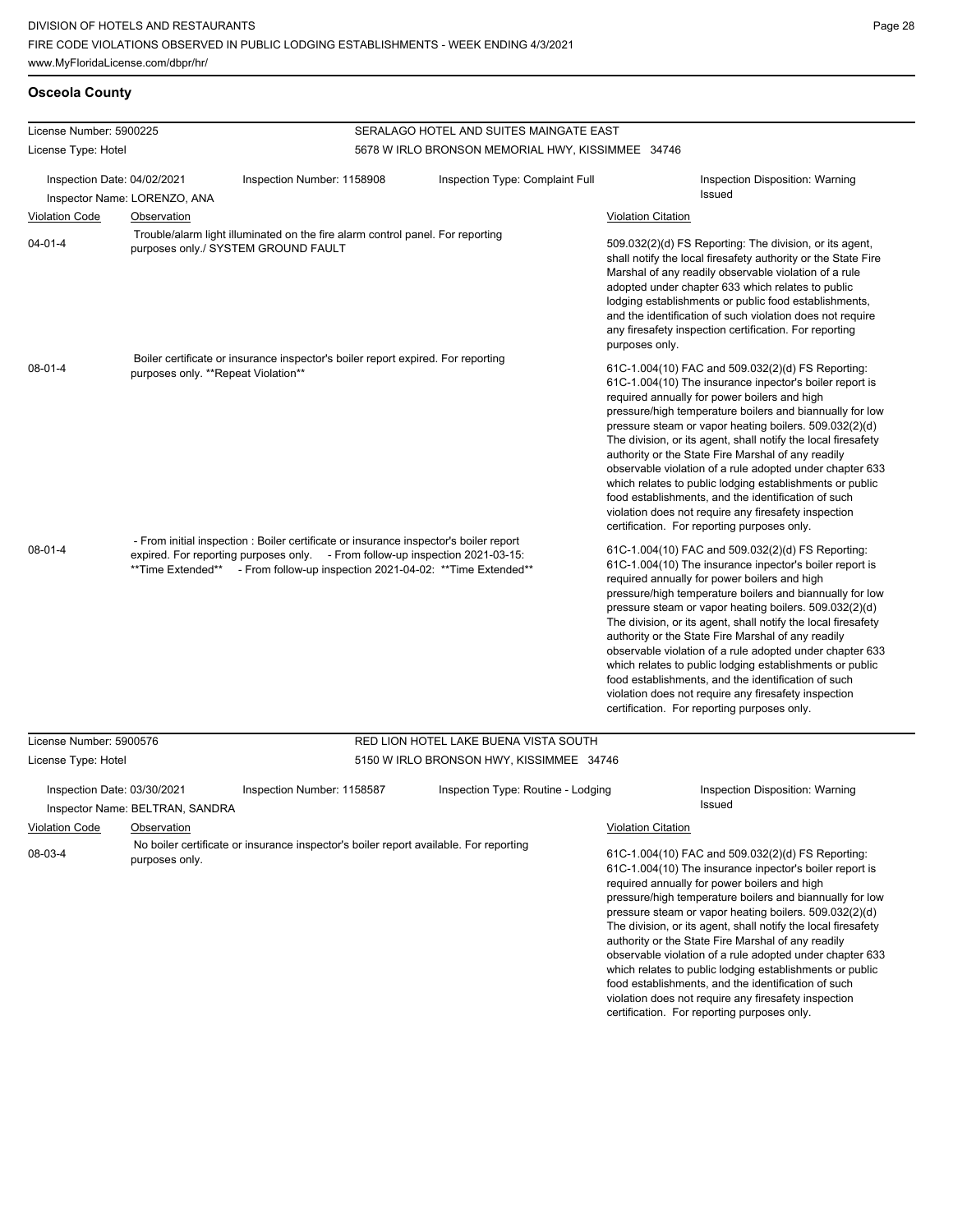## Osceola County

**License Number:** 5900225
**License Type:** Hotel

**SERALAGO HOTEL AND SUITES MAINGATE EAST**
5678 W IRLO BRONSON MEMORIAL HWY, KISSIMMEE 34746

Inspection Date: 04/02/2021
Inspection Number: 1158908
Inspection Type: Complaint Full
Inspection Disposition: Warning Issued
Inspector Name: LORENZO, ANA

| Violation Code | Observation | Violation Citation |
|---|---|---|
| 04-01-4 | Trouble/alarm light illuminated on the fire alarm control panel. For reporting purposes only./ SYSTEM GROUND FAULT | 509.032(2)(d) FS Reporting: The division, or its agent, shall notify the local firesafety authority or the State Fire Marshal of any readily observable violation of a rule adopted under chapter 633 which relates to public lodging establishments or public food establishments, and the identification of such violation does not require any firesafety inspection certification. For reporting purposes only. |
| 08-01-4 | Boiler certificate or insurance inspector's boiler report expired. For reporting purposes only. **Repeat Violation** | 61C-1.004(10) FAC and 509.032(2)(d) FS Reporting: 61C-1.004(10) The insurance inpector's boiler report is required annually for power boilers and high pressure/high temperature boilers and biannually for low pressure steam or vapor heating boilers. 509.032(2)(d) The division, or its agent, shall notify the local firesafety authority or the State Fire Marshal of any readily observable violation of a rule adopted under chapter 633 which relates to public lodging establishments or public food establishments, and the identification of such violation does not require any firesafety inspection certification. For reporting purposes only. |
| 08-01-4 | - From initial inspection : Boiler certificate or insurance inspector's boiler report expired. For reporting purposes only. - From follow-up inspection 2021-03-15: **Time Extended** - From follow-up inspection 2021-04-02: **Time Extended** | 61C-1.004(10) FAC and 509.032(2)(d) FS Reporting: 61C-1.004(10) The insurance inpector's boiler report is required annually for power boilers and high pressure/high temperature boilers and biannually for low pressure steam or vapor heating boilers. 509.032(2)(d) The division, or its agent, shall notify the local firesafety authority or the State Fire Marshal of any readily observable violation of a rule adopted under chapter 633 which relates to public lodging establishments or public food establishments, and the identification of such violation does not require any firesafety inspection certification. For reporting purposes only. |

**License Number:** 5900576
**License Type:** Hotel

**RED LION HOTEL LAKE BUENA VISTA SOUTH**
5150 W IRLO BRONSON HWY, KISSIMMEE 34746

Inspection Date: 03/30/2021
Inspection Number: 1158587
Inspection Type: Routine - Lodging
Inspection Disposition: Warning Issued
Inspector Name: BELTRAN, SANDRA

| Violation Code | Observation | Violation Citation |
|---|---|---|
| 08-03-4 | No boiler certificate or insurance inspector's boiler report available. For reporting purposes only. | 61C-1.004(10) FAC and 509.032(2)(d) FS Reporting: 61C-1.004(10) The insurance inpector's boiler report is required annually for power boilers and high pressure/high temperature boilers and biannually for low pressure steam or vapor heating boilers. 509.032(2)(d) The division, or its agent, shall notify the local firesafety authority or the State Fire Marshal of any readily observable violation of a rule adopted under chapter 633 which relates to public lodging establishments or public food establishments, and the identification of such violation does not require any firesafety inspection certification. For reporting purposes only. |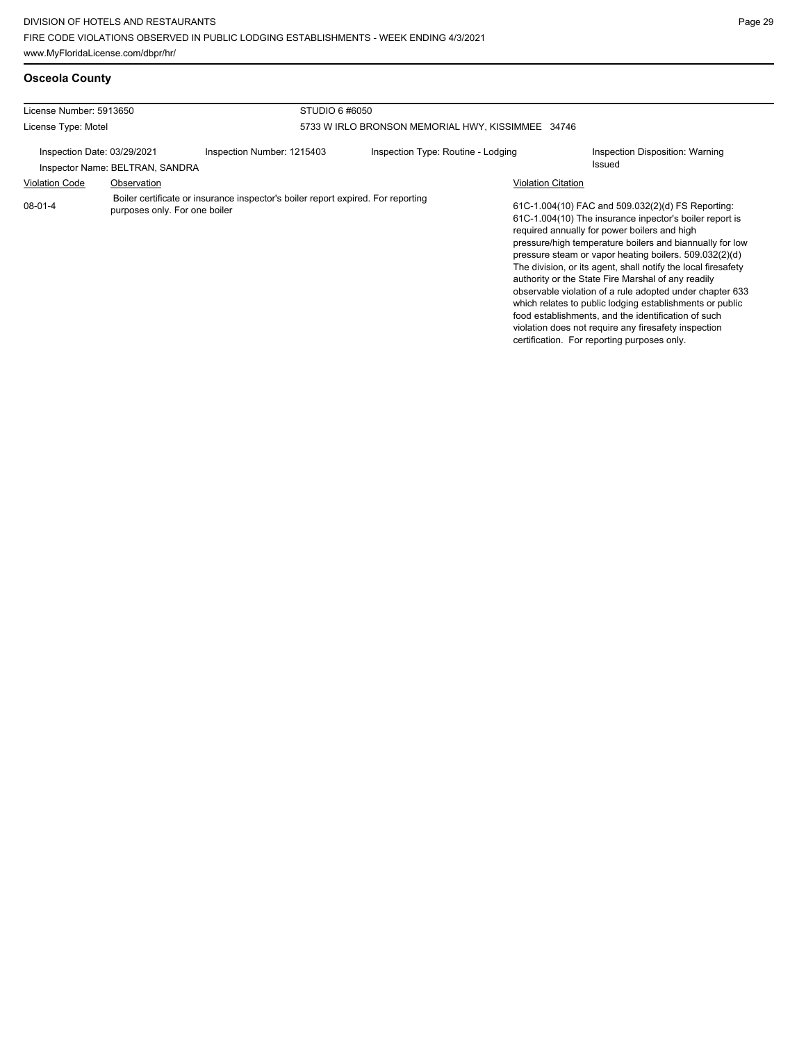## Osceola County

License Number: 5913650

License Type: Motel

STUDIO 6 #6050

5733 W IRLO BRONSON MEMORIAL HWY, KISSIMMEE 34746

Inspection Date: 03/29/2021

Inspection Number: 1215403

Inspection Type: Routine - Lodging

Inspection Disposition: Warning Issued

Inspector Name: BELTRAN, SANDRA

| Violation Code | Observation | Violation Citation |
| --- | --- | --- |
| 08-01-4 | Boiler certificate or insurance inspector's boiler report expired. For reporting purposes only. For one boiler | 61C-1.004(10) FAC and 509.032(2)(d) FS Reporting: 61C-1.004(10) The insurance inpector's boiler report is required annually for power boilers and high pressure/high temperature boilers and biannually for low pressure steam or vapor heating boilers. 509.032(2)(d) The division, or its agent, shall notify the local firesafety authority or the State Fire Marshal of any readily observable violation of a rule adopted under chapter 633 which relates to public lodging establishments or public food establishments, and the identification of such violation does not require any firesafety inspection certification. For reporting purposes only. |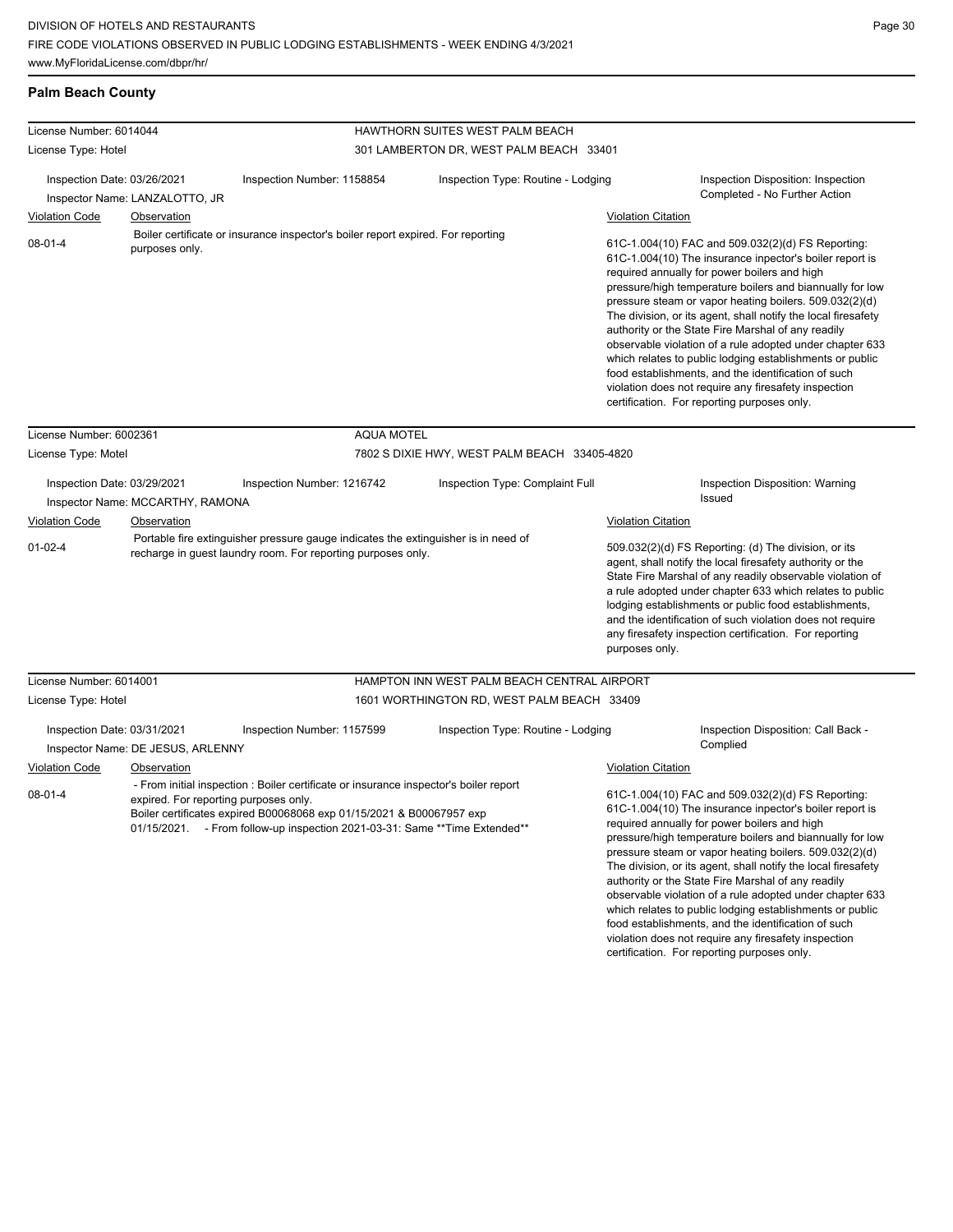## Palm Beach County

**License Number:** 6014044
**License Type:** Hotel

**HAWTHORN SUITES WEST PALM BEACH**
301 LAMBERTON DR, WEST PALM BEACH 33401

Inspection Date: 03/26/2021
Inspection Number: 1158854
Inspection Type: Routine - Lodging
Inspection Disposition: Inspection Completed - No Further Action
Inspector Name: LANZALOTTO, JR

| Violation Code | Observation | Violation Citation |
| --- | --- | --- |
| 08-01-4 | Boiler certificate or insurance inspector's boiler report expired. For reporting purposes only. | 61C-1.004(10) FAC and 509.032(2)(d) FS Reporting: 61C-1.004(10) The insurance inpector's boiler report is required annually for power boilers and high pressure/high temperature boilers and biannually for low pressure steam or vapor heating boilers. 509.032(2)(d) The division, or its agent, shall notify the local firesafety authority or the State Fire Marshal of any readily observable violation of a rule adopted under chapter 633 which relates to public lodging establishments or public food establishments, and the identification of such violation does not require any firesafety inspection certification. For reporting purposes only. |

**License Number:** 6002361
**License Type:** Motel

**AQUA MOTEL**
7802 S DIXIE HWY, WEST PALM BEACH 33405-4820

Inspection Date: 03/29/2021
Inspection Number: 1216742
Inspection Type: Complaint Full
Inspection Disposition: Warning Issued
Inspector Name: MCCARTHY, RAMONA

| Violation Code | Observation | Violation Citation |
| --- | --- | --- |
| 01-02-4 | Portable fire extinguisher pressure gauge indicates the extinguisher is in need of recharge in guest laundry room. For reporting purposes only. | 509.032(2)(d) FS Reporting: (d) The division, or its agent, shall notify the local firesafety authority or the State Fire Marshal of any readily observable violation of a rule adopted under chapter 633 which relates to public lodging establishments or public food establishments, and the identification of such violation does not require any firesafety inspection certification. For reporting purposes only. |

**License Number:** 6014001
**License Type:** Hotel

**HAMPTON INN WEST PALM BEACH CENTRAL AIRPORT**
1601 WORTHINGTON RD, WEST PALM BEACH 33409

Inspection Date: 03/31/2021
Inspection Number: 1157599
Inspection Type: Routine - Lodging
Inspection Disposition: Call Back - Complied
Inspector Name: DE JESUS, ARLENNY

| Violation Code | Observation | Violation Citation |
| --- | --- | --- |
| 08-01-4 | - From initial inspection : Boiler certificate or insurance inspector's boiler report expired. For reporting purposes only. Boiler certificates expired B00068068 exp 01/15/2021 & B00067957 exp 01/15/2021. - From follow-up inspection 2021-03-31: Same **Time Extended** | 61C-1.004(10) FAC and 509.032(2)(d) FS Reporting: 61C-1.004(10) The insurance inpector's boiler report is required annually for power boilers and high pressure/high temperature boilers and biannually for low pressure steam or vapor heating boilers. 509.032(2)(d) The division, or its agent, shall notify the local firesafety authority or the State Fire Marshal of any readily observable violation of a rule adopted under chapter 633 which relates to public lodging establishments or public food establishments, and the identification of such violation does not require any firesafety inspection certification. For reporting purposes only. |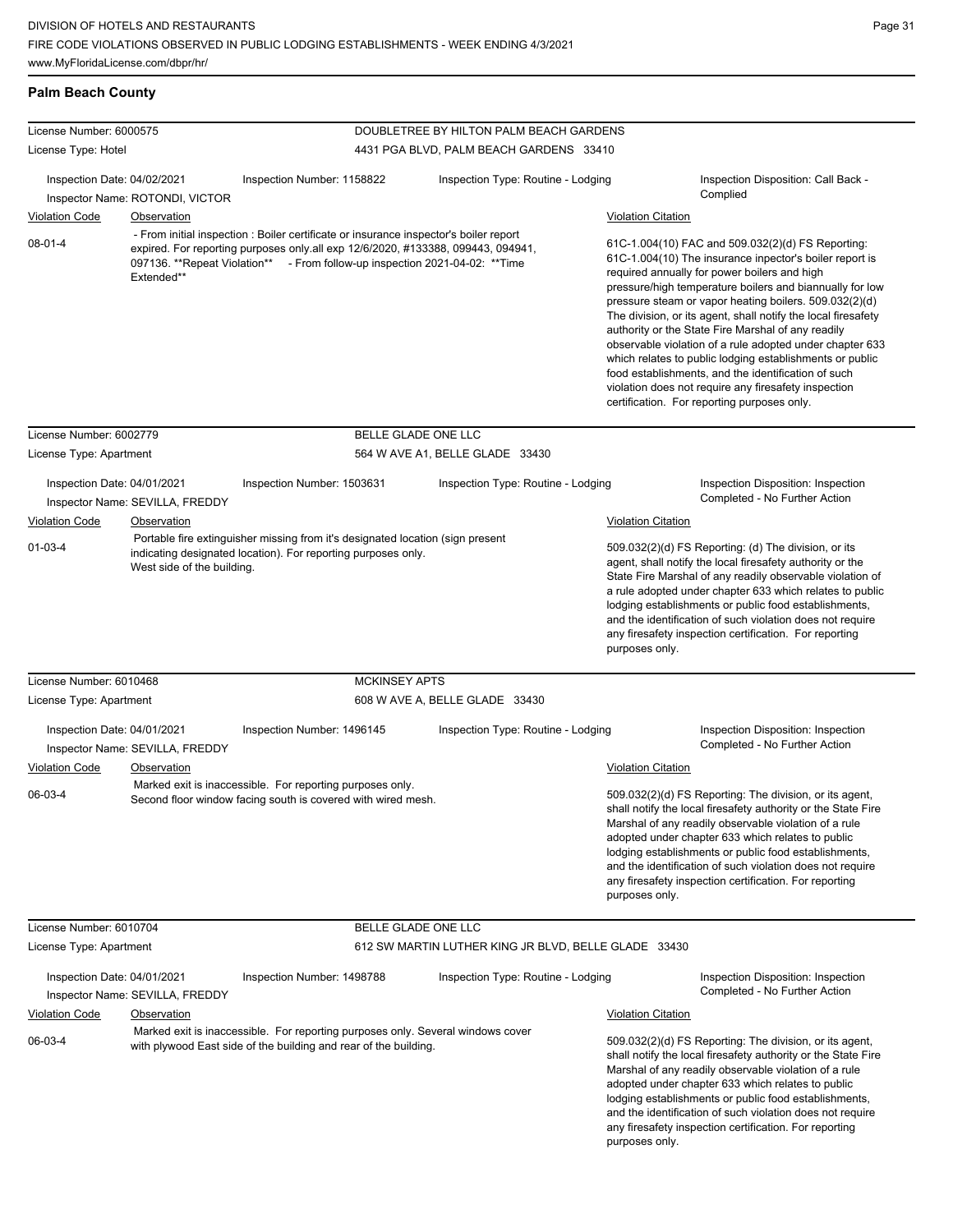## Palm Beach County

**License Number:** 6000575 — DOUBLETREE BY HILTON PALM BEACH GARDENS
**License Type:** Hotel — 4431 PGA BLVD, PALM BEACH GARDENS 33410

Inspection Date: 04/02/2021 | Inspection Number: 1158822 | Inspection Type: Routine - Lodging | Inspection Disposition: Call Back - Complied
Inspector Name: ROTONDI, VICTOR

| Violation Code | Observation | Violation Citation |
| --- | --- | --- |
| 08-01-4 | - From initial inspection : Boiler certificate or insurance inspector's boiler report expired. For reporting purposes only.all exp 12/6/2020, #133388, 099443, 094941, 097136. **Repeat Violation** - From follow-up inspection 2021-04-02: **Time Extended** | 61C-1.004(10) FAC and 509.032(2)(d) FS Reporting: 61C-1.004(10) The insurance inpector's boiler report is required annually for power boilers and high pressure/high temperature boilers and biannually for low pressure steam or vapor heating boilers. 509.032(2)(d) The division, or its agent, shall notify the local firesafety authority or the State Fire Marshal of any readily observable violation of a rule adopted under chapter 633 which relates to public lodging establishments or public food establishments, and the identification of such violation does not require any firesafety inspection certification. For reporting purposes only. |

**License Number:** 6002779 — BELLE GLADE ONE LLC
**License Type:** Apartment — 564 W AVE A1, BELLE GLADE 33430

Inspection Date: 04/01/2021 | Inspection Number: 1503631 | Inspection Type: Routine - Lodging | Inspection Disposition: Inspection Completed - No Further Action
Inspector Name: SEVILLA, FREDDY

| Violation Code | Observation | Violation Citation |
| --- | --- | --- |
| 01-03-4 | Portable fire extinguisher missing from it's designated location (sign present indicating designated location). For reporting purposes only. West side of the building. | 509.032(2)(d) FS Reporting: (d) The division, or its agent, shall notify the local firesafety authority or the State Fire Marshal of any readily observable violation of a rule adopted under chapter 633 which relates to public lodging establishments or public food establishments, and the identification of such violation does not require any firesafety inspection certification. For reporting purposes only. |

**License Number:** 6010468 — MCKINSEY APTS
**License Type:** Apartment — 608 W AVE A, BELLE GLADE 33430

Inspection Date: 04/01/2021 | Inspection Number: 1496145 | Inspection Type: Routine - Lodging | Inspection Disposition: Inspection Completed - No Further Action
Inspector Name: SEVILLA, FREDDY

| Violation Code | Observation | Violation Citation |
| --- | --- | --- |
| 06-03-4 | Marked exit is inaccessible. For reporting purposes only. Second floor window facing south is covered with wired mesh. | 509.032(2)(d) FS Reporting: The division, or its agent, shall notify the local firesafety authority or the State Fire Marshal of any readily observable violation of a rule adopted under chapter 633 which relates to public lodging establishments or public food establishments, and the identification of such violation does not require any firesafety inspection certification. For reporting purposes only. |

**License Number:** 6010704 — BELLE GLADE ONE LLC
**License Type:** Apartment — 612 SW MARTIN LUTHER KING JR BLVD, BELLE GLADE 33430

Inspection Date: 04/01/2021 | Inspection Number: 1498788 | Inspection Type: Routine - Lodging | Inspection Disposition: Inspection Completed - No Further Action
Inspector Name: SEVILLA, FREDDY

| Violation Code | Observation | Violation Citation |
| --- | --- | --- |
| 06-03-4 | Marked exit is inaccessible. For reporting purposes only. Several windows cover with plywood East side of the building and rear of the building. | 509.032(2)(d) FS Reporting: The division, or its agent, shall notify the local firesafety authority or the State Fire Marshal of any readily observable violation of a rule adopted under chapter 633 which relates to public lodging establishments or public food establishments, and the identification of such violation does not require any firesafety inspection certification. For reporting purposes only. |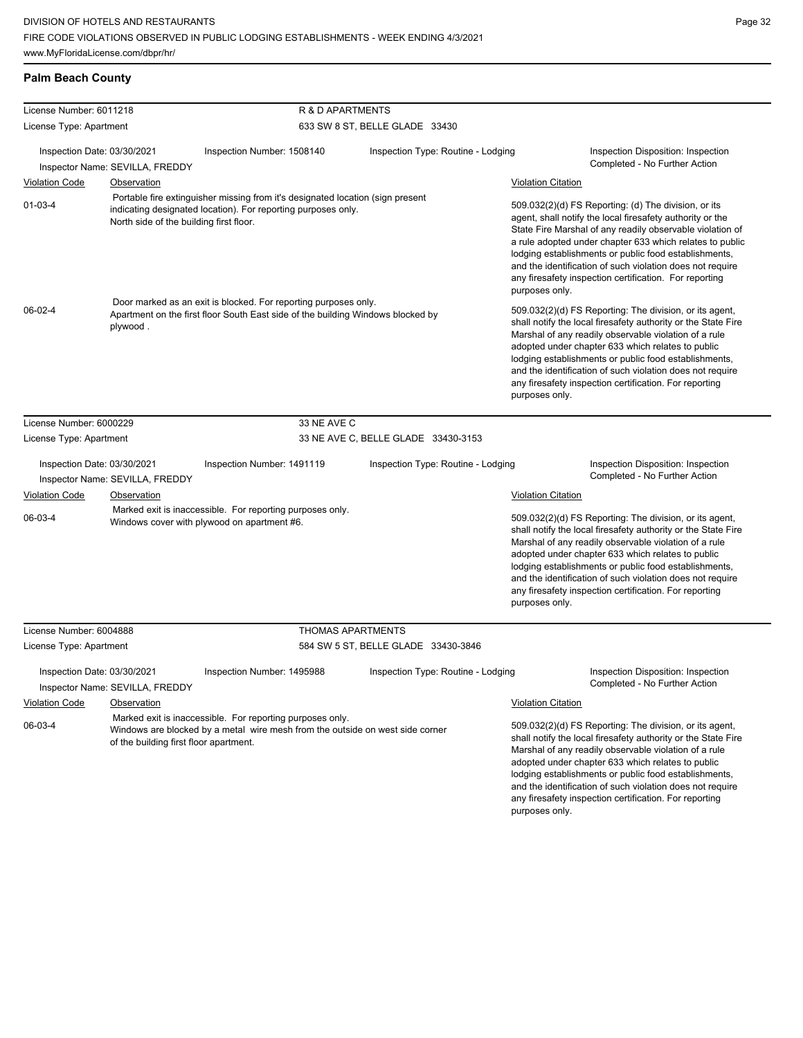## Palm Beach County

**License Number:** 6011218 — **R & D APARTMENTS**
**License Type:** Apartment — 633 SW 8 ST, BELLE GLADE 33430

Inspection Date: 03/30/2021 | Inspection Number: 1508140 | Inspection Type: Routine - Lodging | Inspection Disposition: Inspection Completed - No Further Action
Inspector Name: SEVILLA, FREDDY

| Violation Code | Observation | Violation Citation |
| --- | --- | --- |
| 01-03-4 | Portable fire extinguisher missing from it's designated location (sign present indicating designated location). For reporting purposes only. North side of the building first floor. | 509.032(2)(d) FS Reporting: (d) The division, or its agent, shall notify the local firesafety authority or the State Fire Marshal of any readily observable violation of a rule adopted under chapter 633 which relates to public lodging establishments or public food establishments, and the identification of such violation does not require any firesafety inspection certification. For reporting purposes only. |
| 06-02-4 | Door marked as an exit is blocked. For reporting purposes only. Apartment on the first floor South East side of the building Windows blocked by plywood . | 509.032(2)(d) FS Reporting: The division, or its agent, shall notify the local firesafety authority or the State Fire Marshal of any readily observable violation of a rule adopted under chapter 633 which relates to public lodging establishments or public food establishments, and the identification of such violation does not require any firesafety inspection certification. For reporting purposes only. |

**License Number:** 6000229 — **33 NE AVE C**
**License Type:** Apartment — 33 NE AVE C, BELLE GLADE 33430-3153

Inspection Date: 03/30/2021 | Inspection Number: 1491119 | Inspection Type: Routine - Lodging | Inspection Disposition: Inspection Completed - No Further Action
Inspector Name: SEVILLA, FREDDY

| Violation Code | Observation | Violation Citation |
| --- | --- | --- |
| 06-03-4 | Marked exit is inaccessible. For reporting purposes only. Windows cover with plywood on apartment #6. | 509.032(2)(d) FS Reporting: The division, or its agent, shall notify the local firesafety authority or the State Fire Marshal of any readily observable violation of a rule adopted under chapter 633 which relates to public lodging establishments or public food establishments, and the identification of such violation does not require any firesafety inspection certification. For reporting purposes only. |

**License Number:** 6004888 — **THOMAS APARTMENTS**
**License Type:** Apartment — 584 SW 5 ST, BELLE GLADE 33430-3846

Inspection Date: 03/30/2021 | Inspection Number: 1495988 | Inspection Type: Routine - Lodging | Inspection Disposition: Inspection Completed - No Further Action
Inspector Name: SEVILLA, FREDDY

| Violation Code | Observation | Violation Citation |
| --- | --- | --- |
| 06-03-4 | Marked exit is inaccessible. For reporting purposes only. Windows are blocked by a metal wire mesh from the outside on west side corner of the building first floor apartment. | 509.032(2)(d) FS Reporting: The division, or its agent, shall notify the local firesafety authority or the State Fire Marshal of any readily observable violation of a rule adopted under chapter 633 which relates to public lodging establishments or public food establishments, and the identification of such violation does not require any firesafety inspection certification. For reporting purposes only. |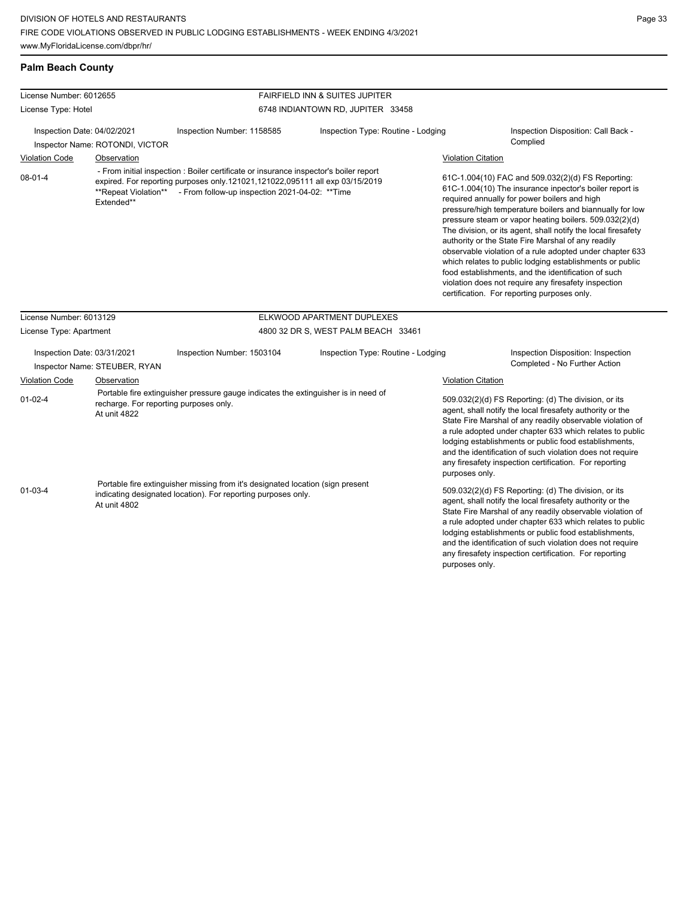**Palm Beach County**

| License Number: 6012655 | | FAIRFIELD INN & SUITES JUPITER | |
|---|---|---|---|
| License Type: Hotel | | 6748 INDIANTOWN RD, JUPITER 33458 | |
| Inspection Date: 04/02/2021<br>Inspector Name: ROTONDI, VICTOR | Inspection Number: 1158585 | Inspection Type: Routine - Lodging | Inspection Disposition: Call Back - Complied |

| Violation Code | Observation | Violation Citation |
|---|---|---|
| 08-01-4 | - From initial inspection : Boiler certificate or insurance inspector's boiler report expired. For reporting purposes only.121021,121022,095111 all exp 03/15/2019 **Repeat Violation** - From follow-up inspection 2021-04-02: **Time Extended** | 61C-1.004(10) FAC and 509.032(2)(d) FS Reporting: 61C-1.004(10) The insurance inpector's boiler report is required annually for power boilers and high pressure/high temperature boilers and biannually for low pressure steam or vapor heating boilers. 509.032(2)(d) The division, or its agent, shall notify the local firesafety authority or the State Fire Marshal of any readily observable violation of a rule adopted under chapter 633 which relates to public lodging establishments or public food establishments, and the identification of such violation does not require any firesafety inspection certification. For reporting purposes only. |

| License Number: 6013129 | | ELKWOOD APARTMENT DUPLEXES | |
|---|---|---|---|
| License Type: Apartment | | 4800 32 DR S, WEST PALM BEACH 33461 | |
| Inspection Date: 03/31/2021<br>Inspector Name: STEUBER, RYAN | Inspection Number: 1503104 | Inspection Type: Routine - Lodging | Inspection Disposition: Inspection Completed - No Further Action |

| Violation Code | Observation | Violation Citation |
|---|---|---|
| 01-02-4 | Portable fire extinguisher pressure gauge indicates the extinguisher is in need of recharge. For reporting purposes only. At unit 4822 | 509.032(2)(d) FS Reporting: (d) The division, or its agent, shall notify the local firesafety authority or the State Fire Marshal of any readily observable violation of a rule adopted under chapter 633 which relates to public lodging establishments or public food establishments, and the identification of such violation does not require any firesafety inspection certification. For reporting purposes only. |
| 01-03-4 | Portable fire extinguisher missing from it's designated location (sign present indicating designated location). For reporting purposes only. At unit 4802 | 509.032(2)(d) FS Reporting: (d) The division, or its agent, shall notify the local firesafety authority or the State Fire Marshal of any readily observable violation of a rule adopted under chapter 633 which relates to public lodging establishments or public food establishments, and the identification of such violation does not require any firesafety inspection certification. For reporting purposes only. |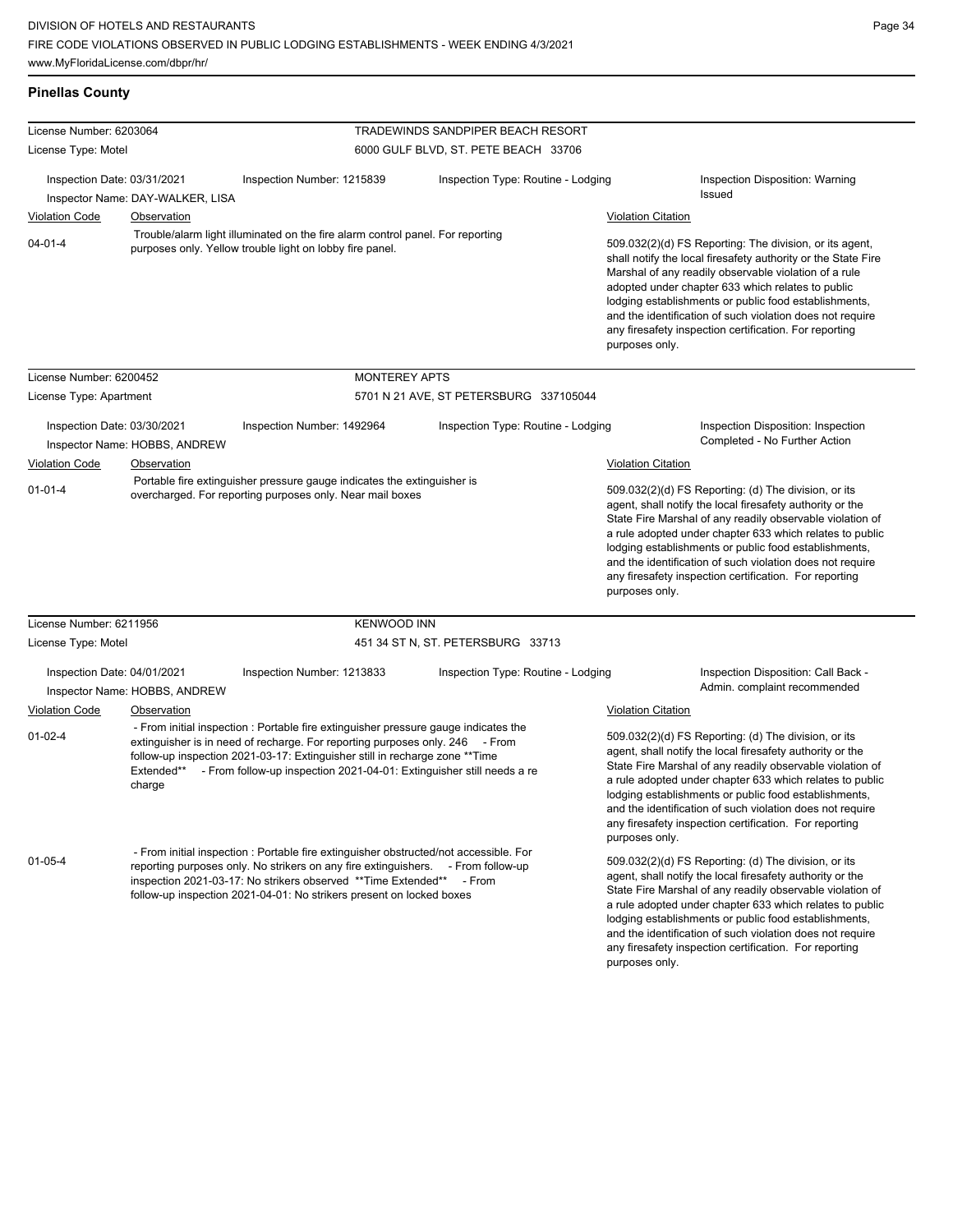DIVISION OF HOTELS AND RESTAURANTS
FIRE CODE VIOLATIONS OBSERVED IN PUBLIC LODGING ESTABLISHMENTS - WEEK ENDING 4/3/2021
www.MyFloridaLicense.com/dbpr/hr/

## Pinellas County

**License Number:** 6203064
**License Type:** Motel
**TRADEWINDS SANDPIPER BEACH RESORT**
6000 GULF BLVD, ST. PETE BEACH 33706

**Inspection Date:** 03/31/2021
**Inspector Name:** DAY-WALKER, LISA
**Inspection Number:** 1215839
**Inspection Type:** Routine - Lodging
**Inspection Disposition:** Warning Issued

| Violation Code | Observation | Violation Citation |
|---|---|---|
| 04-01-4 | Trouble/alarm light illuminated on the fire alarm control panel. For reporting purposes only. Yellow trouble light on lobby fire panel. | 509.032(2)(d) FS Reporting: The division, or its agent, shall notify the local firesafety authority or the State Fire Marshal of any readily observable violation of a rule adopted under chapter 633 which relates to public lodging establishments or public food establishments, and the identification of such violation does not require any firesafety inspection certification. For reporting purposes only. |

**License Number:** 6200452
**License Type:** Apartment
**MONTEREY APTS**
5701 N 21 AVE, ST PETERSBURG 337105044

**Inspection Date:** 03/30/2021
**Inspector Name:** HOBBS, ANDREW
**Inspection Number:** 1492964
**Inspection Type:** Routine - Lodging
**Inspection Disposition:** Inspection Completed - No Further Action

| Violation Code | Observation | Violation Citation |
|---|---|---|
| 01-01-4 | Portable fire extinguisher pressure gauge indicates the extinguisher is overcharged. For reporting purposes only. Near mail boxes | 509.032(2)(d) FS Reporting: (d) The division, or its agent, shall notify the local firesafety authority or the State Fire Marshal of any readily observable violation of a rule adopted under chapter 633 which relates to public lodging establishments or public food establishments, and the identification of such violation does not require any firesafety inspection certification. For reporting purposes only. |

**License Number:** 6211956
**License Type:** Motel
**KENWOOD INN**
451 34 ST N, ST. PETERSBURG 33713

**Inspection Date:** 04/01/2021
**Inspector Name:** HOBBS, ANDREW
**Inspection Number:** 1213833
**Inspection Type:** Routine - Lodging
**Inspection Disposition:** Call Back - Admin. complaint recommended

| Violation Code | Observation | Violation Citation |
|---|---|---|
| 01-02-4 | - From initial inspection : Portable fire extinguisher pressure gauge indicates the extinguisher is in need of recharge. For reporting purposes only. 246 - From follow-up inspection 2021-03-17: Extinguisher still in recharge zone **Time Extended** - From follow-up inspection 2021-04-01: Extinguisher still needs a re charge | 509.032(2)(d) FS Reporting: (d) The division, or its agent, shall notify the local firesafety authority or the State Fire Marshal of any readily observable violation of a rule adopted under chapter 633 which relates to public lodging establishments or public food establishments, and the identification of such violation does not require any firesafety inspection certification. For reporting purposes only. |
| 01-05-4 | - From initial inspection : Portable fire extinguisher obstructed/not accessible. For reporting purposes only. No strikers on any fire extinguishers. - From follow-up inspection 2021-03-17: No strikers observed **Time Extended** - From follow-up inspection 2021-04-01: No strikers present on locked boxes | 509.032(2)(d) FS Reporting: (d) The division, or its agent, shall notify the local firesafety authority or the State Fire Marshal of any readily observable violation of a rule adopted under chapter 633 which relates to public lodging establishments or public food establishments, and the identification of such violation does not require any firesafety inspection certification. For reporting purposes only. |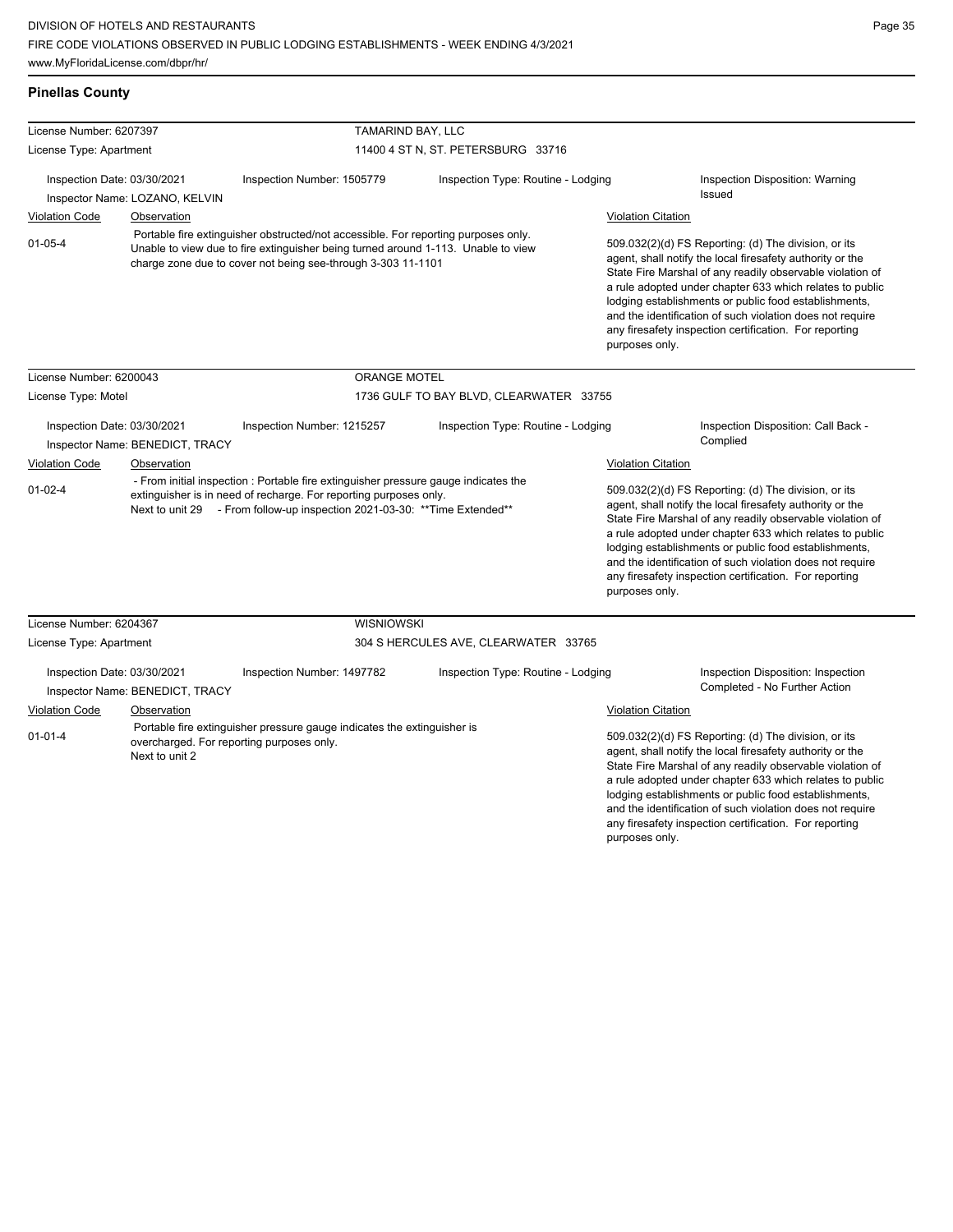DIVISION OF HOTELS AND RESTAURANTS
FIRE CODE VIOLATIONS OBSERVED IN PUBLIC LODGING ESTABLISHMENTS - WEEK ENDING 4/3/2021
www.MyFloridaLicense.com/dbpr/hr/

## Pinellas County

**License Number:** 6207397 — **TAMARIND BAY, LLC**
**License Type:** Apartment — 11400 4 ST N, ST. PETERSBURG 33716

Inspection Date: 03/30/2021 | Inspection Number: 1505779 | Inspection Type: Routine - Lodging | Inspection Disposition: Warning Issued
Inspector Name: LOZANO, KELVIN

| Violation Code | Observation | Violation Citation |
| --- | --- | --- |
| 01-05-4 | Portable fire extinguisher obstructed/not accessible. For reporting purposes only. Unable to view due to fire extinguisher being turned around 1-113. Unable to view charge zone due to cover not being see-through 3-303 11-1101 | 509.032(2)(d) FS Reporting: (d) The division, or its agent, shall notify the local firesafety authority or the State Fire Marshal of any readily observable violation of a rule adopted under chapter 633 which relates to public lodging establishments or public food establishments, and the identification of such violation does not require any firesafety inspection certification. For reporting purposes only. |

**License Number:** 6200043 — **ORANGE MOTEL**
**License Type:** Motel — 1736 GULF TO BAY BLVD, CLEARWATER 33755

Inspection Date: 03/30/2021 | Inspection Number: 1215257 | Inspection Type: Routine - Lodging | Inspection Disposition: Call Back - Complied
Inspector Name: BENEDICT, TRACY

| Violation Code | Observation | Violation Citation |
| --- | --- | --- |
| 01-02-4 | - From initial inspection : Portable fire extinguisher pressure gauge indicates the extinguisher is in need of recharge. For reporting purposes only. Next to unit 29 - From follow-up inspection 2021-03-30: **Time Extended** | 509.032(2)(d) FS Reporting: (d) The division, or its agent, shall notify the local firesafety authority or the State Fire Marshal of any readily observable violation of a rule adopted under chapter 633 which relates to public lodging establishments or public food establishments, and the identification of such violation does not require any firesafety inspection certification. For reporting purposes only. |

**License Number:** 6204367 — **WISNIOWSKI**
**License Type:** Apartment — 304 S HERCULES AVE, CLEARWATER 33765

Inspection Date: 03/30/2021 | Inspection Number: 1497782 | Inspection Type: Routine - Lodging | Inspection Disposition: Inspection Completed - No Further Action
Inspector Name: BENEDICT, TRACY

| Violation Code | Observation | Violation Citation |
| --- | --- | --- |
| 01-01-4 | Portable fire extinguisher pressure gauge indicates the extinguisher is overcharged. For reporting purposes only. Next to unit 2 | 509.032(2)(d) FS Reporting: (d) The division, or its agent, shall notify the local firesafety authority or the State Fire Marshal of any readily observable violation of a rule adopted under chapter 633 which relates to public lodging establishments or public food establishments, and the identification of such violation does not require any firesafety inspection certification. For reporting purposes only. |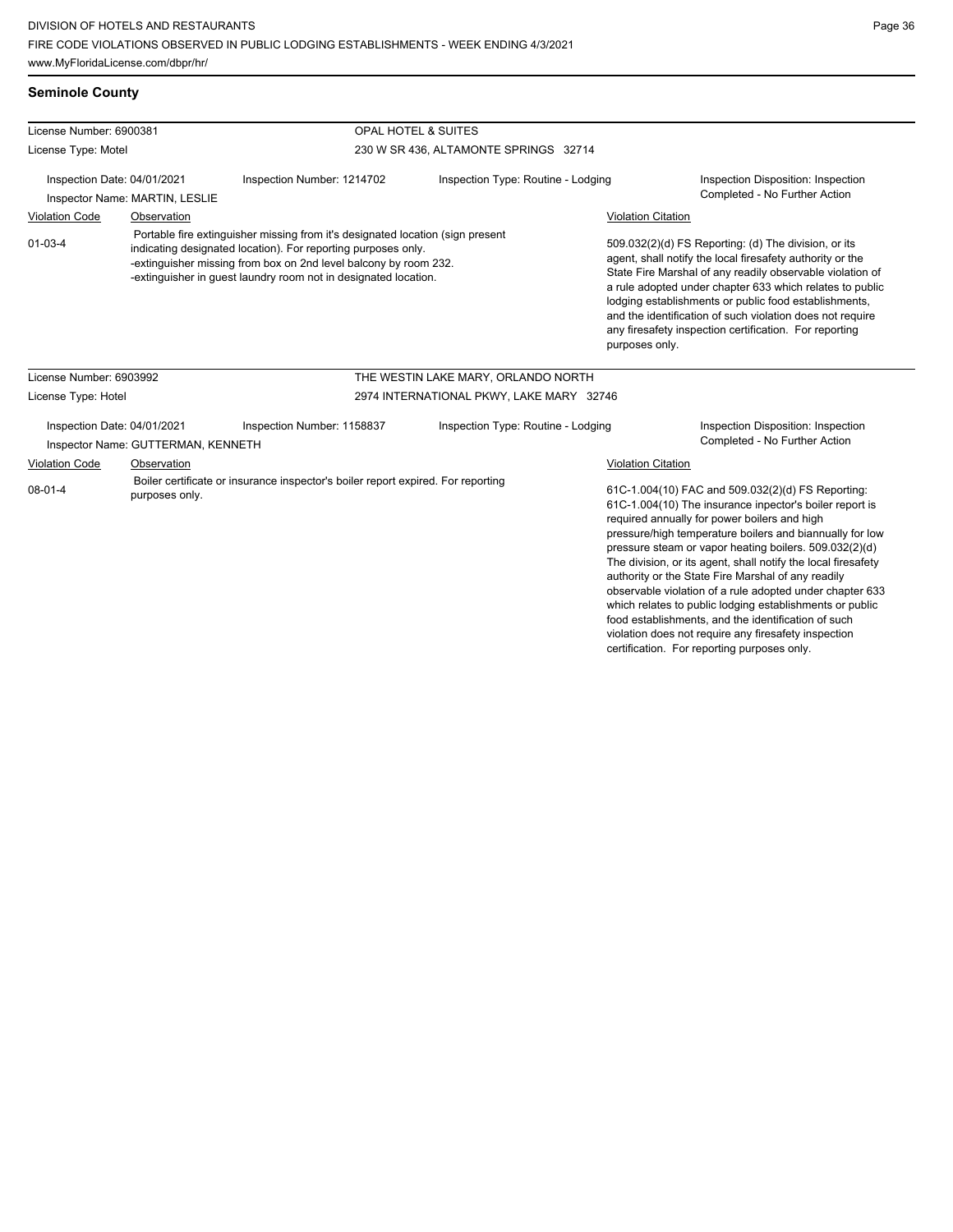## Seminole County

| License Number: 6900381 | | OPAL HOTEL & SUITES | |
|---|---|---|---|
| License Type: Motel | | 230 W SR 436, ALTAMONTE SPRINGS 32714 | |
| Inspection Date: 04/01/2021 | Inspection Number: 1214702 | Inspection Type: Routine - Lodging | Inspection Disposition: Inspection Completed - No Further Action |
| Inspector Name: MARTIN, LESLIE | | | |

| Violation Code | Observation | Violation Citation |
|---|---|---|
| 01-03-4 | Portable fire extinguisher missing from it's designated location (sign present indicating designated location). For reporting purposes only.<br>-extinguisher missing from box on 2nd level balcony by room 232.<br>-extinguisher in guest laundry room not in designated location. | 509.032(2)(d) FS Reporting: (d) The division, or its agent, shall notify the local firesafety authority or the State Fire Marshal of any readily observable violation of a rule adopted under chapter 633 which relates to public lodging establishments or public food establishments, and the identification of such violation does not require any firesafety inspection certification. For reporting purposes only. |

| License Number: 6903992 | | THE WESTIN LAKE MARY, ORLANDO NORTH | |
|---|---|---|---|
| License Type: Hotel | | 2974 INTERNATIONAL PKWY, LAKE MARY 32746 | |
| Inspection Date: 04/01/2021 | Inspection Number: 1158837 | Inspection Type: Routine - Lodging | Inspection Disposition: Inspection Completed - No Further Action |
| Inspector Name: GUTTERMAN, KENNETH | | | |

| Violation Code | Observation | Violation Citation |
|---|---|---|
| 08-01-4 | Boiler certificate or insurance inspector's boiler report expired. For reporting purposes only. | 61C-1.004(10) FAC and 509.032(2)(d) FS Reporting: 61C-1.004(10) The insurance inpector's boiler report is required annually for power boilers and high pressure/high temperature boilers and biannually for low pressure steam or vapor heating boilers. 509.032(2)(d) The division, or its agent, shall notify the local firesafety authority or the State Fire Marshal of any readily observable violation of a rule adopted under chapter 633 which relates to public lodging establishments or public food establishments, and the identification of such violation does not require any firesafety inspection certification. For reporting purposes only. |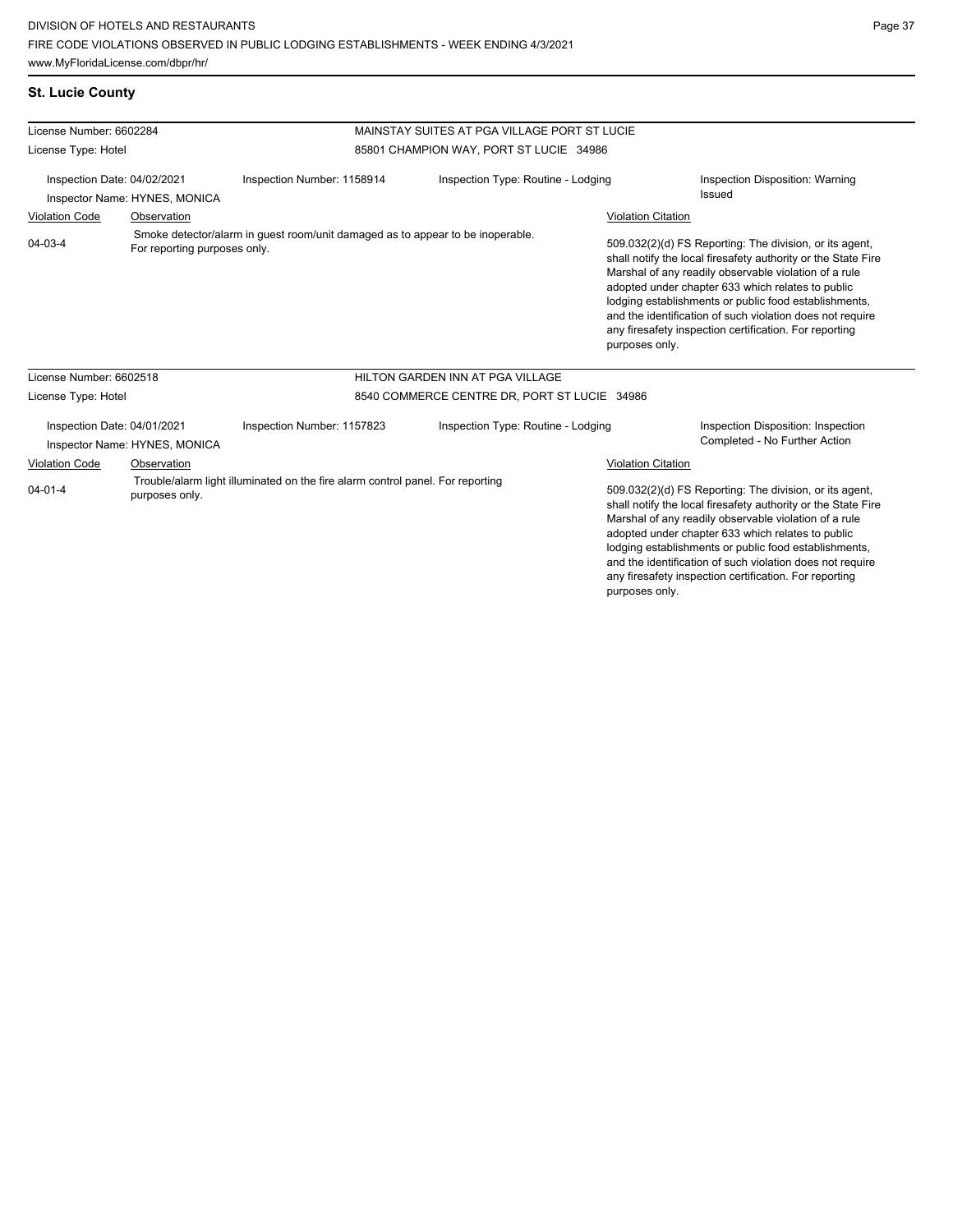## St. Lucie County

| License Number: 6602284 | | MAINSTAY SUITES AT PGA VILLAGE PORT ST LUCIE | |
|---|---|---|---|
| License Type: Hotel | | 85801 CHAMPION WAY, PORT ST LUCIE 34986 | |
| Inspection Date: 04/02/2021<br>Inspector Name: HYNES, MONICA | Inspection Number: 1158914 | Inspection Type: Routine - Lodging | Inspection Disposition: Warning Issued |
| **Violation Code** | **Observation** | | **Violation Citation** |
| 04-03-4 | Smoke detector/alarm in guest room/unit damaged as to appear to be inoperable. For reporting purposes only. | | 509.032(2)(d) FS Reporting: The division, or its agent, shall notify the local firesafety authority or the State Fire Marshal of any readily observable violation of a rule adopted under chapter 633 which relates to public lodging establishments or public food establishments, and the identification of such violation does not require any firesafety inspection certification. For reporting purposes only. |

| License Number: 6602518 | | HILTON GARDEN INN AT PGA VILLAGE | |
|---|---|---|---|
| License Type: Hotel | | 8540 COMMERCE CENTRE DR, PORT ST LUCIE 34986 | |
| Inspection Date: 04/01/2021<br>Inspector Name: HYNES, MONICA | Inspection Number: 1157823 | Inspection Type: Routine - Lodging | Inspection Disposition: Inspection Completed - No Further Action |
| **Violation Code** | **Observation** | | **Violation Citation** |
| 04-01-4 | Trouble/alarm light illuminated on the fire alarm control panel. For reporting purposes only. | | 509.032(2)(d) FS Reporting: The division, or its agent, shall notify the local firesafety authority or the State Fire Marshal of any readily observable violation of a rule adopted under chapter 633 which relates to public lodging establishments or public food establishments, and the identification of such violation does not require any firesafety inspection certification. For reporting purposes only. |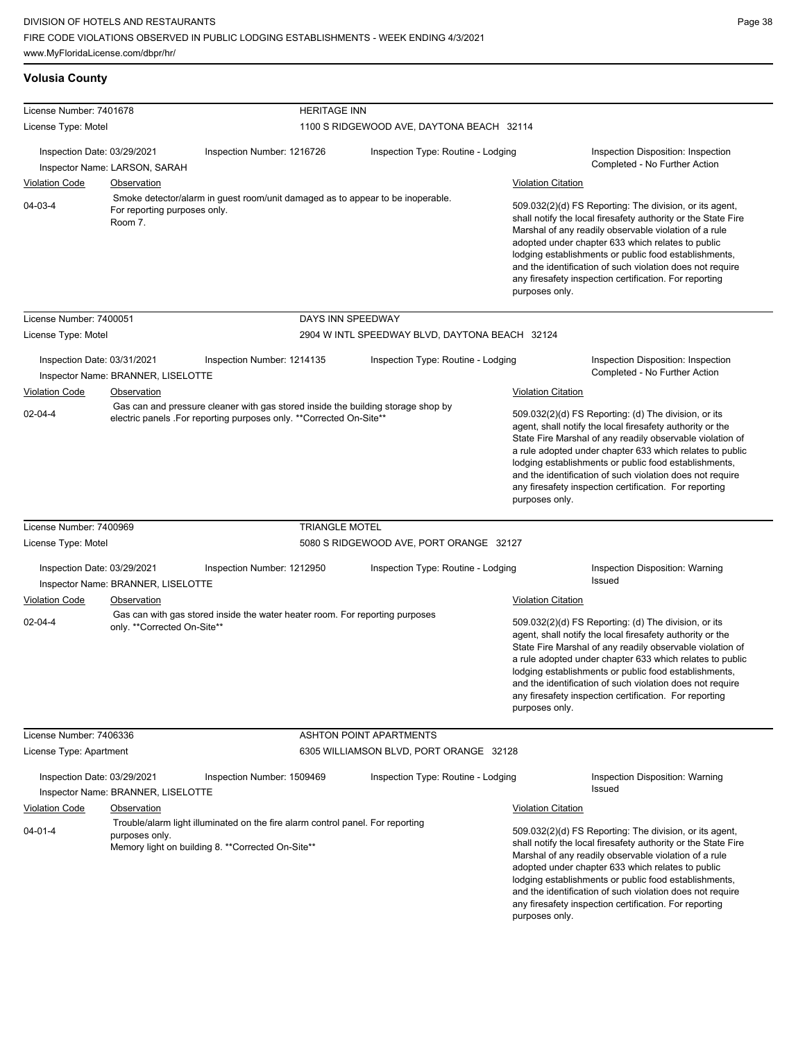## Volusia County

**License Number:** 7401678 — **HERITAGE INN**
**License Type:** Motel — 1100 S RIDGEWOOD AVE, DAYTONA BEACH 32114

Inspection Date: 03/29/2021 | Inspection Number: 1216726 | Inspection Type: Routine - Lodging | Inspection Disposition: Inspection Completed - No Further Action
Inspector Name: LARSON, SARAH

| Violation Code | Observation | Violation Citation |
| --- | --- | --- |
| 04-03-4 | Smoke detector/alarm in guest room/unit damaged as to appear to be inoperable. For reporting purposes only. Room 7. | 509.032(2)(d) FS Reporting: The division, or its agent, shall notify the local firesafety authority or the State Fire Marshal of any readily observable violation of a rule adopted under chapter 633 which relates to public lodging establishments or public food establishments, and the identification of such violation does not require any firesafety inspection certification. For reporting purposes only. |

**License Number:** 7400051 — **DAYS INN SPEEDWAY**
**License Type:** Motel — 2904 W INTL SPEEDWAY BLVD, DAYTONA BEACH 32124

Inspection Date: 03/31/2021 | Inspection Number: 1214135 | Inspection Type: Routine - Lodging | Inspection Disposition: Inspection Completed - No Further Action
Inspector Name: BRANNER, LISELOTTE

| Violation Code | Observation | Violation Citation |
| --- | --- | --- |
| 02-04-4 | Gas can and pressure cleaner with gas stored inside the building storage shop by electric panels .For reporting purposes only. **Corrected On-Site** | 509.032(2)(d) FS Reporting: (d) The division, or its agent, shall notify the local firesafety authority or the State Fire Marshal of any readily observable violation of a rule adopted under chapter 633 which relates to public lodging establishments or public food establishments, and the identification of such violation does not require any firesafety inspection certification. For reporting purposes only. |

**License Number:** 7400969 — **TRIANGLE MOTEL**
**License Type:** Motel — 5080 S RIDGEWOOD AVE, PORT ORANGE 32127

Inspection Date: 03/29/2021 | Inspection Number: 1212950 | Inspection Type: Routine - Lodging | Inspection Disposition: Warning Issued
Inspector Name: BRANNER, LISELOTTE

| Violation Code | Observation | Violation Citation |
| --- | --- | --- |
| 02-04-4 | Gas can with gas stored inside the water heater room. For reporting purposes only. **Corrected On-Site** | 509.032(2)(d) FS Reporting: (d) The division, or its agent, shall notify the local firesafety authority or the State Fire Marshal of any readily observable violation of a rule adopted under chapter 633 which relates to public lodging establishments or public food establishments, and the identification of such violation does not require any firesafety inspection certification. For reporting purposes only. |

**License Number:** 7406336 — **ASHTON POINT APARTMENTS**
**License Type:** Apartment — 6305 WILLIAMSON BLVD, PORT ORANGE 32128

Inspection Date: 03/29/2021 | Inspection Number: 1509469 | Inspection Type: Routine - Lodging | Inspection Disposition: Warning Issued
Inspector Name: BRANNER, LISELOTTE

| Violation Code | Observation | Violation Citation |
| --- | --- | --- |
| 04-01-4 | Trouble/alarm light illuminated on the fire alarm control panel. For reporting purposes only. Memory light on building 8. **Corrected On-Site** | 509.032(2)(d) FS Reporting: The division, or its agent, shall notify the local firesafety authority or the State Fire Marshal of any readily observable violation of a rule adopted under chapter 633 which relates to public lodging establishments or public food establishments, and the identification of such violation does not require any firesafety inspection certification. For reporting purposes only. |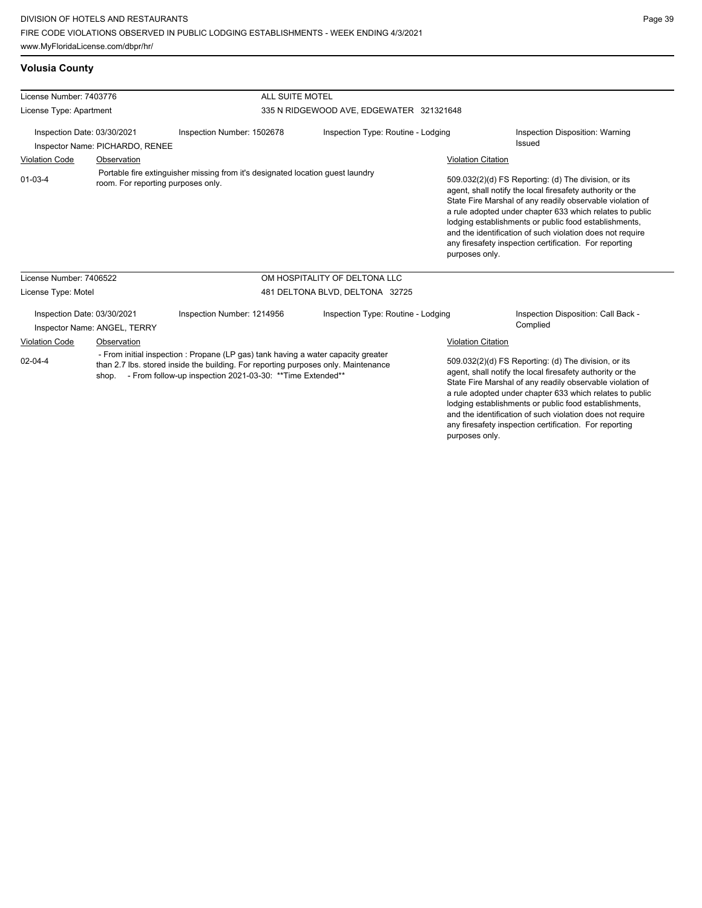## Volusia County

**License Number:** 7403776 — **ALL SUITE MOTEL**
**License Type:** Apartment — 335 N RIDGEWOOD AVE, EDGEWATER 321321648

Inspection Date: 03/30/2021 | Inspection Number: 1502678 | Inspection Type: Routine - Lodging | Inspection Disposition: Warning Issued
Inspector Name: PICHARDO, RENEE

| Violation Code | Observation | Violation Citation |
|---|---|---|
| 01-03-4 | Portable fire extinguisher missing from it's designated location guest laundry room. For reporting purposes only. | 509.032(2)(d) FS Reporting: (d) The division, or its agent, shall notify the local firesafety authority or the State Fire Marshal of any readily observable violation of a rule adopted under chapter 633 which relates to public lodging establishments or public food establishments, and the identification of such violation does not require any firesafety inspection certification. For reporting purposes only. |

**License Number:** 7406522 — **OM HOSPITALITY OF DELTONA LLC**
**License Type:** Motel — 481 DELTONA BLVD, DELTONA 32725

Inspection Date: 03/30/2021 | Inspection Number: 1214956 | Inspection Type: Routine - Lodging | Inspection Disposition: Call Back - Complied
Inspector Name: ANGEL, TERRY

| Violation Code | Observation | Violation Citation |
|---|---|---|
| 02-04-4 | - From initial inspection : Propane (LP gas) tank having a water capacity greater than 2.7 lbs. stored inside the building. For reporting purposes only. Maintenance shop. - From follow-up inspection 2021-03-30: **Time Extended** | 509.032(2)(d) FS Reporting: (d) The division, or its agent, shall notify the local firesafety authority or the State Fire Marshal of any readily observable violation of a rule adopted under chapter 633 which relates to public lodging establishments or public food establishments, and the identification of such violation does not require any firesafety inspection certification. For reporting purposes only. |